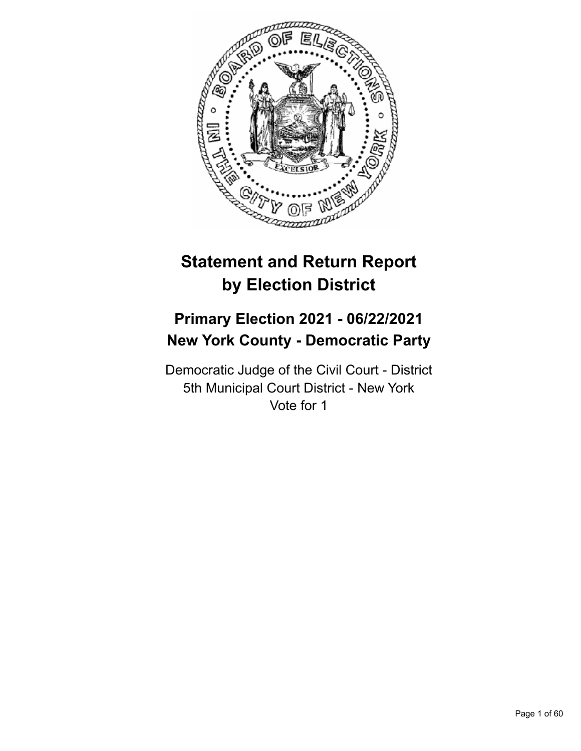# Statement and Return Report by Election District

## Primary Election 2021 - 06/22/2021
## New York County - Democratic Party

Democratic Judge of the Civil Court - District
5th Municipal Court District - New York
Vote for 1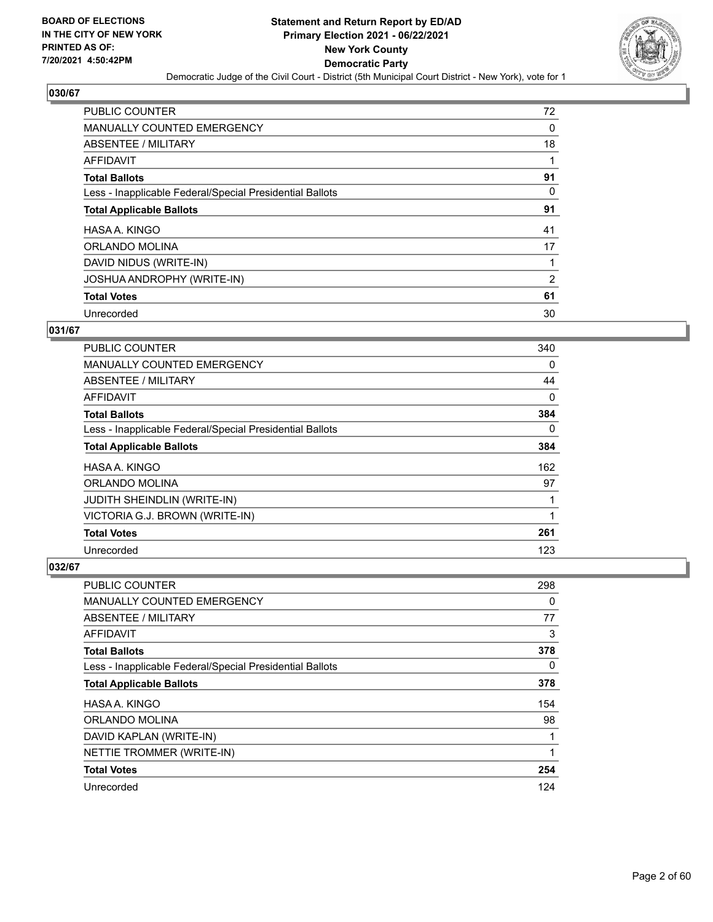## 030/67

| | |
|---|---|
| PUBLIC COUNTER | 72 |
| MANUALLY COUNTED EMERGENCY | 0 |
| ABSENTEE / MILITARY | 18 |
| AFFIDAVIT | 1 |
| **Total Ballots** | **91** |
| Less - Inapplicable Federal/Special Presidential Ballots | 0 |
| **Total Applicable Ballots** | **91** |
| HASA A. KINGO | 41 |
| ORLANDO MOLINA | 17 |
| DAVID NIDUS (WRITE-IN) | 1 |
| JOSHUA ANDROPHY (WRITE-IN) | 2 |
| **Total Votes** | **61** |
| Unrecorded | 30 |

## 031/67

| | |
|---|---|
| PUBLIC COUNTER | 340 |
| MANUALLY COUNTED EMERGENCY | 0 |
| ABSENTEE / MILITARY | 44 |
| AFFIDAVIT | 0 |
| **Total Ballots** | **384** |
| Less - Inapplicable Federal/Special Presidential Ballots | 0 |
| **Total Applicable Ballots** | **384** |
| HASA A. KINGO | 162 |
| ORLANDO MOLINA | 97 |
| JUDITH SHEINDLIN (WRITE-IN) | 1 |
| VICTORIA G.J. BROWN (WRITE-IN) | 1 |
| **Total Votes** | **261** |
| Unrecorded | 123 |

## 032/67

| | |
|---|---|
| PUBLIC COUNTER | 298 |
| MANUALLY COUNTED EMERGENCY | 0 |
| ABSENTEE / MILITARY | 77 |
| AFFIDAVIT | 3 |
| **Total Ballots** | **378** |
| Less - Inapplicable Federal/Special Presidential Ballots | 0 |
| **Total Applicable Ballots** | **378** |
| HASA A. KINGO | 154 |
| ORLANDO MOLINA | 98 |
| DAVID KAPLAN (WRITE-IN) | 1 |
| NETTIE TROMMER (WRITE-IN) | 1 |
| **Total Votes** | **254** |
| Unrecorded | 124 |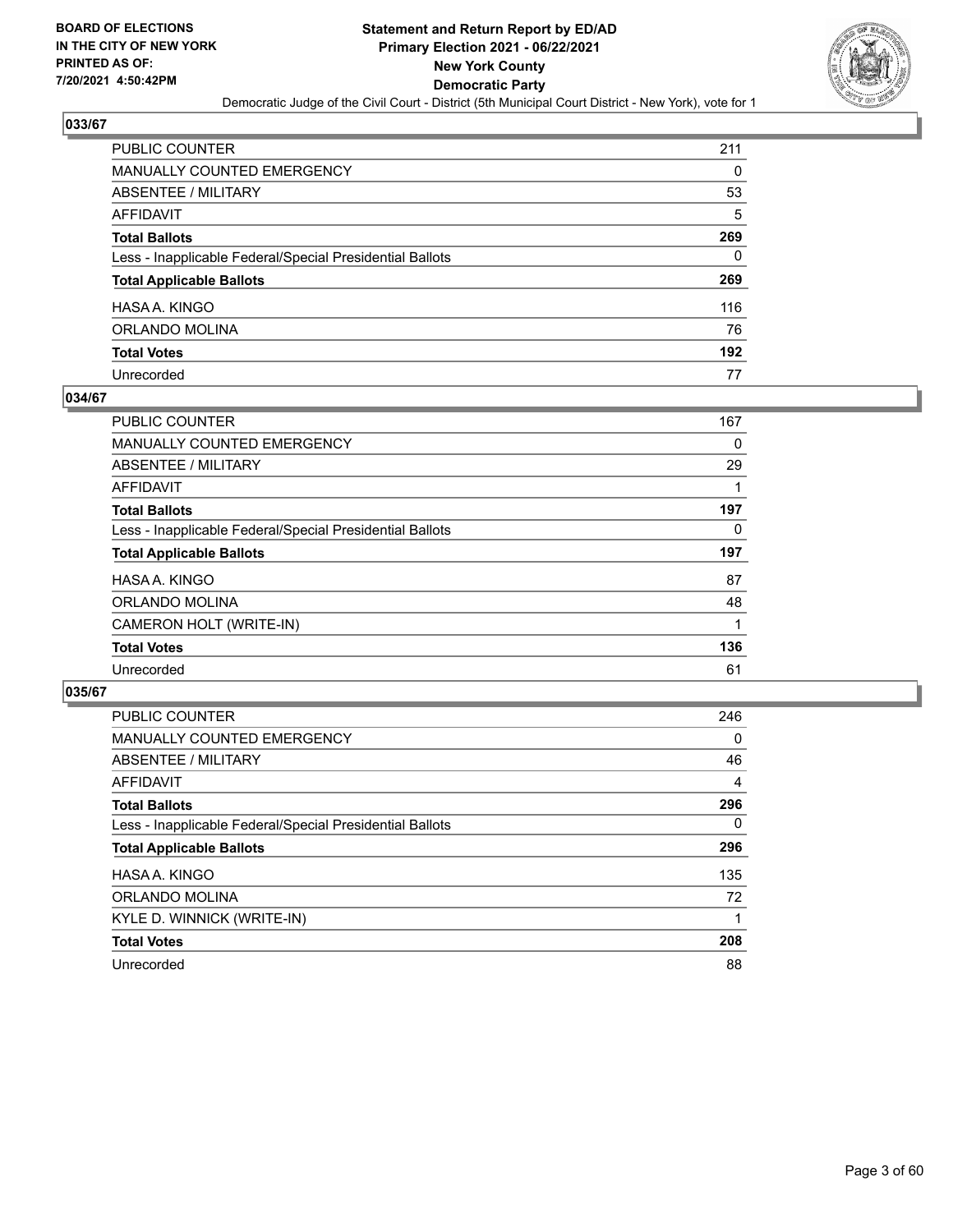## 033/67

| | |
|---|---|
| PUBLIC COUNTER | 211 |
| MANUALLY COUNTED EMERGENCY | 0 |
| ABSENTEE / MILITARY | 53 |
| AFFIDAVIT | 5 |
| **Total Ballots** | **269** |
| Less - Inapplicable Federal/Special Presidential Ballots | 0 |
| **Total Applicable Ballots** | **269** |
| HASA A. KINGO | 116 |
| ORLANDO MOLINA | 76 |
| **Total Votes** | **192** |
| Unrecorded | 77 |

## 034/67

| | |
|---|---|
| PUBLIC COUNTER | 167 |
| MANUALLY COUNTED EMERGENCY | 0 |
| ABSENTEE / MILITARY | 29 |
| AFFIDAVIT | 1 |
| **Total Ballots** | **197** |
| Less - Inapplicable Federal/Special Presidential Ballots | 0 |
| **Total Applicable Ballots** | **197** |
| HASA A. KINGO | 87 |
| ORLANDO MOLINA | 48 |
| CAMERON HOLT (WRITE-IN) | 1 |
| **Total Votes** | **136** |
| Unrecorded | 61 |

## 035/67

| | |
|---|---|
| PUBLIC COUNTER | 246 |
| MANUALLY COUNTED EMERGENCY | 0 |
| ABSENTEE / MILITARY | 46 |
| AFFIDAVIT | 4 |
| **Total Ballots** | **296** |
| Less - Inapplicable Federal/Special Presidential Ballots | 0 |
| **Total Applicable Ballots** | **296** |
| HASA A. KINGO | 135 |
| ORLANDO MOLINA | 72 |
| KYLE D. WINNICK (WRITE-IN) | 1 |
| **Total Votes** | **208** |
| Unrecorded | 88 |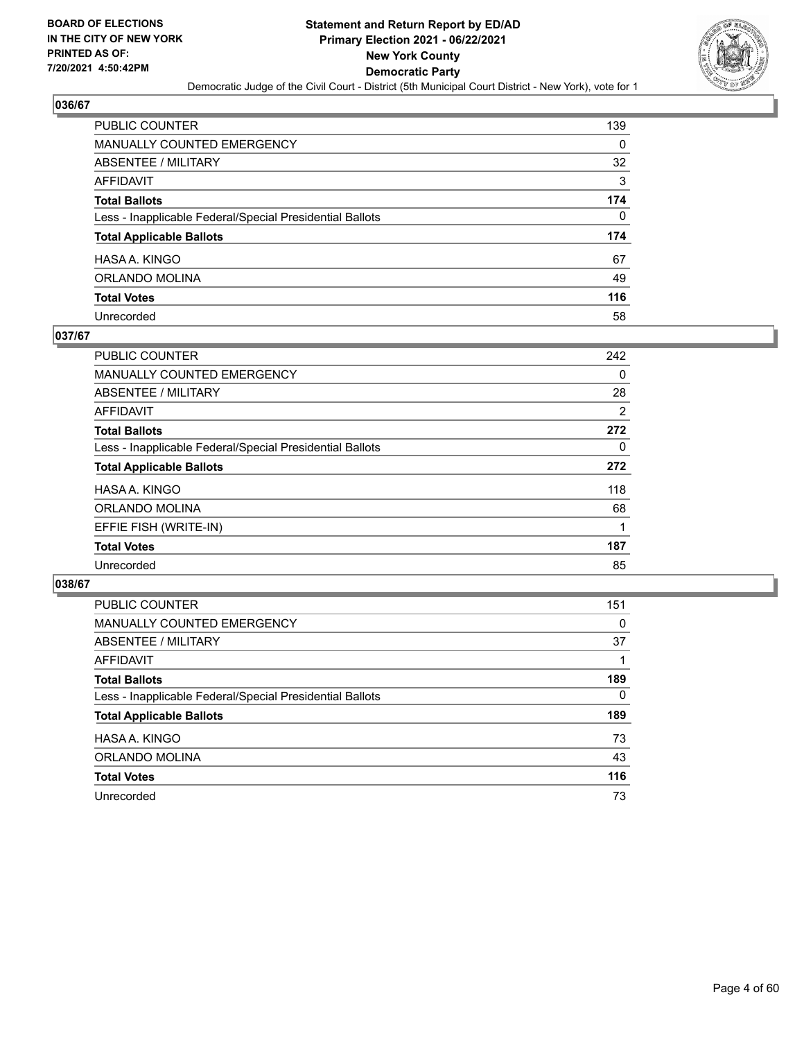## 036/67

| | |
|---|---|
| PUBLIC COUNTER | 139 |
| MANUALLY COUNTED EMERGENCY | 0 |
| ABSENTEE / MILITARY | 32 |
| AFFIDAVIT | 3 |
| **Total Ballots** | **174** |
| Less - Inapplicable Federal/Special Presidential Ballots | 0 |
| **Total Applicable Ballots** | **174** |
| HASA A. KINGO | 67 |
| ORLANDO MOLINA | 49 |
| **Total Votes** | **116** |
| Unrecorded | 58 |

## 037/67

| | |
|---|---|
| PUBLIC COUNTER | 242 |
| MANUALLY COUNTED EMERGENCY | 0 |
| ABSENTEE / MILITARY | 28 |
| AFFIDAVIT | 2 |
| **Total Ballots** | **272** |
| Less - Inapplicable Federal/Special Presidential Ballots | 0 |
| **Total Applicable Ballots** | **272** |
| HASA A. KINGO | 118 |
| ORLANDO MOLINA | 68 |
| EFFIE FISH (WRITE-IN) | 1 |
| **Total Votes** | **187** |
| Unrecorded | 85 |

## 038/67

| | |
|---|---|
| PUBLIC COUNTER | 151 |
| MANUALLY COUNTED EMERGENCY | 0 |
| ABSENTEE / MILITARY | 37 |
| AFFIDAVIT | 1 |
| **Total Ballots** | **189** |
| Less - Inapplicable Federal/Special Presidential Ballots | 0 |
| **Total Applicable Ballots** | **189** |
| HASA A. KINGO | 73 |
| ORLANDO MOLINA | 43 |
| **Total Votes** | **116** |
| Unrecorded | 73 |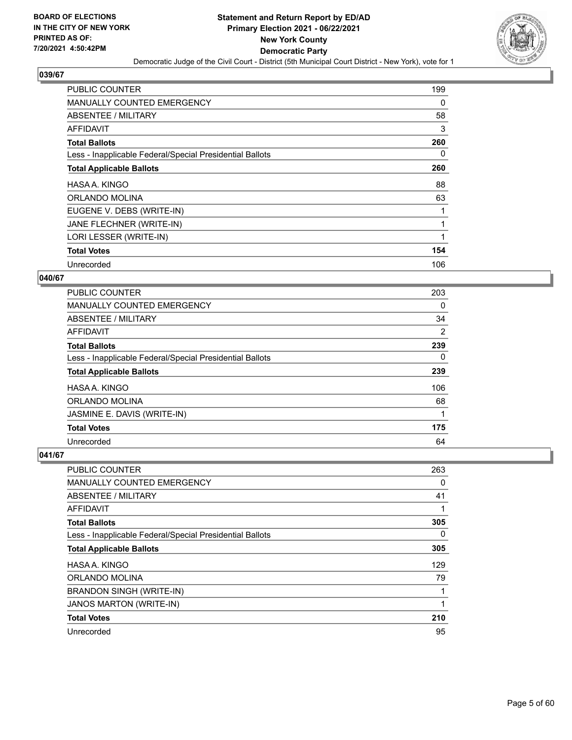## 039/67

| | |
|---|---|
| PUBLIC COUNTER | 199 |
| MANUALLY COUNTED EMERGENCY | 0 |
| ABSENTEE / MILITARY | 58 |
| AFFIDAVIT | 3 |
| **Total Ballots** | **260** |
| Less - Inapplicable Federal/Special Presidential Ballots | 0 |
| **Total Applicable Ballots** | **260** |
| HASA A. KINGO | 88 |
| ORLANDO MOLINA | 63 |
| EUGENE V. DEBS (WRITE-IN) | 1 |
| JANE FLECHNER (WRITE-IN) | 1 |
| LORI LESSER (WRITE-IN) | 1 |
| **Total Votes** | **154** |
| Unrecorded | 106 |

## 040/67

| | |
|---|---|
| PUBLIC COUNTER | 203 |
| MANUALLY COUNTED EMERGENCY | 0 |
| ABSENTEE / MILITARY | 34 |
| AFFIDAVIT | 2 |
| **Total Ballots** | **239** |
| Less - Inapplicable Federal/Special Presidential Ballots | 0 |
| **Total Applicable Ballots** | **239** |
| HASA A. KINGO | 106 |
| ORLANDO MOLINA | 68 |
| JASMINE E. DAVIS (WRITE-IN) | 1 |
| **Total Votes** | **175** |
| Unrecorded | 64 |

## 041/67

| | |
|---|---|
| PUBLIC COUNTER | 263 |
| MANUALLY COUNTED EMERGENCY | 0 |
| ABSENTEE / MILITARY | 41 |
| AFFIDAVIT | 1 |
| **Total Ballots** | **305** |
| Less - Inapplicable Federal/Special Presidential Ballots | 0 |
| **Total Applicable Ballots** | **305** |
| HASA A. KINGO | 129 |
| ORLANDO MOLINA | 79 |
| BRANDON SINGH (WRITE-IN) | 1 |
| JANOS MARTON (WRITE-IN) | 1 |
| **Total Votes** | **210** |
| Unrecorded | 95 |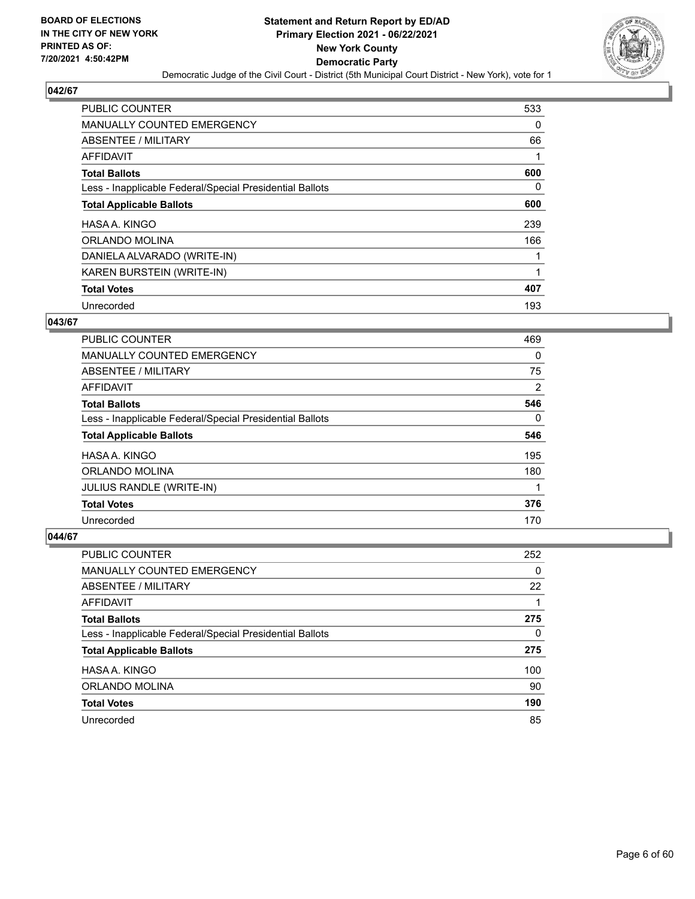## 042/67

| | |
|---|---|
| PUBLIC COUNTER | 533 |
| MANUALLY COUNTED EMERGENCY | 0 |
| ABSENTEE / MILITARY | 66 |
| AFFIDAVIT | 1 |
| **Total Ballots** | **600** |
| Less - Inapplicable Federal/Special Presidential Ballots | 0 |
| **Total Applicable Ballots** | **600** |
| HASA A. KINGO | 239 |
| ORLANDO MOLINA | 166 |
| DANIELA ALVARADO (WRITE-IN) | 1 |
| KAREN BURSTEIN (WRITE-IN) | 1 |
| **Total Votes** | **407** |
| Unrecorded | 193 |

## 043/67

| | |
|---|---|
| PUBLIC COUNTER | 469 |
| MANUALLY COUNTED EMERGENCY | 0 |
| ABSENTEE / MILITARY | 75 |
| AFFIDAVIT | 2 |
| **Total Ballots** | **546** |
| Less - Inapplicable Federal/Special Presidential Ballots | 0 |
| **Total Applicable Ballots** | **546** |
| HASA A. KINGO | 195 |
| ORLANDO MOLINA | 180 |
| JULIUS RANDLE (WRITE-IN) | 1 |
| **Total Votes** | **376** |
| Unrecorded | 170 |

## 044/67

| | |
|---|---|
| PUBLIC COUNTER | 252 |
| MANUALLY COUNTED EMERGENCY | 0 |
| ABSENTEE / MILITARY | 22 |
| AFFIDAVIT | 1 |
| **Total Ballots** | **275** |
| Less - Inapplicable Federal/Special Presidential Ballots | 0 |
| **Total Applicable Ballots** | **275** |
| HASA A. KINGO | 100 |
| ORLANDO MOLINA | 90 |
| **Total Votes** | **190** |
| Unrecorded | 85 |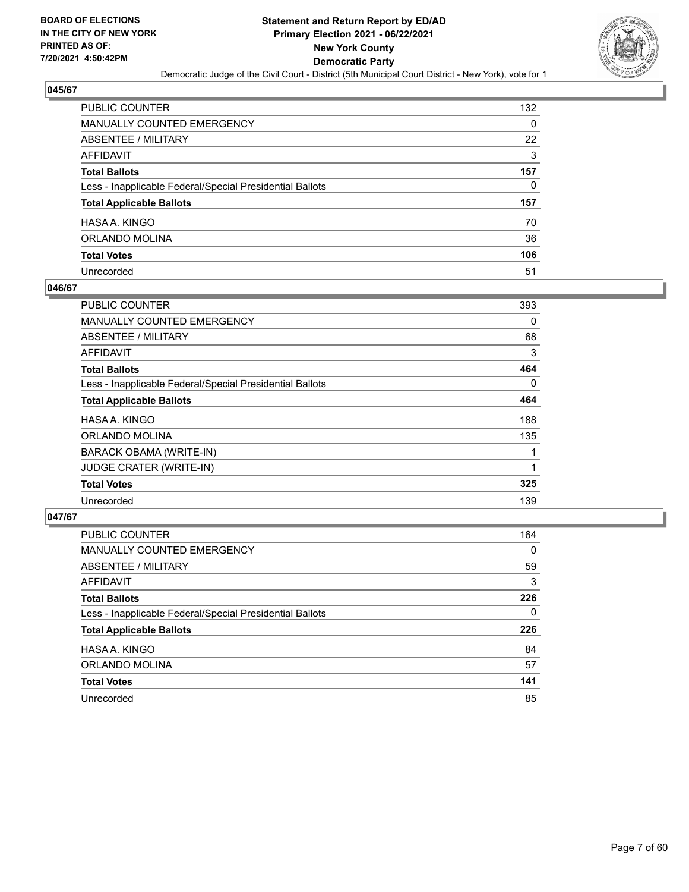## 045/67

| | |
|---|---|
| PUBLIC COUNTER | 132 |
| MANUALLY COUNTED EMERGENCY | 0 |
| ABSENTEE / MILITARY | 22 |
| AFFIDAVIT | 3 |
| **Total Ballots** | **157** |
| Less - Inapplicable Federal/Special Presidential Ballots | 0 |
| **Total Applicable Ballots** | **157** |
| HASA A. KINGO | 70 |
| ORLANDO MOLINA | 36 |
| **Total Votes** | **106** |
| Unrecorded | 51 |

## 046/67

| | |
|---|---|
| PUBLIC COUNTER | 393 |
| MANUALLY COUNTED EMERGENCY | 0 |
| ABSENTEE / MILITARY | 68 |
| AFFIDAVIT | 3 |
| **Total Ballots** | **464** |
| Less - Inapplicable Federal/Special Presidential Ballots | 0 |
| **Total Applicable Ballots** | **464** |
| HASA A. KINGO | 188 |
| ORLANDO MOLINA | 135 |
| BARACK OBAMA (WRITE-IN) | 1 |
| JUDGE CRATER (WRITE-IN) | 1 |
| **Total Votes** | **325** |
| Unrecorded | 139 |

## 047/67

| | |
|---|---|
| PUBLIC COUNTER | 164 |
| MANUALLY COUNTED EMERGENCY | 0 |
| ABSENTEE / MILITARY | 59 |
| AFFIDAVIT | 3 |
| **Total Ballots** | **226** |
| Less - Inapplicable Federal/Special Presidential Ballots | 0 |
| **Total Applicable Ballots** | **226** |
| HASA A. KINGO | 84 |
| ORLANDO MOLINA | 57 |
| **Total Votes** | **141** |
| Unrecorded | 85 |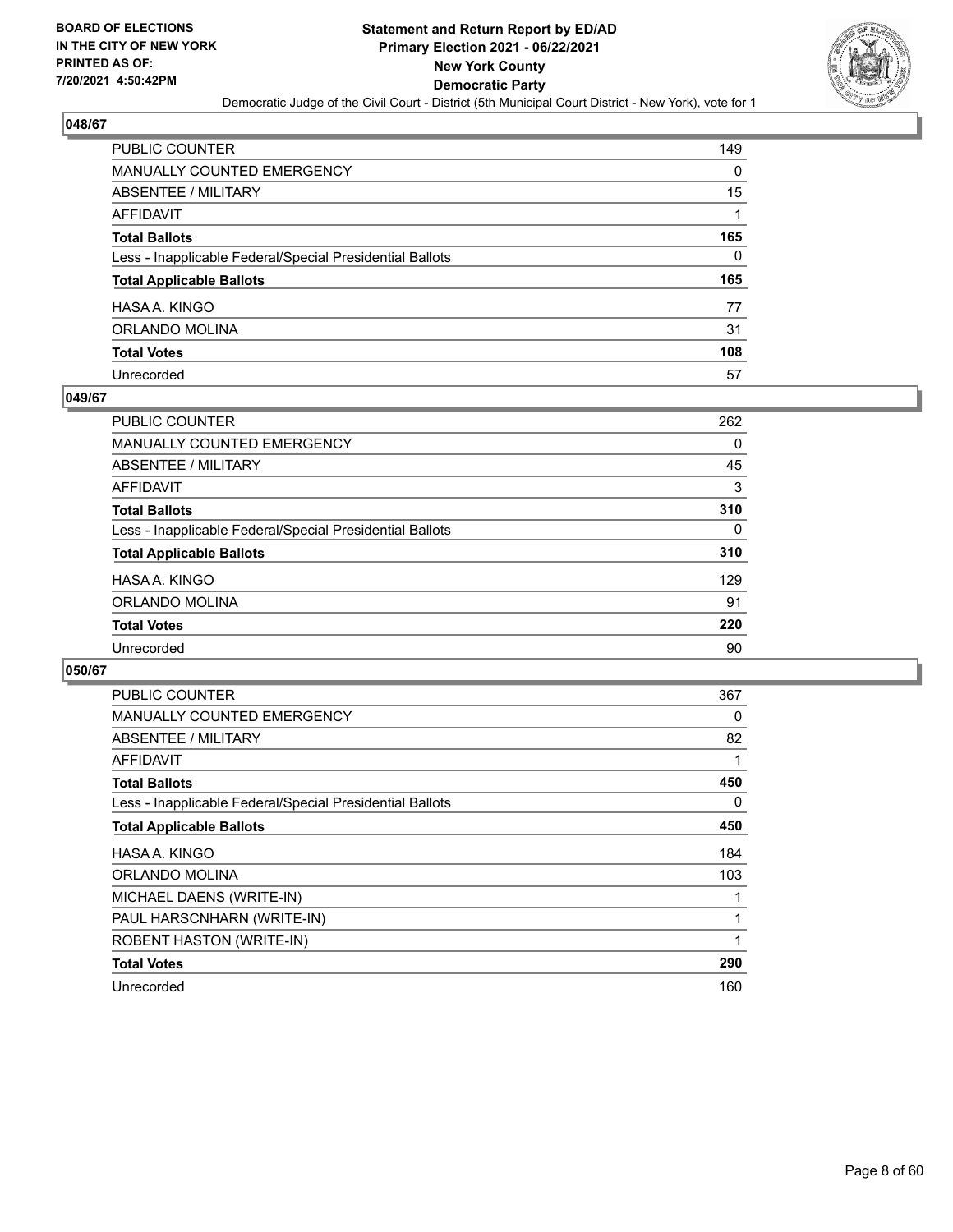**BOARD OF ELECTIONS IN THE CITY OF NEW YORK PRINTED AS OF: 7/20/2021 4:50:42PM**

**Statement and Return Report by ED/AD Primary Election 2021 - 06/22/2021 New York County Democratic Party**

Democratic Judge of the Civil Court - District (5th Municipal Court District - New York), vote for 1

## 048/67

| | |
|---|---|
| PUBLIC COUNTER | 149 |
| MANUALLY COUNTED EMERGENCY | 0 |
| ABSENTEE / MILITARY | 15 |
| AFFIDAVIT | 1 |
| **Total Ballots** | **165** |
| Less - Inapplicable Federal/Special Presidential Ballots | 0 |
| **Total Applicable Ballots** | **165** |
| HASA A. KINGO | 77 |
| ORLANDO MOLINA | 31 |
| **Total Votes** | **108** |
| Unrecorded | 57 |

## 049/67

| | |
|---|---|
| PUBLIC COUNTER | 262 |
| MANUALLY COUNTED EMERGENCY | 0 |
| ABSENTEE / MILITARY | 45 |
| AFFIDAVIT | 3 |
| **Total Ballots** | **310** |
| Less - Inapplicable Federal/Special Presidential Ballots | 0 |
| **Total Applicable Ballots** | **310** |
| HASA A. KINGO | 129 |
| ORLANDO MOLINA | 91 |
| **Total Votes** | **220** |
| Unrecorded | 90 |

## 050/67

| | |
|---|---|
| PUBLIC COUNTER | 367 |
| MANUALLY COUNTED EMERGENCY | 0 |
| ABSENTEE / MILITARY | 82 |
| AFFIDAVIT | 1 |
| **Total Ballots** | **450** |
| Less - Inapplicable Federal/Special Presidential Ballots | 0 |
| **Total Applicable Ballots** | **450** |
| HASA A. KINGO | 184 |
| ORLANDO MOLINA | 103 |
| MICHAEL DAENS (WRITE-IN) | 1 |
| PAUL HARSCNHARN (WRITE-IN) | 1 |
| ROBENT HASTON (WRITE-IN) | 1 |
| **Total Votes** | **290** |
| Unrecorded | 160 |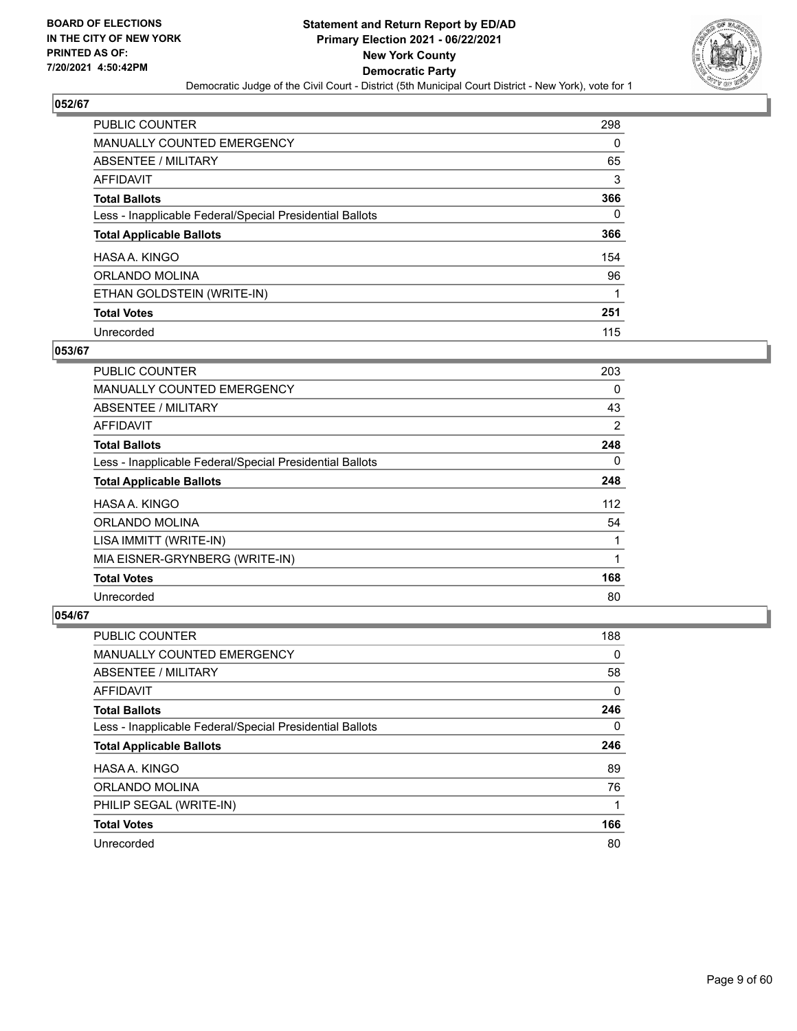## 052/67

| | |
|---|---|
| PUBLIC COUNTER | 298 |
| MANUALLY COUNTED EMERGENCY | 0 |
| ABSENTEE / MILITARY | 65 |
| AFFIDAVIT | 3 |
| **Total Ballots** | **366** |
| Less - Inapplicable Federal/Special Presidential Ballots | 0 |
| **Total Applicable Ballots** | **366** |
| HASA A. KINGO | 154 |
| ORLANDO MOLINA | 96 |
| ETHAN GOLDSTEIN (WRITE-IN) | 1 |
| **Total Votes** | **251** |
| Unrecorded | 115 |

## 053/67

| | |
|---|---|
| PUBLIC COUNTER | 203 |
| MANUALLY COUNTED EMERGENCY | 0 |
| ABSENTEE / MILITARY | 43 |
| AFFIDAVIT | 2 |
| **Total Ballots** | **248** |
| Less - Inapplicable Federal/Special Presidential Ballots | 0 |
| **Total Applicable Ballots** | **248** |
| HASA A. KINGO | 112 |
| ORLANDO MOLINA | 54 |
| LISA IMMITT (WRITE-IN) | 1 |
| MIA EISNER-GRYNBERG (WRITE-IN) | 1 |
| **Total Votes** | **168** |
| Unrecorded | 80 |

## 054/67

| | |
|---|---|
| PUBLIC COUNTER | 188 |
| MANUALLY COUNTED EMERGENCY | 0 |
| ABSENTEE / MILITARY | 58 |
| AFFIDAVIT | 0 |
| **Total Ballots** | **246** |
| Less - Inapplicable Federal/Special Presidential Ballots | 0 |
| **Total Applicable Ballots** | **246** |
| HASA A. KINGO | 89 |
| ORLANDO MOLINA | 76 |
| PHILIP SEGAL (WRITE-IN) | 1 |
| **Total Votes** | **166** |
| Unrecorded | 80 |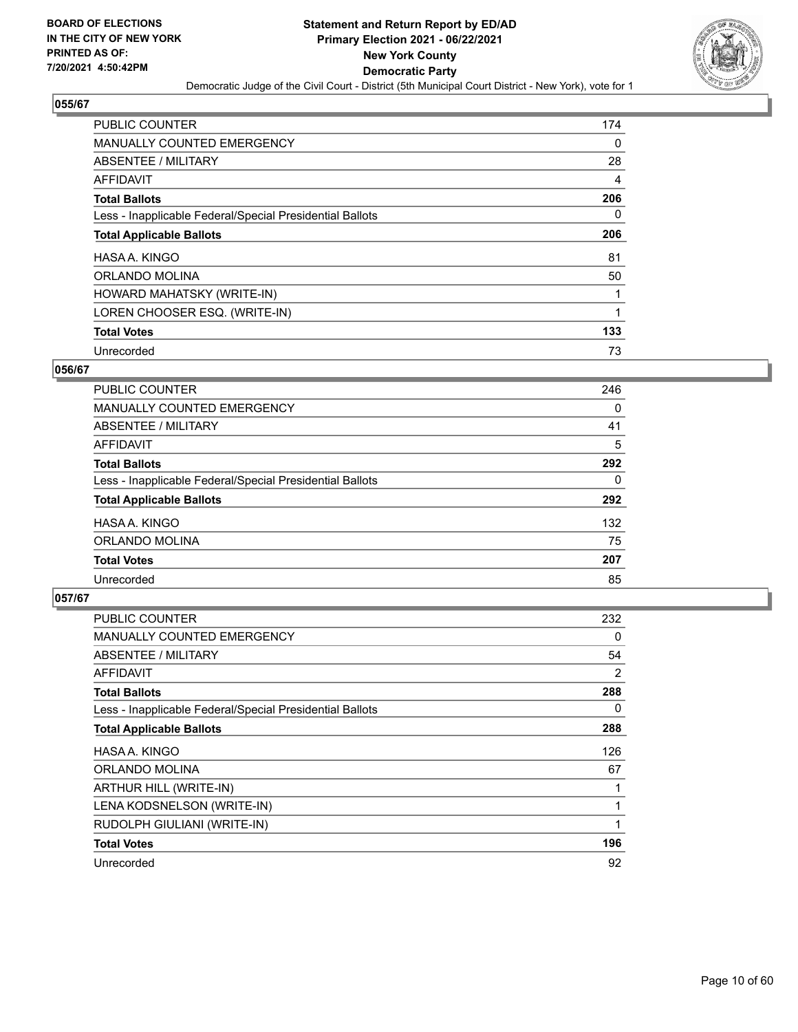**BOARD OF ELECTIONS IN THE CITY OF NEW YORK PRINTED AS OF: 7/20/2021 4:50:42PM**

**Statement and Return Report by ED/AD Primary Election 2021 - 06/22/2021 New York County Democratic Party**

Democratic Judge of the Civil Court - District (5th Municipal Court District - New York), vote for 1

## 055/67

| | |
|---|---|
| PUBLIC COUNTER | 174 |
| MANUALLY COUNTED EMERGENCY | 0 |
| ABSENTEE / MILITARY | 28 |
| AFFIDAVIT | 4 |
| **Total Ballots** | **206** |
| Less - Inapplicable Federal/Special Presidential Ballots | 0 |
| **Total Applicable Ballots** | **206** |
| HASA A. KINGO | 81 |
| ORLANDO MOLINA | 50 |
| HOWARD MAHATSKY (WRITE-IN) | 1 |
| LOREN CHOOSER ESQ. (WRITE-IN) | 1 |
| **Total Votes** | **133** |
| Unrecorded | 73 |

## 056/67

| | |
|---|---|
| PUBLIC COUNTER | 246 |
| MANUALLY COUNTED EMERGENCY | 0 |
| ABSENTEE / MILITARY | 41 |
| AFFIDAVIT | 5 |
| **Total Ballots** | **292** |
| Less - Inapplicable Federal/Special Presidential Ballots | 0 |
| **Total Applicable Ballots** | **292** |
| HASA A. KINGO | 132 |
| ORLANDO MOLINA | 75 |
| **Total Votes** | **207** |
| Unrecorded | 85 |

## 057/67

| | |
|---|---|
| PUBLIC COUNTER | 232 |
| MANUALLY COUNTED EMERGENCY | 0 |
| ABSENTEE / MILITARY | 54 |
| AFFIDAVIT | 2 |
| **Total Ballots** | **288** |
| Less - Inapplicable Federal/Special Presidential Ballots | 0 |
| **Total Applicable Ballots** | **288** |
| HASA A. KINGO | 126 |
| ORLANDO MOLINA | 67 |
| ARTHUR HILL (WRITE-IN) | 1 |
| LENA KODSNELSON (WRITE-IN) | 1 |
| RUDOLPH GIULIANI (WRITE-IN) | 1 |
| **Total Votes** | **196** |
| Unrecorded | 92 |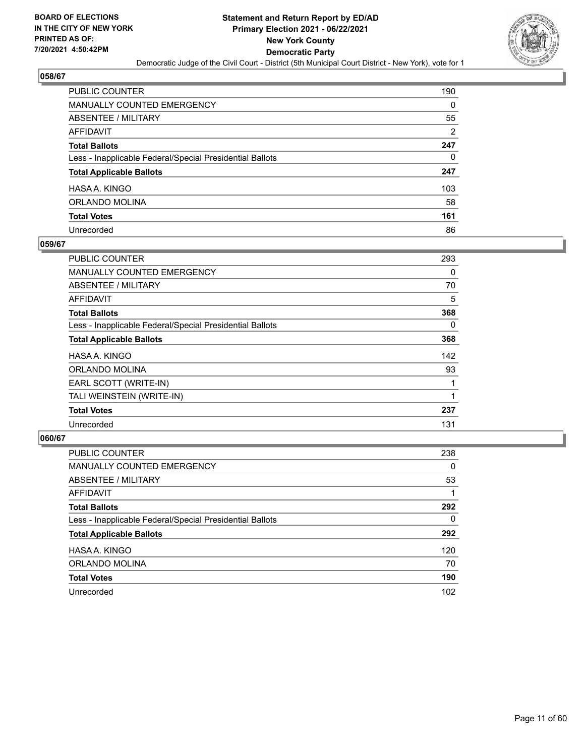BOARD OF ELECTIONS
IN THE CITY OF NEW YORK
PRINTED AS OF:
7/20/2021 4:50:42PM

**Statement and Return Report by ED/AD**
**Primary Election 2021 - 06/22/2021**
**New York County**
**Democratic Party**
Democratic Judge of the Civil Court - District (5th Municipal Court District - New York), vote for 1

### 058/67

| | |
|---|---|
| PUBLIC COUNTER | 190 |
| MANUALLY COUNTED EMERGENCY | 0 |
| ABSENTEE / MILITARY | 55 |
| AFFIDAVIT | 2 |
| **Total Ballots** | **247** |
| Less - Inapplicable Federal/Special Presidential Ballots | 0 |
| **Total Applicable Ballots** | **247** |
| HASA A. KINGO | 103 |
| ORLANDO MOLINA | 58 |
| **Total Votes** | **161** |
| Unrecorded | 86 |

### 059/67

| | |
|---|---|
| PUBLIC COUNTER | 293 |
| MANUALLY COUNTED EMERGENCY | 0 |
| ABSENTEE / MILITARY | 70 |
| AFFIDAVIT | 5 |
| **Total Ballots** | **368** |
| Less - Inapplicable Federal/Special Presidential Ballots | 0 |
| **Total Applicable Ballots** | **368** |
| HASA A. KINGO | 142 |
| ORLANDO MOLINA | 93 |
| EARL SCOTT (WRITE-IN) | 1 |
| TALI WEINSTEIN (WRITE-IN) | 1 |
| **Total Votes** | **237** |
| Unrecorded | 131 |

### 060/67

| | |
|---|---|
| PUBLIC COUNTER | 238 |
| MANUALLY COUNTED EMERGENCY | 0 |
| ABSENTEE / MILITARY | 53 |
| AFFIDAVIT | 1 |
| **Total Ballots** | **292** |
| Less - Inapplicable Federal/Special Presidential Ballots | 0 |
| **Total Applicable Ballots** | **292** |
| HASA A. KINGO | 120 |
| ORLANDO MOLINA | 70 |
| **Total Votes** | **190** |
| Unrecorded | 102 |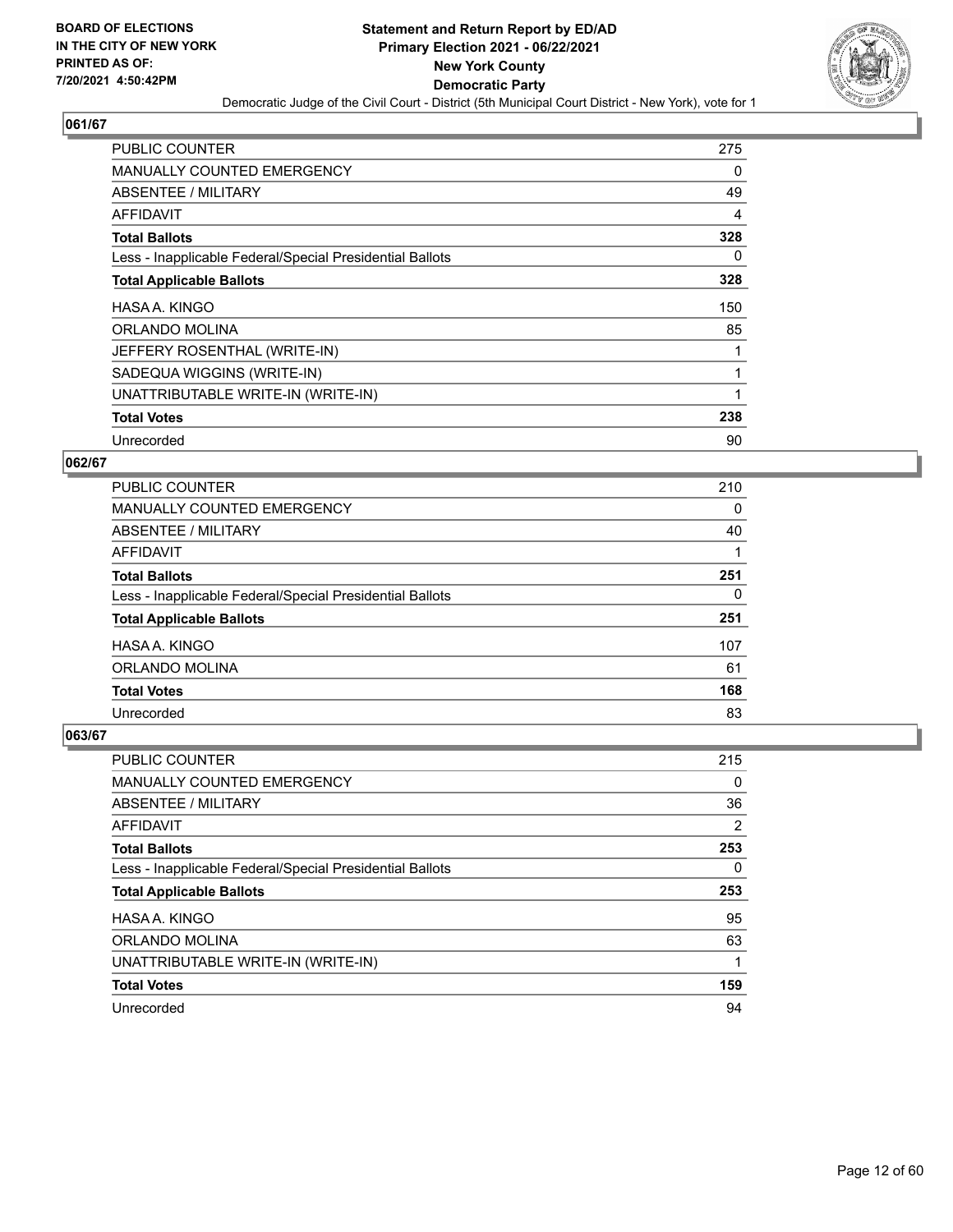**Statement and Return Report by ED/AD**
**Primary Election 2021 - 06/22/2021**
**New York County**
**Democratic Party**
Democratic Judge of the Civil Court - District (5th Municipal Court District - New York), vote for 1

BOARD OF ELECTIONS IN THE CITY OF NEW YORK PRINTED AS OF: 7/20/2021 4:50:42PM

## 061/67

| | |
|---|---|
| PUBLIC COUNTER | 275 |
| MANUALLY COUNTED EMERGENCY | 0 |
| ABSENTEE / MILITARY | 49 |
| AFFIDAVIT | 4 |
| **Total Ballots** | **328** |
| Less - Inapplicable Federal/Special Presidential Ballots | 0 |
| **Total Applicable Ballots** | **328** |
| HASA A. KINGO | 150 |
| ORLANDO MOLINA | 85 |
| JEFFERY ROSENTHAL (WRITE-IN) | 1 |
| SADEQUA WIGGINS (WRITE-IN) | 1 |
| UNATTRIBUTABLE WRITE-IN (WRITE-IN) | 1 |
| **Total Votes** | **238** |
| Unrecorded | 90 |

## 062/67

| | |
|---|---|
| PUBLIC COUNTER | 210 |
| MANUALLY COUNTED EMERGENCY | 0 |
| ABSENTEE / MILITARY | 40 |
| AFFIDAVIT | 1 |
| **Total Ballots** | **251** |
| Less - Inapplicable Federal/Special Presidential Ballots | 0 |
| **Total Applicable Ballots** | **251** |
| HASA A. KINGO | 107 |
| ORLANDO MOLINA | 61 |
| **Total Votes** | **168** |
| Unrecorded | 83 |

## 063/67

| | |
|---|---|
| PUBLIC COUNTER | 215 |
| MANUALLY COUNTED EMERGENCY | 0 |
| ABSENTEE / MILITARY | 36 |
| AFFIDAVIT | 2 |
| **Total Ballots** | **253** |
| Less - Inapplicable Federal/Special Presidential Ballots | 0 |
| **Total Applicable Ballots** | **253** |
| HASA A. KINGO | 95 |
| ORLANDO MOLINA | 63 |
| UNATTRIBUTABLE WRITE-IN (WRITE-IN) | 1 |
| **Total Votes** | **159** |
| Unrecorded | 94 |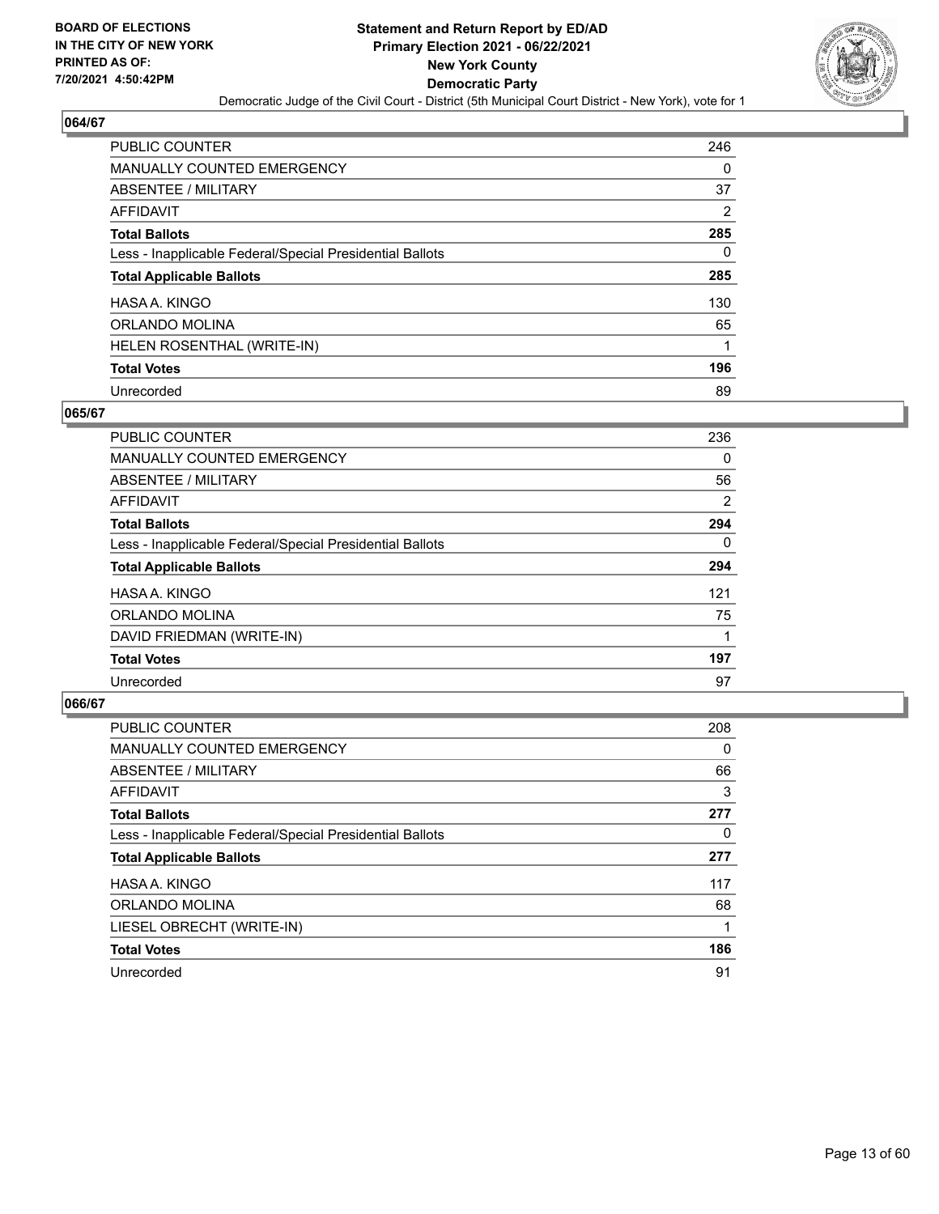**BOARD OF ELECTIONS IN THE CITY OF NEW YORK PRINTED AS OF: 7/20/2021 4:50:42PM**

**Statement and Return Report by ED/AD Primary Election 2021 - 06/22/2021 New York County Democratic Party**

Democratic Judge of the Civil Court - District (5th Municipal Court District - New York), vote for 1

## 064/67

| | |
|---|---|
| PUBLIC COUNTER | 246 |
| MANUALLY COUNTED EMERGENCY | 0 |
| ABSENTEE / MILITARY | 37 |
| AFFIDAVIT | 2 |
| **Total Ballots** | **285** |
| Less - Inapplicable Federal/Special Presidential Ballots | 0 |
| **Total Applicable Ballots** | **285** |
| HASA A. KINGO | 130 |
| ORLANDO MOLINA | 65 |
| HELEN ROSENTHAL (WRITE-IN) | 1 |
| **Total Votes** | **196** |
| Unrecorded | 89 |

## 065/67

| | |
|---|---|
| PUBLIC COUNTER | 236 |
| MANUALLY COUNTED EMERGENCY | 0 |
| ABSENTEE / MILITARY | 56 |
| AFFIDAVIT | 2 |
| **Total Ballots** | **294** |
| Less - Inapplicable Federal/Special Presidential Ballots | 0 |
| **Total Applicable Ballots** | **294** |
| HASA A. KINGO | 121 |
| ORLANDO MOLINA | 75 |
| DAVID FRIEDMAN (WRITE-IN) | 1 |
| **Total Votes** | **197** |
| Unrecorded | 97 |

## 066/67

| | |
|---|---|
| PUBLIC COUNTER | 208 |
| MANUALLY COUNTED EMERGENCY | 0 |
| ABSENTEE / MILITARY | 66 |
| AFFIDAVIT | 3 |
| **Total Ballots** | **277** |
| Less - Inapplicable Federal/Special Presidential Ballots | 0 |
| **Total Applicable Ballots** | **277** |
| HASA A. KINGO | 117 |
| ORLANDO MOLINA | 68 |
| LIESEL OBRECHT (WRITE-IN) | 1 |
| **Total Votes** | **186** |
| Unrecorded | 91 |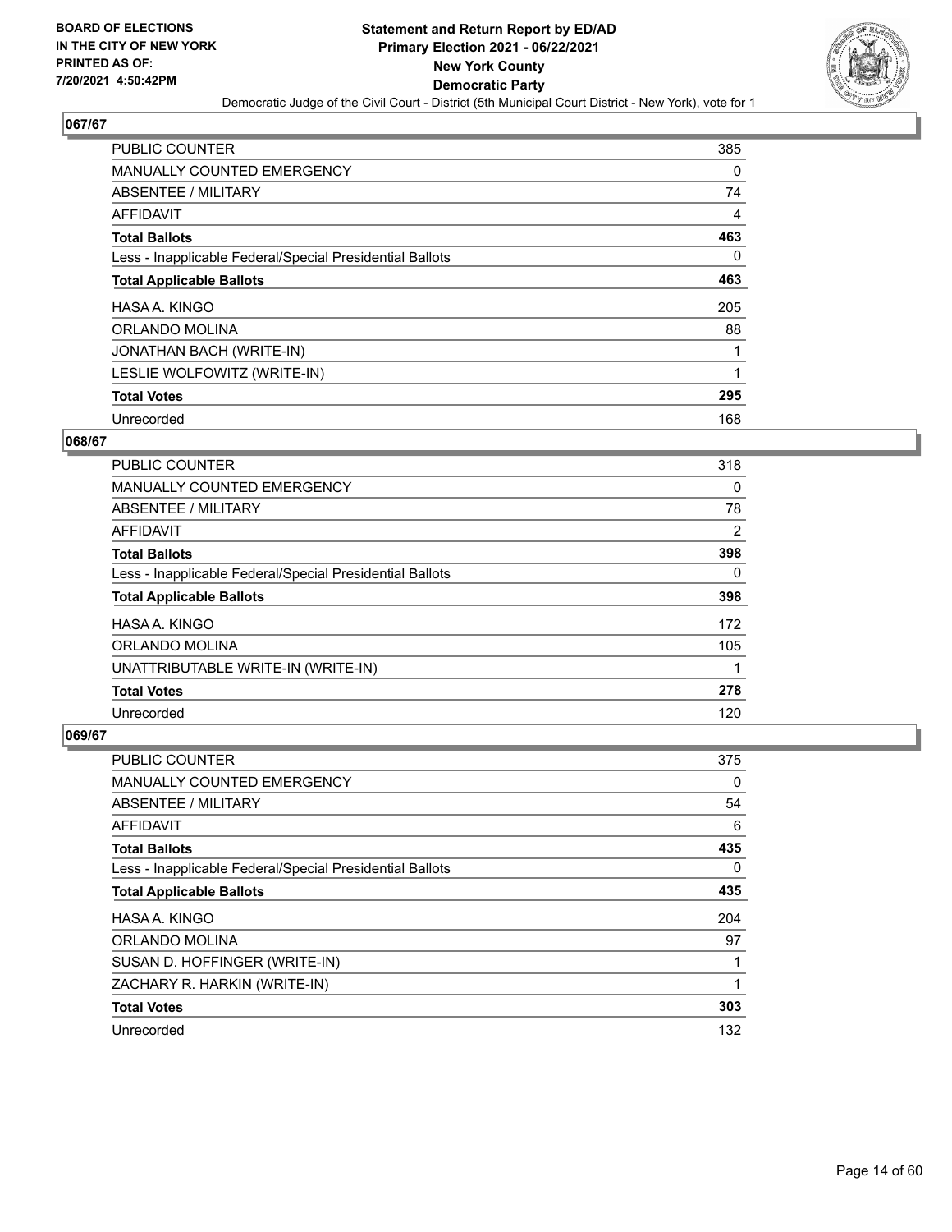## 067/67

| | |
|---|---|
| PUBLIC COUNTER | 385 |
| MANUALLY COUNTED EMERGENCY | 0 |
| ABSENTEE / MILITARY | 74 |
| AFFIDAVIT | 4 |
| **Total Ballots** | **463** |
| Less - Inapplicable Federal/Special Presidential Ballots | 0 |
| **Total Applicable Ballots** | **463** |
| HASA A. KINGO | 205 |
| ORLANDO MOLINA | 88 |
| JONATHAN BACH (WRITE-IN) | 1 |
| LESLIE WOLFOWITZ (WRITE-IN) | 1 |
| **Total Votes** | **295** |
| Unrecorded | 168 |

## 068/67

| | |
|---|---|
| PUBLIC COUNTER | 318 |
| MANUALLY COUNTED EMERGENCY | 0 |
| ABSENTEE / MILITARY | 78 |
| AFFIDAVIT | 2 |
| **Total Ballots** | **398** |
| Less - Inapplicable Federal/Special Presidential Ballots | 0 |
| **Total Applicable Ballots** | **398** |
| HASA A. KINGO | 172 |
| ORLANDO MOLINA | 105 |
| UNATTRIBUTABLE WRITE-IN (WRITE-IN) | 1 |
| **Total Votes** | **278** |
| Unrecorded | 120 |

## 069/67

| | |
|---|---|
| PUBLIC COUNTER | 375 |
| MANUALLY COUNTED EMERGENCY | 0 |
| ABSENTEE / MILITARY | 54 |
| AFFIDAVIT | 6 |
| **Total Ballots** | **435** |
| Less - Inapplicable Federal/Special Presidential Ballots | 0 |
| **Total Applicable Ballots** | **435** |
| HASA A. KINGO | 204 |
| ORLANDO MOLINA | 97 |
| SUSAN D. HOFFINGER (WRITE-IN) | 1 |
| ZACHARY R. HARKIN (WRITE-IN) | 1 |
| **Total Votes** | **303** |
| Unrecorded | 132 |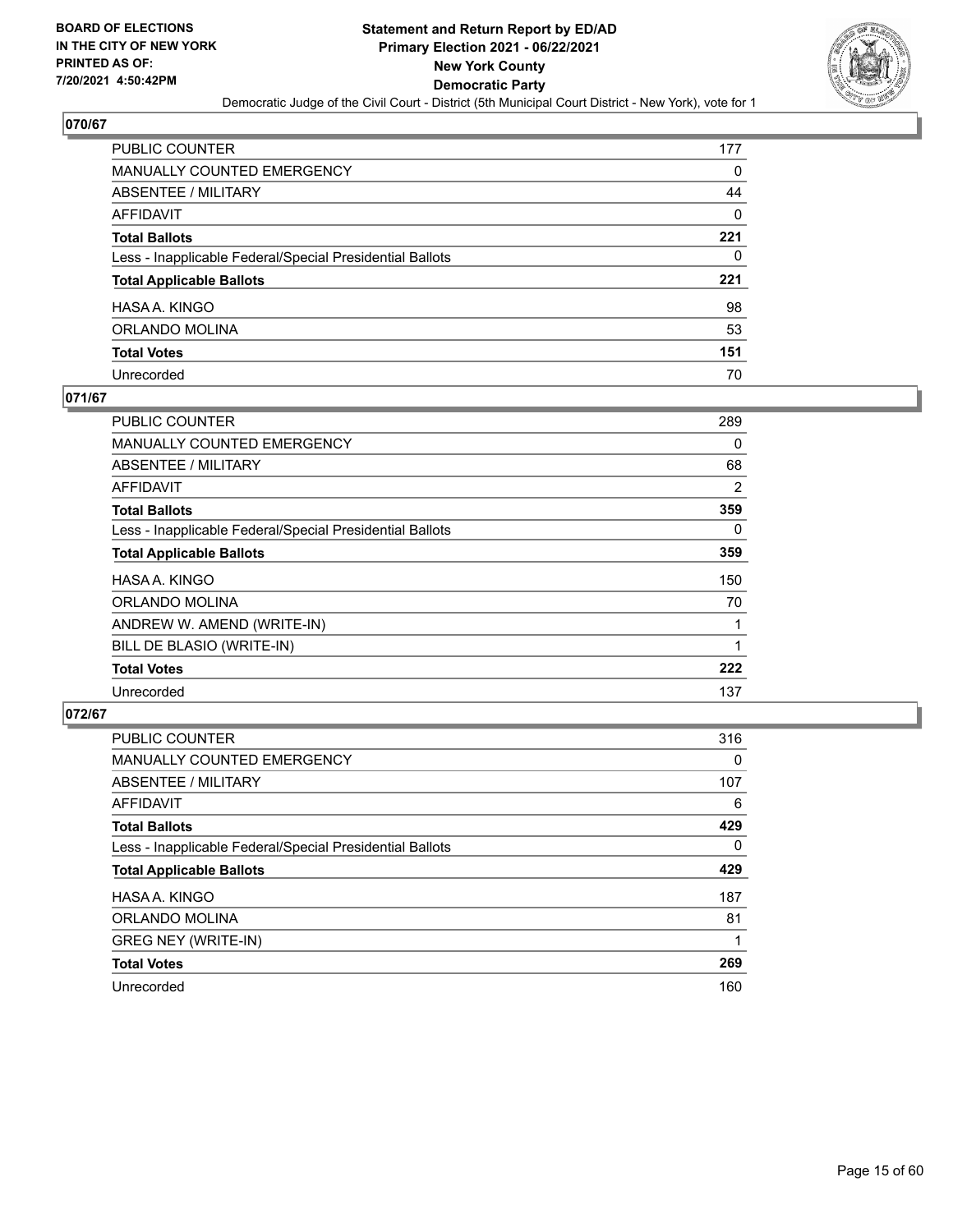## 070/67

| | |
|---|---|
| PUBLIC COUNTER | 177 |
| MANUALLY COUNTED EMERGENCY | 0 |
| ABSENTEE / MILITARY | 44 |
| AFFIDAVIT | 0 |
| **Total Ballots** | **221** |
| Less - Inapplicable Federal/Special Presidential Ballots | 0 |
| **Total Applicable Ballots** | **221** |
| HASA A. KINGO | 98 |
| ORLANDO MOLINA | 53 |
| **Total Votes** | **151** |
| Unrecorded | 70 |

## 071/67

| | |
|---|---|
| PUBLIC COUNTER | 289 |
| MANUALLY COUNTED EMERGENCY | 0 |
| ABSENTEE / MILITARY | 68 |
| AFFIDAVIT | 2 |
| **Total Ballots** | **359** |
| Less - Inapplicable Federal/Special Presidential Ballots | 0 |
| **Total Applicable Ballots** | **359** |
| HASA A. KINGO | 150 |
| ORLANDO MOLINA | 70 |
| ANDREW W. AMEND (WRITE-IN) | 1 |
| BILL DE BLASIO (WRITE-IN) | 1 |
| **Total Votes** | **222** |
| Unrecorded | 137 |

## 072/67

| | |
|---|---|
| PUBLIC COUNTER | 316 |
| MANUALLY COUNTED EMERGENCY | 0 |
| ABSENTEE / MILITARY | 107 |
| AFFIDAVIT | 6 |
| **Total Ballots** | **429** |
| Less - Inapplicable Federal/Special Presidential Ballots | 0 |
| **Total Applicable Ballots** | **429** |
| HASA A. KINGO | 187 |
| ORLANDO MOLINA | 81 |
| GREG NEY (WRITE-IN) | 1 |
| **Total Votes** | **269** |
| Unrecorded | 160 |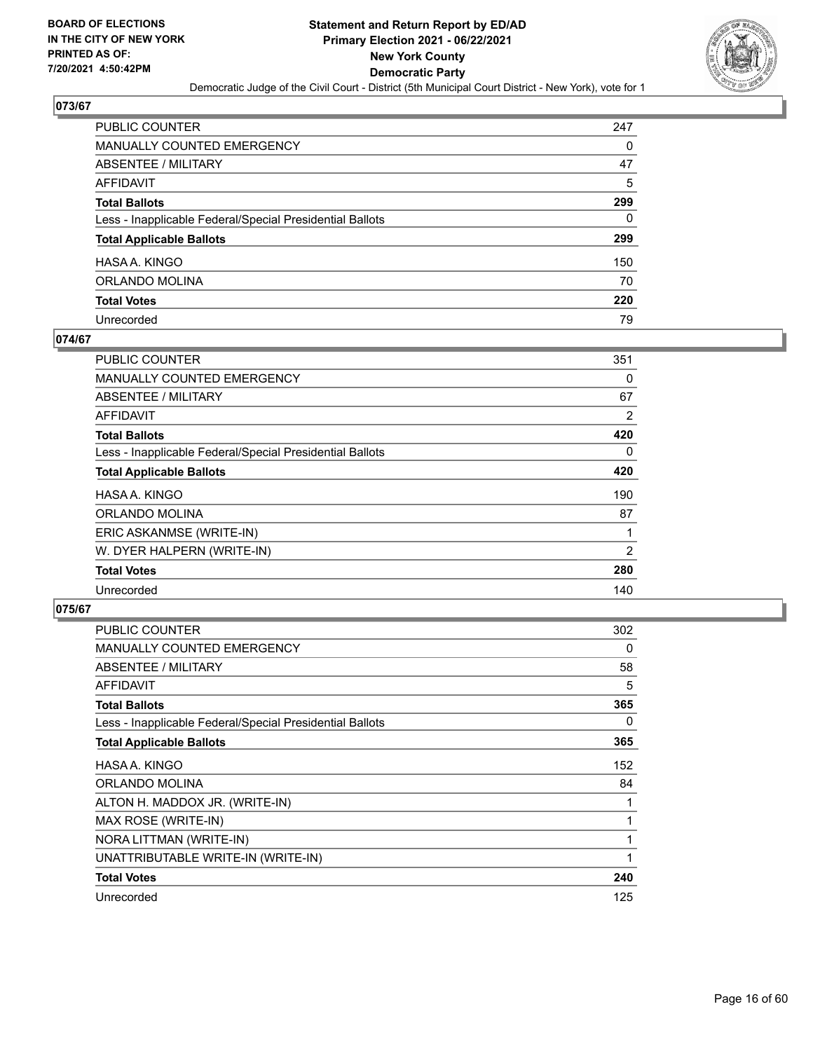## 073/67

| | |
|---|---|
| PUBLIC COUNTER | 247 |
| MANUALLY COUNTED EMERGENCY | 0 |
| ABSENTEE / MILITARY | 47 |
| AFFIDAVIT | 5 |
| **Total Ballots** | **299** |
| Less - Inapplicable Federal/Special Presidential Ballots | 0 |
| **Total Applicable Ballots** | **299** |
| HASA A. KINGO | 150 |
| ORLANDO MOLINA | 70 |
| **Total Votes** | **220** |
| Unrecorded | 79 |

## 074/67

| | |
|---|---|
| PUBLIC COUNTER | 351 |
| MANUALLY COUNTED EMERGENCY | 0 |
| ABSENTEE / MILITARY | 67 |
| AFFIDAVIT | 2 |
| **Total Ballots** | **420** |
| Less - Inapplicable Federal/Special Presidential Ballots | 0 |
| **Total Applicable Ballots** | **420** |
| HASA A. KINGO | 190 |
| ORLANDO MOLINA | 87 |
| ERIC ASKANMSE (WRITE-IN) | 1 |
| W. DYER HALPERN (WRITE-IN) | 2 |
| **Total Votes** | **280** |
| Unrecorded | 140 |

## 075/67

| | |
|---|---|
| PUBLIC COUNTER | 302 |
| MANUALLY COUNTED EMERGENCY | 0 |
| ABSENTEE / MILITARY | 58 |
| AFFIDAVIT | 5 |
| **Total Ballots** | **365** |
| Less - Inapplicable Federal/Special Presidential Ballots | 0 |
| **Total Applicable Ballots** | **365** |
| HASA A. KINGO | 152 |
| ORLANDO MOLINA | 84 |
| ALTON H. MADDOX JR. (WRITE-IN) | 1 |
| MAX ROSE (WRITE-IN) | 1 |
| NORA LITTMAN (WRITE-IN) | 1 |
| UNATTRIBUTABLE WRITE-IN (WRITE-IN) | 1 |
| **Total Votes** | **240** |
| Unrecorded | 125 |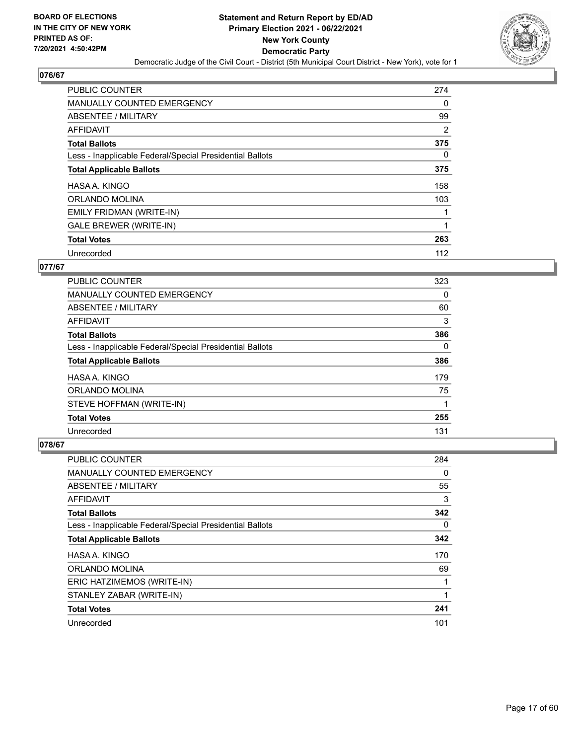**BOARD OF ELECTIONS IN THE CITY OF NEW YORK PRINTED AS OF: 7/20/2021 4:50:42PM**

**Statement and Return Report by ED/AD**
**Primary Election 2021 - 06/22/2021**
**New York County**
**Democratic Party**
Democratic Judge of the Civil Court - District (5th Municipal Court District - New York), vote for 1

## 076/67

| | |
|---|---|
| PUBLIC COUNTER | 274 |
| MANUALLY COUNTED EMERGENCY | 0 |
| ABSENTEE / MILITARY | 99 |
| AFFIDAVIT | 2 |
| **Total Ballots** | **375** |
| Less - Inapplicable Federal/Special Presidential Ballots | 0 |
| **Total Applicable Ballots** | **375** |
| HASA A. KINGO | 158 |
| ORLANDO MOLINA | 103 |
| EMILY FRIDMAN (WRITE-IN) | 1 |
| GALE BREWER (WRITE-IN) | 1 |
| **Total Votes** | **263** |
| Unrecorded | 112 |

## 077/67

| | |
|---|---|
| PUBLIC COUNTER | 323 |
| MANUALLY COUNTED EMERGENCY | 0 |
| ABSENTEE / MILITARY | 60 |
| AFFIDAVIT | 3 |
| **Total Ballots** | **386** |
| Less - Inapplicable Federal/Special Presidential Ballots | 0 |
| **Total Applicable Ballots** | **386** |
| HASA A. KINGO | 179 |
| ORLANDO MOLINA | 75 |
| STEVE HOFFMAN (WRITE-IN) | 1 |
| **Total Votes** | **255** |
| Unrecorded | 131 |

## 078/67

| | |
|---|---|
| PUBLIC COUNTER | 284 |
| MANUALLY COUNTED EMERGENCY | 0 |
| ABSENTEE / MILITARY | 55 |
| AFFIDAVIT | 3 |
| **Total Ballots** | **342** |
| Less - Inapplicable Federal/Special Presidential Ballots | 0 |
| **Total Applicable Ballots** | **342** |
| HASA A. KINGO | 170 |
| ORLANDO MOLINA | 69 |
| ERIC HATZIMEMOS (WRITE-IN) | 1 |
| STANLEY ZABAR (WRITE-IN) | 1 |
| **Total Votes** | **241** |
| Unrecorded | 101 |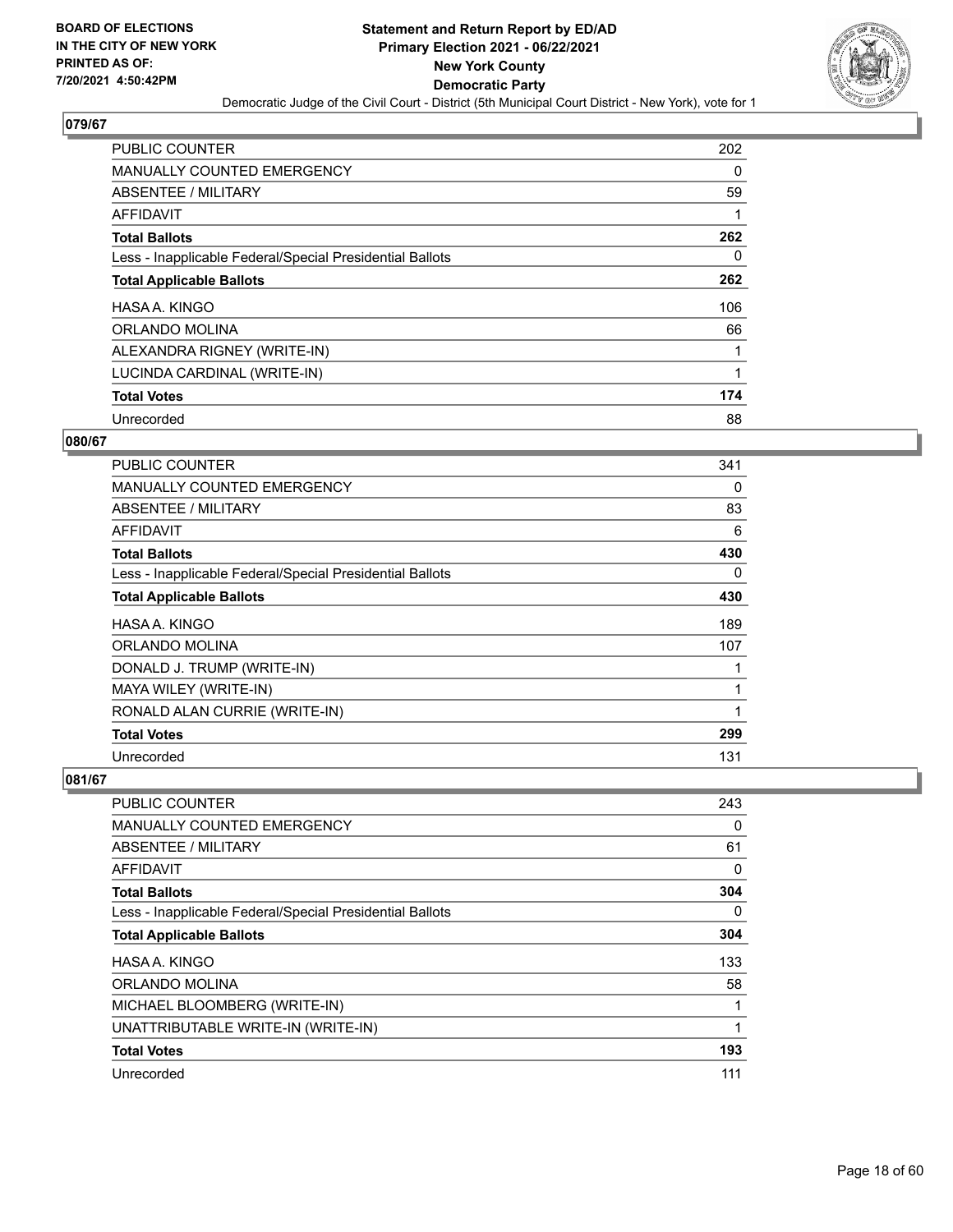## 079/67

| | |
|---|---|
| PUBLIC COUNTER | 202 |
| MANUALLY COUNTED EMERGENCY | 0 |
| ABSENTEE / MILITARY | 59 |
| AFFIDAVIT | 1 |
| **Total Ballots** | **262** |
| Less - Inapplicable Federal/Special Presidential Ballots | 0 |
| **Total Applicable Ballots** | **262** |
| HASA A. KINGO | 106 |
| ORLANDO MOLINA | 66 |
| ALEXANDRA RIGNEY (WRITE-IN) | 1 |
| LUCINDA CARDINAL (WRITE-IN) | 1 |
| **Total Votes** | **174** |
| Unrecorded | 88 |

## 080/67

| | |
|---|---|
| PUBLIC COUNTER | 341 |
| MANUALLY COUNTED EMERGENCY | 0 |
| ABSENTEE / MILITARY | 83 |
| AFFIDAVIT | 6 |
| **Total Ballots** | **430** |
| Less - Inapplicable Federal/Special Presidential Ballots | 0 |
| **Total Applicable Ballots** | **430** |
| HASA A. KINGO | 189 |
| ORLANDO MOLINA | 107 |
| DONALD J. TRUMP (WRITE-IN) | 1 |
| MAYA WILEY (WRITE-IN) | 1 |
| RONALD ALAN CURRIE (WRITE-IN) | 1 |
| **Total Votes** | **299** |
| Unrecorded | 131 |

## 081/67

| | |
|---|---|
| PUBLIC COUNTER | 243 |
| MANUALLY COUNTED EMERGENCY | 0 |
| ABSENTEE / MILITARY | 61 |
| AFFIDAVIT | 0 |
| **Total Ballots** | **304** |
| Less - Inapplicable Federal/Special Presidential Ballots | 0 |
| **Total Applicable Ballots** | **304** |
| HASA A. KINGO | 133 |
| ORLANDO MOLINA | 58 |
| MICHAEL BLOOMBERG (WRITE-IN) | 1 |
| UNATTRIBUTABLE WRITE-IN (WRITE-IN) | 1 |
| **Total Votes** | **193** |
| Unrecorded | 111 |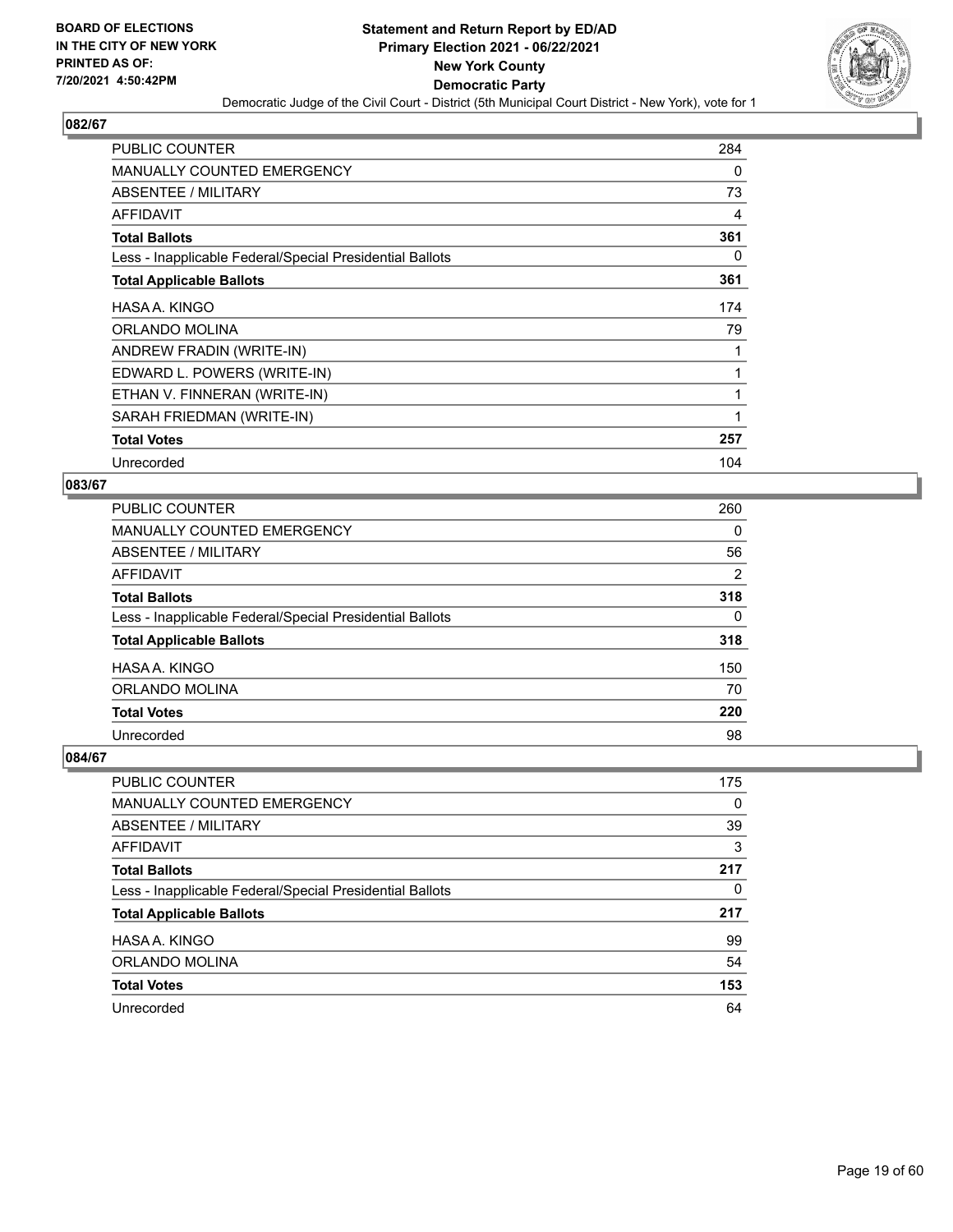## 082/67

| | |
|---|---|
| PUBLIC COUNTER | 284 |
| MANUALLY COUNTED EMERGENCY | 0 |
| ABSENTEE / MILITARY | 73 |
| AFFIDAVIT | 4 |
| **Total Ballots** | **361** |
| Less - Inapplicable Federal/Special Presidential Ballots | 0 |
| **Total Applicable Ballots** | **361** |
| HASA A. KINGO | 174 |
| ORLANDO MOLINA | 79 |
| ANDREW FRADIN (WRITE-IN) | 1 |
| EDWARD L. POWERS (WRITE-IN) | 1 |
| ETHAN V. FINNERAN (WRITE-IN) | 1 |
| SARAH FRIEDMAN (WRITE-IN) | 1 |
| **Total Votes** | **257** |
| Unrecorded | 104 |

## 083/67

| | |
|---|---|
| PUBLIC COUNTER | 260 |
| MANUALLY COUNTED EMERGENCY | 0 |
| ABSENTEE / MILITARY | 56 |
| AFFIDAVIT | 2 |
| **Total Ballots** | **318** |
| Less - Inapplicable Federal/Special Presidential Ballots | 0 |
| **Total Applicable Ballots** | **318** |
| HASA A. KINGO | 150 |
| ORLANDO MOLINA | 70 |
| **Total Votes** | **220** |
| Unrecorded | 98 |

## 084/67

| | |
|---|---|
| PUBLIC COUNTER | 175 |
| MANUALLY COUNTED EMERGENCY | 0 |
| ABSENTEE / MILITARY | 39 |
| AFFIDAVIT | 3 |
| **Total Ballots** | **217** |
| Less - Inapplicable Federal/Special Presidential Ballots | 0 |
| **Total Applicable Ballots** | **217** |
| HASA A. KINGO | 99 |
| ORLANDO MOLINA | 54 |
| **Total Votes** | **153** |
| Unrecorded | 64 |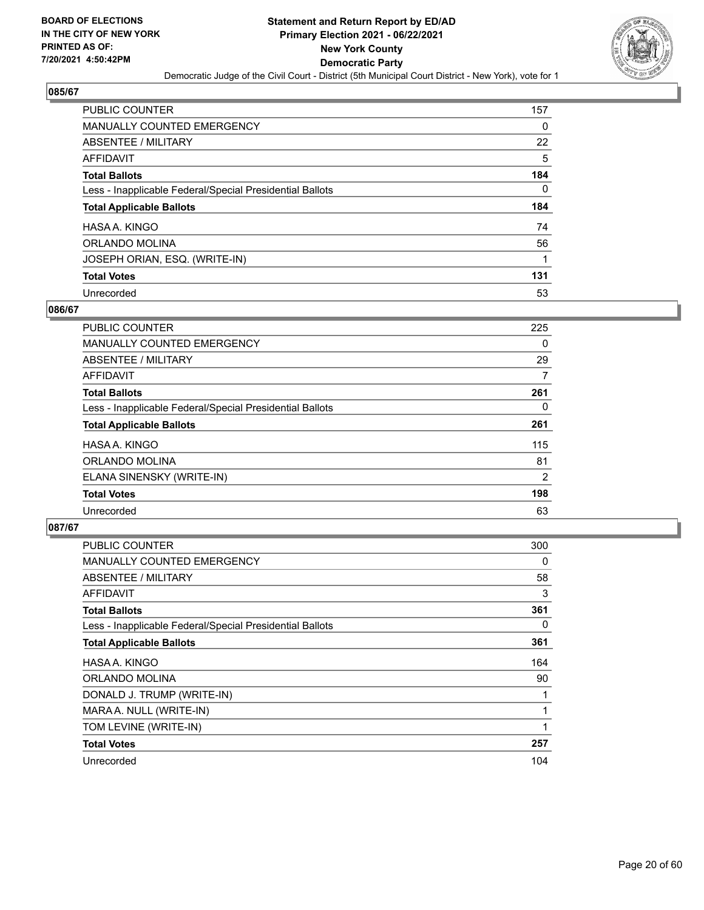## 085/67

| | |
|---|---|
| PUBLIC COUNTER | 157 |
| MANUALLY COUNTED EMERGENCY | 0 |
| ABSENTEE / MILITARY | 22 |
| AFFIDAVIT | 5 |
| **Total Ballots** | **184** |
| Less - Inapplicable Federal/Special Presidential Ballots | 0 |
| **Total Applicable Ballots** | **184** |
| HASA A. KINGO | 74 |
| ORLANDO MOLINA | 56 |
| JOSEPH ORIAN, ESQ. (WRITE-IN) | 1 |
| **Total Votes** | **131** |
| Unrecorded | 53 |

## 086/67

| | |
|---|---|
| PUBLIC COUNTER | 225 |
| MANUALLY COUNTED EMERGENCY | 0 |
| ABSENTEE / MILITARY | 29 |
| AFFIDAVIT | 7 |
| **Total Ballots** | **261** |
| Less - Inapplicable Federal/Special Presidential Ballots | 0 |
| **Total Applicable Ballots** | **261** |
| HASA A. KINGO | 115 |
| ORLANDO MOLINA | 81 |
| ELANA SINENSKY (WRITE-IN) | 2 |
| **Total Votes** | **198** |
| Unrecorded | 63 |

## 087/67

| | |
|---|---|
| PUBLIC COUNTER | 300 |
| MANUALLY COUNTED EMERGENCY | 0 |
| ABSENTEE / MILITARY | 58 |
| AFFIDAVIT | 3 |
| **Total Ballots** | **361** |
| Less - Inapplicable Federal/Special Presidential Ballots | 0 |
| **Total Applicable Ballots** | **361** |
| HASA A. KINGO | 164 |
| ORLANDO MOLINA | 90 |
| DONALD J. TRUMP (WRITE-IN) | 1 |
| MARA A. NULL (WRITE-IN) | 1 |
| TOM LEVINE (WRITE-IN) | 1 |
| **Total Votes** | **257** |
| Unrecorded | 104 |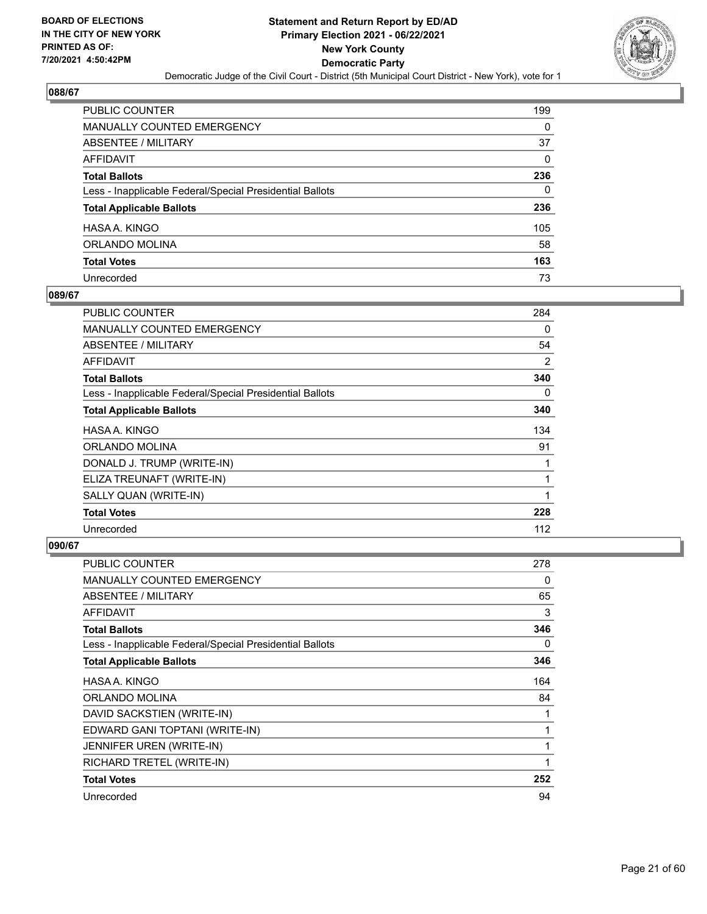## 088/67

| | |
|---|---|
| PUBLIC COUNTER | 199 |
| MANUALLY COUNTED EMERGENCY | 0 |
| ABSENTEE / MILITARY | 37 |
| AFFIDAVIT | 0 |
| **Total Ballots** | **236** |
| Less - Inapplicable Federal/Special Presidential Ballots | 0 |
| **Total Applicable Ballots** | **236** |
| HASA A. KINGO | 105 |
| ORLANDO MOLINA | 58 |
| **Total Votes** | **163** |
| Unrecorded | 73 |

## 089/67

| | |
|---|---|
| PUBLIC COUNTER | 284 |
| MANUALLY COUNTED EMERGENCY | 0 |
| ABSENTEE / MILITARY | 54 |
| AFFIDAVIT | 2 |
| **Total Ballots** | **340** |
| Less - Inapplicable Federal/Special Presidential Ballots | 0 |
| **Total Applicable Ballots** | **340** |
| HASA A. KINGO | 134 |
| ORLANDO MOLINA | 91 |
| DONALD J. TRUMP (WRITE-IN) | 1 |
| ELIZA TREUNAFT (WRITE-IN) | 1 |
| SALLY QUAN (WRITE-IN) | 1 |
| **Total Votes** | **228** |
| Unrecorded | 112 |

## 090/67

| | |
|---|---|
| PUBLIC COUNTER | 278 |
| MANUALLY COUNTED EMERGENCY | 0 |
| ABSENTEE / MILITARY | 65 |
| AFFIDAVIT | 3 |
| **Total Ballots** | **346** |
| Less - Inapplicable Federal/Special Presidential Ballots | 0 |
| **Total Applicable Ballots** | **346** |
| HASA A. KINGO | 164 |
| ORLANDO MOLINA | 84 |
| DAVID SACKSTIEN (WRITE-IN) | 1 |
| EDWARD GANI TOPTANI (WRITE-IN) | 1 |
| JENNIFER UREN (WRITE-IN) | 1 |
| RICHARD TRETEL (WRITE-IN) | 1 |
| **Total Votes** | **252** |
| Unrecorded | 94 |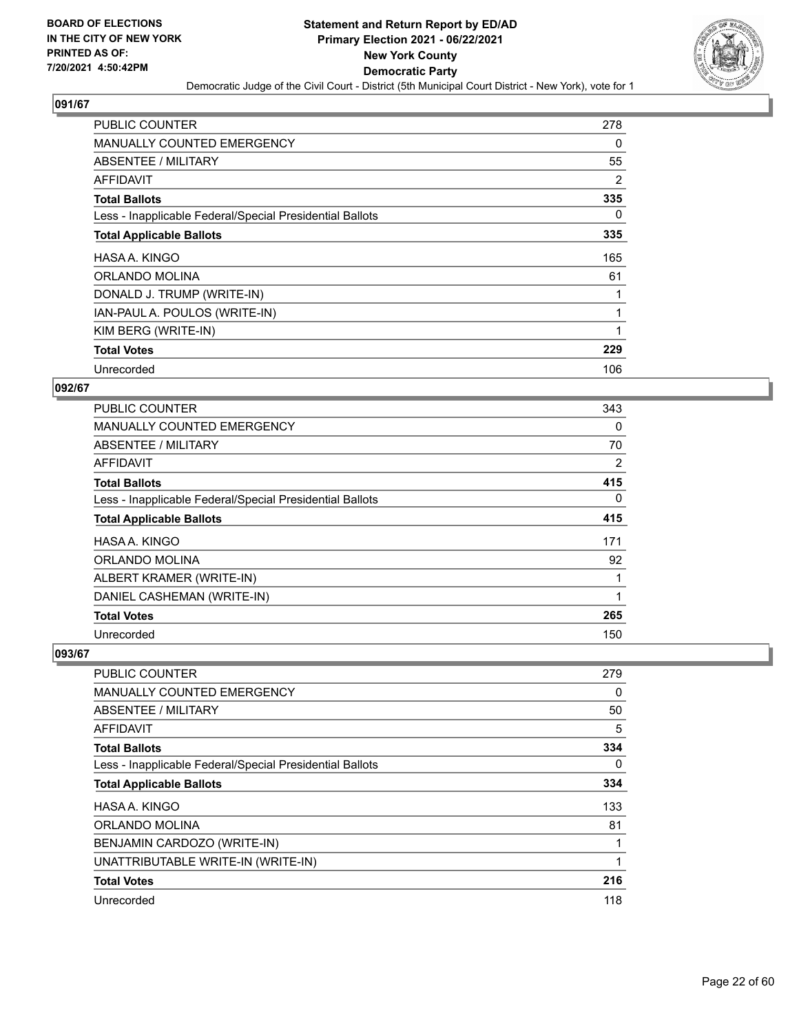## 091/67

| | |
|---|---|
| PUBLIC COUNTER | 278 |
| MANUALLY COUNTED EMERGENCY | 0 |
| ABSENTEE / MILITARY | 55 |
| AFFIDAVIT | 2 |
| **Total Ballots** | **335** |
| Less - Inapplicable Federal/Special Presidential Ballots | 0 |
| **Total Applicable Ballots** | **335** |
| HASA A. KINGO | 165 |
| ORLANDO MOLINA | 61 |
| DONALD J. TRUMP (WRITE-IN) | 1 |
| IAN-PAUL A. POULOS (WRITE-IN) | 1 |
| KIM BERG (WRITE-IN) | 1 |
| **Total Votes** | **229** |
| Unrecorded | 106 |

## 092/67

| | |
|---|---|
| PUBLIC COUNTER | 343 |
| MANUALLY COUNTED EMERGENCY | 0 |
| ABSENTEE / MILITARY | 70 |
| AFFIDAVIT | 2 |
| **Total Ballots** | **415** |
| Less - Inapplicable Federal/Special Presidential Ballots | 0 |
| **Total Applicable Ballots** | **415** |
| HASA A. KINGO | 171 |
| ORLANDO MOLINA | 92 |
| ALBERT KRAMER (WRITE-IN) | 1 |
| DANIEL CASHEMAN (WRITE-IN) | 1 |
| **Total Votes** | **265** |
| Unrecorded | 150 |

## 093/67

| | |
|---|---|
| PUBLIC COUNTER | 279 |
| MANUALLY COUNTED EMERGENCY | 0 |
| ABSENTEE / MILITARY | 50 |
| AFFIDAVIT | 5 |
| **Total Ballots** | **334** |
| Less - Inapplicable Federal/Special Presidential Ballots | 0 |
| **Total Applicable Ballots** | **334** |
| HASA A. KINGO | 133 |
| ORLANDO MOLINA | 81 |
| BENJAMIN CARDOZO (WRITE-IN) | 1 |
| UNATTRIBUTABLE WRITE-IN (WRITE-IN) | 1 |
| **Total Votes** | **216** |
| Unrecorded | 118 |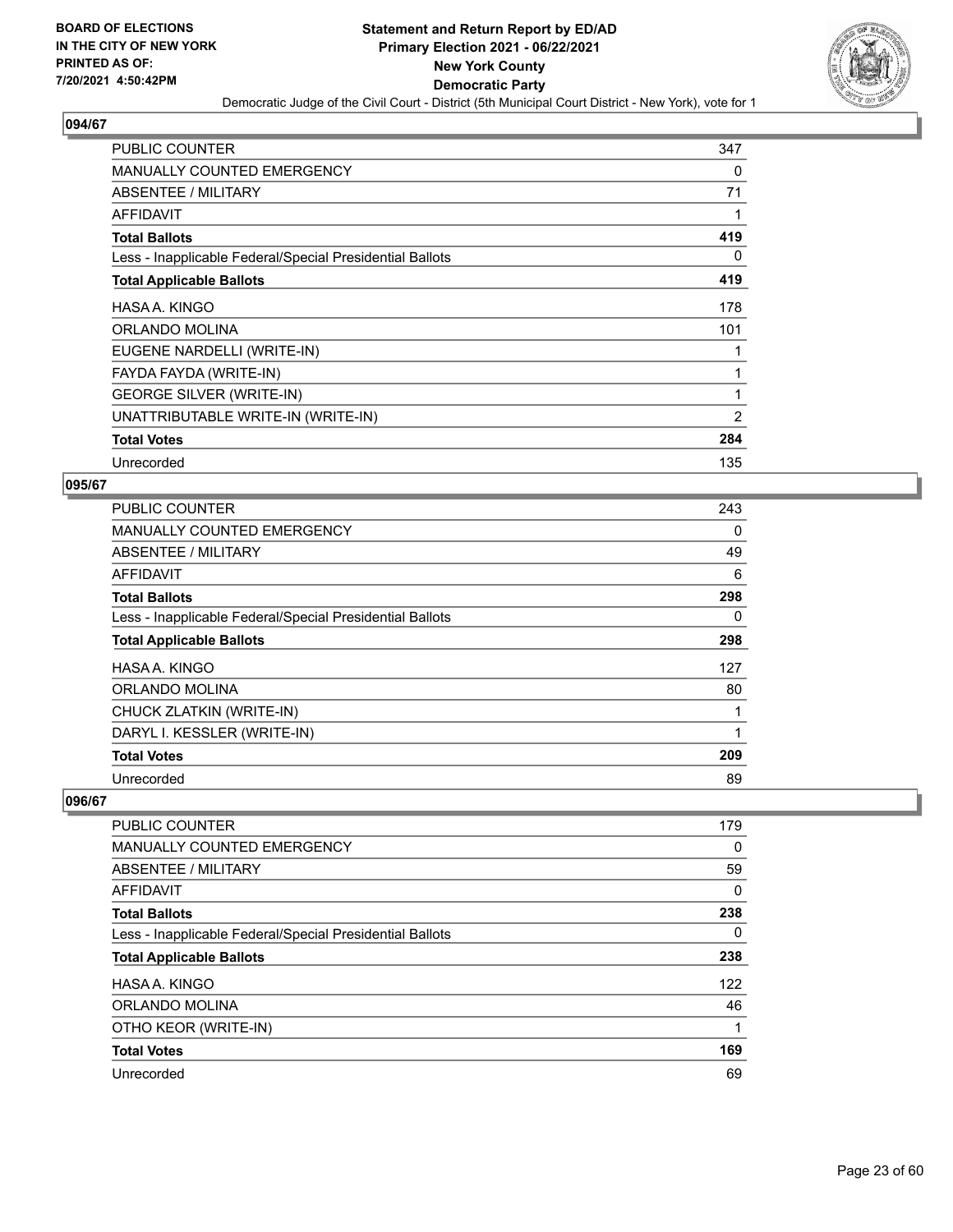## 094/67

| | |
|---|---|
| PUBLIC COUNTER | 347 |
| MANUALLY COUNTED EMERGENCY | 0 |
| ABSENTEE / MILITARY | 71 |
| AFFIDAVIT | 1 |
| **Total Ballots** | **419** |
| Less - Inapplicable Federal/Special Presidential Ballots | 0 |
| **Total Applicable Ballots** | **419** |
| HASA A. KINGO | 178 |
| ORLANDO MOLINA | 101 |
| EUGENE NARDELLI (WRITE-IN) | 1 |
| FAYDA FAYDA (WRITE-IN) | 1 |
| GEORGE SILVER (WRITE-IN) | 1 |
| UNATTRIBUTABLE WRITE-IN (WRITE-IN) | 2 |
| **Total Votes** | **284** |
| Unrecorded | 135 |

## 095/67

| | |
|---|---|
| PUBLIC COUNTER | 243 |
| MANUALLY COUNTED EMERGENCY | 0 |
| ABSENTEE / MILITARY | 49 |
| AFFIDAVIT | 6 |
| **Total Ballots** | **298** |
| Less - Inapplicable Federal/Special Presidential Ballots | 0 |
| **Total Applicable Ballots** | **298** |
| HASA A. KINGO | 127 |
| ORLANDO MOLINA | 80 |
| CHUCK ZLATKIN (WRITE-IN) | 1 |
| DARYL I. KESSLER (WRITE-IN) | 1 |
| **Total Votes** | **209** |
| Unrecorded | 89 |

## 096/67

| | |
|---|---|
| PUBLIC COUNTER | 179 |
| MANUALLY COUNTED EMERGENCY | 0 |
| ABSENTEE / MILITARY | 59 |
| AFFIDAVIT | 0 |
| **Total Ballots** | **238** |
| Less - Inapplicable Federal/Special Presidential Ballots | 0 |
| **Total Applicable Ballots** | **238** |
| HASA A. KINGO | 122 |
| ORLANDO MOLINA | 46 |
| OTHO KEOR (WRITE-IN) | 1 |
| **Total Votes** | **169** |
| Unrecorded | 69 |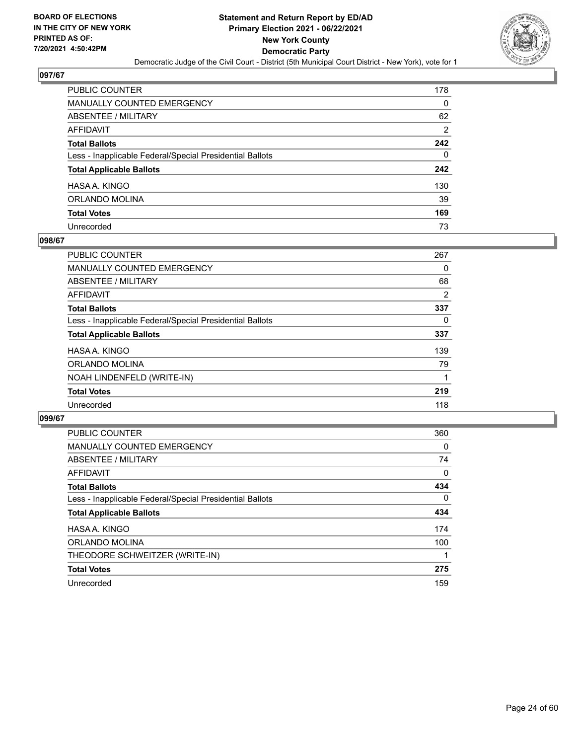**BOARD OF ELECTIONS IN THE CITY OF NEW YORK PRINTED AS OF: 7/20/2021 4:50:42PM**

**Statement and Return Report by ED/AD Primary Election 2021 - 06/22/2021 New York County Democratic Party**

Democratic Judge of the Civil Court - District (5th Municipal Court District - New York), vote for 1

## 097/67

| | |
|---|---|
| PUBLIC COUNTER | 178 |
| MANUALLY COUNTED EMERGENCY | 0 |
| ABSENTEE / MILITARY | 62 |
| AFFIDAVIT | 2 |
| **Total Ballots** | **242** |
| Less - Inapplicable Federal/Special Presidential Ballots | 0 |
| **Total Applicable Ballots** | **242** |
| HASA A. KINGO | 130 |
| ORLANDO MOLINA | 39 |
| **Total Votes** | **169** |
| Unrecorded | 73 |

## 098/67

| | |
|---|---|
| PUBLIC COUNTER | 267 |
| MANUALLY COUNTED EMERGENCY | 0 |
| ABSENTEE / MILITARY | 68 |
| AFFIDAVIT | 2 |
| **Total Ballots** | **337** |
| Less - Inapplicable Federal/Special Presidential Ballots | 0 |
| **Total Applicable Ballots** | **337** |
| HASA A. KINGO | 139 |
| ORLANDO MOLINA | 79 |
| NOAH LINDENFELD (WRITE-IN) | 1 |
| **Total Votes** | **219** |
| Unrecorded | 118 |

## 099/67

| | |
|---|---|
| PUBLIC COUNTER | 360 |
| MANUALLY COUNTED EMERGENCY | 0 |
| ABSENTEE / MILITARY | 74 |
| AFFIDAVIT | 0 |
| **Total Ballots** | **434** |
| Less - Inapplicable Federal/Special Presidential Ballots | 0 |
| **Total Applicable Ballots** | **434** |
| HASA A. KINGO | 174 |
| ORLANDO MOLINA | 100 |
| THEODORE SCHWEITZER (WRITE-IN) | 1 |
| **Total Votes** | **275** |
| Unrecorded | 159 |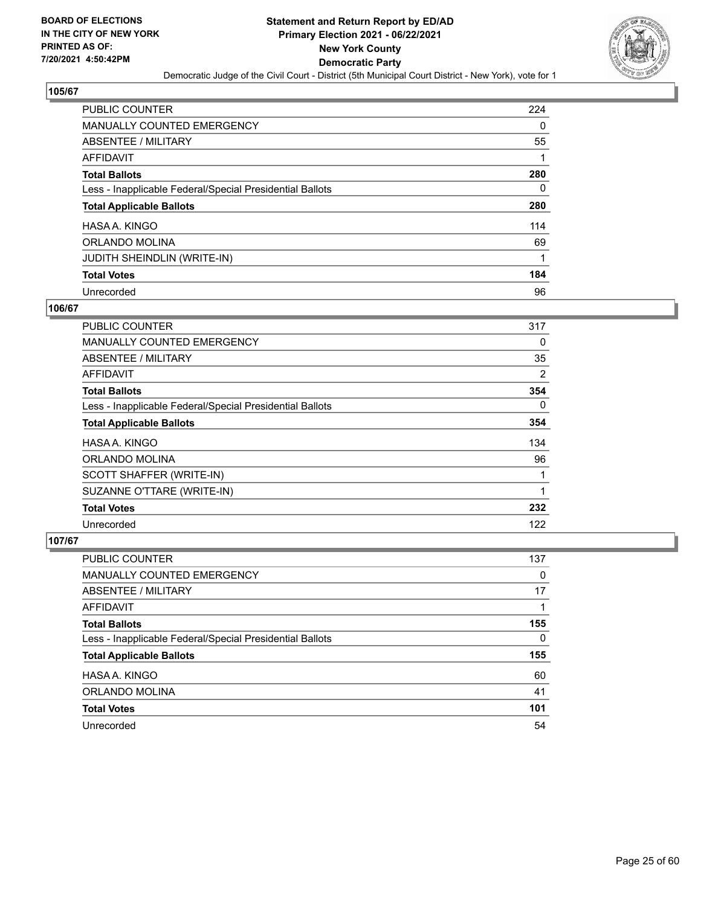**Statement and Return Report by ED/AD**
**Primary Election 2021 - 06/22/2021**
**New York County**
**Democratic Party**
Democratic Judge of the Civil Court - District (5th Municipal Court District - New York), vote for 1

BOARD OF ELECTIONS IN THE CITY OF NEW YORK PRINTED AS OF: 7/20/2021 4:50:42PM

### 105/67

| | |
|---|---|
| PUBLIC COUNTER | 224 |
| MANUALLY COUNTED EMERGENCY | 0 |
| ABSENTEE / MILITARY | 55 |
| AFFIDAVIT | 1 |
| **Total Ballots** | **280** |
| Less - Inapplicable Federal/Special Presidential Ballots | 0 |
| **Total Applicable Ballots** | **280** |
| HASA A. KINGO | 114 |
| ORLANDO MOLINA | 69 |
| JUDITH SHEINDLIN (WRITE-IN) | 1 |
| **Total Votes** | **184** |
| Unrecorded | 96 |

### 106/67

| | |
|---|---|
| PUBLIC COUNTER | 317 |
| MANUALLY COUNTED EMERGENCY | 0 |
| ABSENTEE / MILITARY | 35 |
| AFFIDAVIT | 2 |
| **Total Ballots** | **354** |
| Less - Inapplicable Federal/Special Presidential Ballots | 0 |
| **Total Applicable Ballots** | **354** |
| HASA A. KINGO | 134 |
| ORLANDO MOLINA | 96 |
| SCOTT SHAFFER (WRITE-IN) | 1 |
| SUZANNE O'TTARE (WRITE-IN) | 1 |
| **Total Votes** | **232** |
| Unrecorded | 122 |

### 107/67

| | |
|---|---|
| PUBLIC COUNTER | 137 |
| MANUALLY COUNTED EMERGENCY | 0 |
| ABSENTEE / MILITARY | 17 |
| AFFIDAVIT | 1 |
| **Total Ballots** | **155** |
| Less - Inapplicable Federal/Special Presidential Ballots | 0 |
| **Total Applicable Ballots** | **155** |
| HASA A. KINGO | 60 |
| ORLANDO MOLINA | 41 |
| **Total Votes** | **101** |
| Unrecorded | 54 |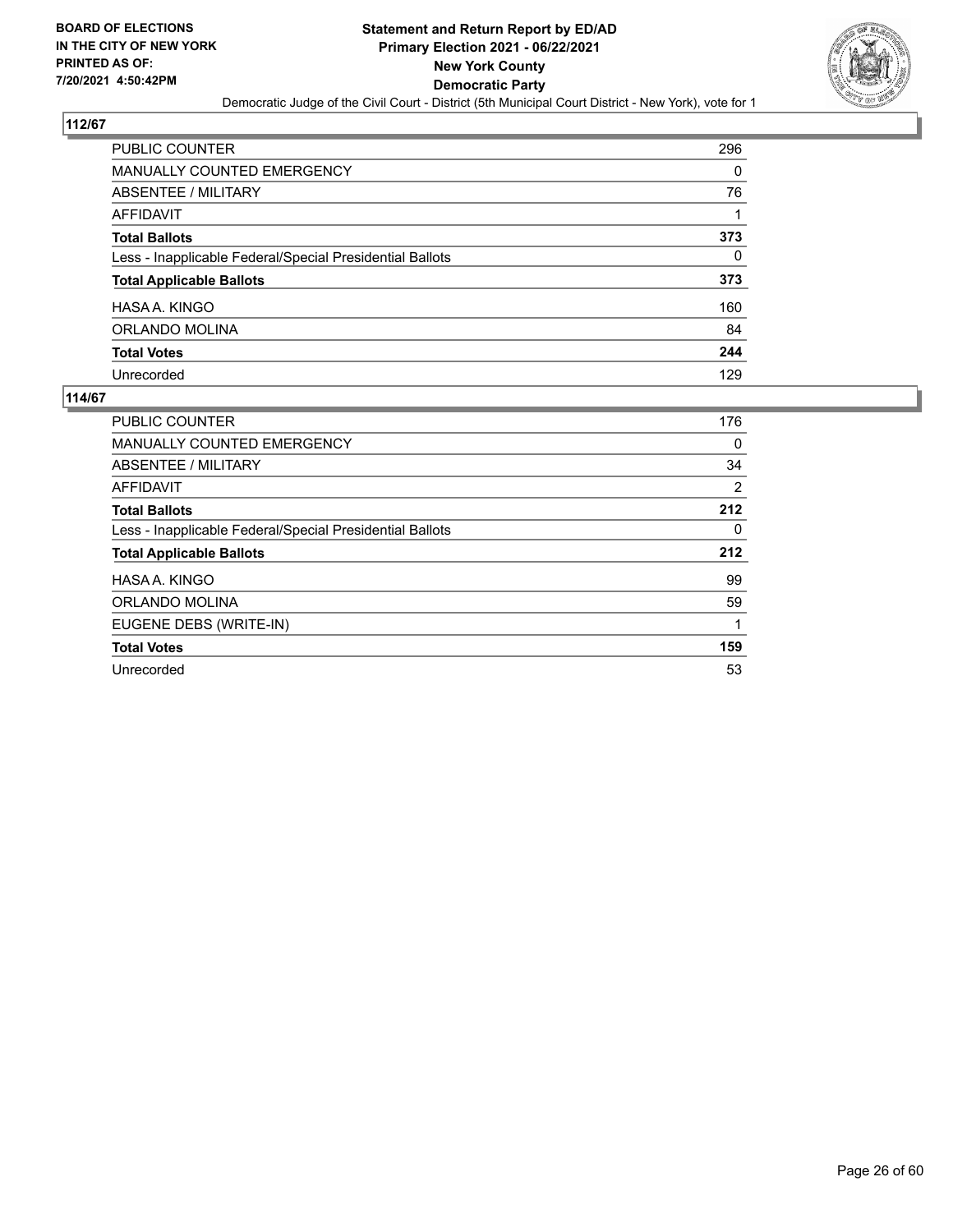## 112/67

| | |
|---|---|
| PUBLIC COUNTER | 296 |
| MANUALLY COUNTED EMERGENCY | 0 |
| ABSENTEE / MILITARY | 76 |
| AFFIDAVIT | 1 |
| **Total Ballots** | **373** |
| Less - Inapplicable Federal/Special Presidential Ballots | 0 |
| **Total Applicable Ballots** | **373** |
| HASA A. KINGO | 160 |
| ORLANDO MOLINA | 84 |
| **Total Votes** | **244** |
| Unrecorded | 129 |

## 114/67

| | |
|---|---|
| PUBLIC COUNTER | 176 |
| MANUALLY COUNTED EMERGENCY | 0 |
| ABSENTEE / MILITARY | 34 |
| AFFIDAVIT | 2 |
| **Total Ballots** | **212** |
| Less - Inapplicable Federal/Special Presidential Ballots | 0 |
| **Total Applicable Ballots** | **212** |
| HASA A. KINGO | 99 |
| ORLANDO MOLINA | 59 |
| EUGENE DEBS (WRITE-IN) | 1 |
| **Total Votes** | **159** |
| Unrecorded | 53 |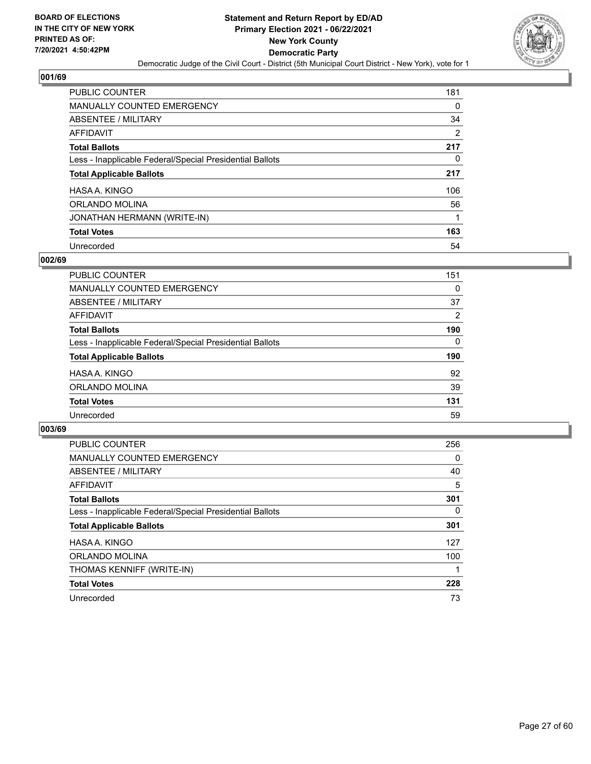**Statement and Return Report by ED/AD**
**Primary Election 2021 - 06/22/2021**
**New York County**
**Democratic Party**
Democratic Judge of the Civil Court - District (5th Municipal Court District - New York), vote for 1

BOARD OF ELECTIONS
IN THE CITY OF NEW YORK
PRINTED AS OF:
7/20/2021 4:50:42PM

## 001/69

| | |
|---|---|
| PUBLIC COUNTER | 181 |
| MANUALLY COUNTED EMERGENCY | 0 |
| ABSENTEE / MILITARY | 34 |
| AFFIDAVIT | 2 |
| **Total Ballots** | **217** |
| Less - Inapplicable Federal/Special Presidential Ballots | 0 |
| **Total Applicable Ballots** | **217** |
| HASA A. KINGO | 106 |
| ORLANDO MOLINA | 56 |
| JONATHAN HERMANN (WRITE-IN) | 1 |
| **Total Votes** | **163** |
| Unrecorded | 54 |

## 002/69

| | |
|---|---|
| PUBLIC COUNTER | 151 |
| MANUALLY COUNTED EMERGENCY | 0 |
| ABSENTEE / MILITARY | 37 |
| AFFIDAVIT | 2 |
| **Total Ballots** | **190** |
| Less - Inapplicable Federal/Special Presidential Ballots | 0 |
| **Total Applicable Ballots** | **190** |
| HASA A. KINGO | 92 |
| ORLANDO MOLINA | 39 |
| **Total Votes** | **131** |
| Unrecorded | 59 |

## 003/69

| | |
|---|---|
| PUBLIC COUNTER | 256 |
| MANUALLY COUNTED EMERGENCY | 0 |
| ABSENTEE / MILITARY | 40 |
| AFFIDAVIT | 5 |
| **Total Ballots** | **301** |
| Less - Inapplicable Federal/Special Presidential Ballots | 0 |
| **Total Applicable Ballots** | **301** |
| HASA A. KINGO | 127 |
| ORLANDO MOLINA | 100 |
| THOMAS KENNIFF (WRITE-IN) | 1 |
| **Total Votes** | **228** |
| Unrecorded | 73 |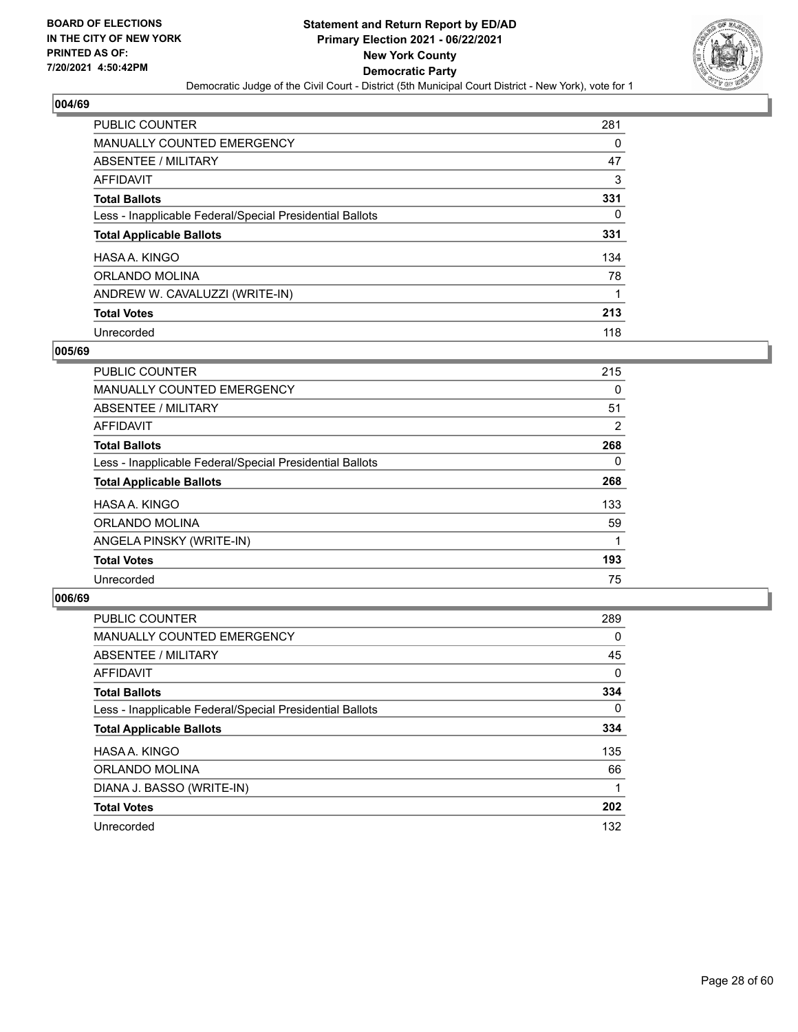**BOARD OF ELECTIONS IN THE CITY OF NEW YORK PRINTED AS OF: 7/20/2021 4:50:42PM**

**Statement and Return Report by ED/AD Primary Election 2021 - 06/22/2021 New York County Democratic Party**

Democratic Judge of the Civil Court - District (5th Municipal Court District - New York), vote for 1

## 004/69

| | |
|---|---|
| PUBLIC COUNTER | 281 |
| MANUALLY COUNTED EMERGENCY | 0 |
| ABSENTEE / MILITARY | 47 |
| AFFIDAVIT | 3 |
| **Total Ballots** | **331** |
| Less - Inapplicable Federal/Special Presidential Ballots | 0 |
| **Total Applicable Ballots** | **331** |
| HASA A. KINGO | 134 |
| ORLANDO MOLINA | 78 |
| ANDREW W. CAVALUZZI (WRITE-IN) | 1 |
| **Total Votes** | **213** |
| Unrecorded | 118 |

## 005/69

| | |
|---|---|
| PUBLIC COUNTER | 215 |
| MANUALLY COUNTED EMERGENCY | 0 |
| ABSENTEE / MILITARY | 51 |
| AFFIDAVIT | 2 |
| **Total Ballots** | **268** |
| Less - Inapplicable Federal/Special Presidential Ballots | 0 |
| **Total Applicable Ballots** | **268** |
| HASA A. KINGO | 133 |
| ORLANDO MOLINA | 59 |
| ANGELA PINSKY (WRITE-IN) | 1 |
| **Total Votes** | **193** |
| Unrecorded | 75 |

## 006/69

| | |
|---|---|
| PUBLIC COUNTER | 289 |
| MANUALLY COUNTED EMERGENCY | 0 |
| ABSENTEE / MILITARY | 45 |
| AFFIDAVIT | 0 |
| **Total Ballots** | **334** |
| Less - Inapplicable Federal/Special Presidential Ballots | 0 |
| **Total Applicable Ballots** | **334** |
| HASA A. KINGO | 135 |
| ORLANDO MOLINA | 66 |
| DIANA J. BASSO (WRITE-IN) | 1 |
| **Total Votes** | **202** |
| Unrecorded | 132 |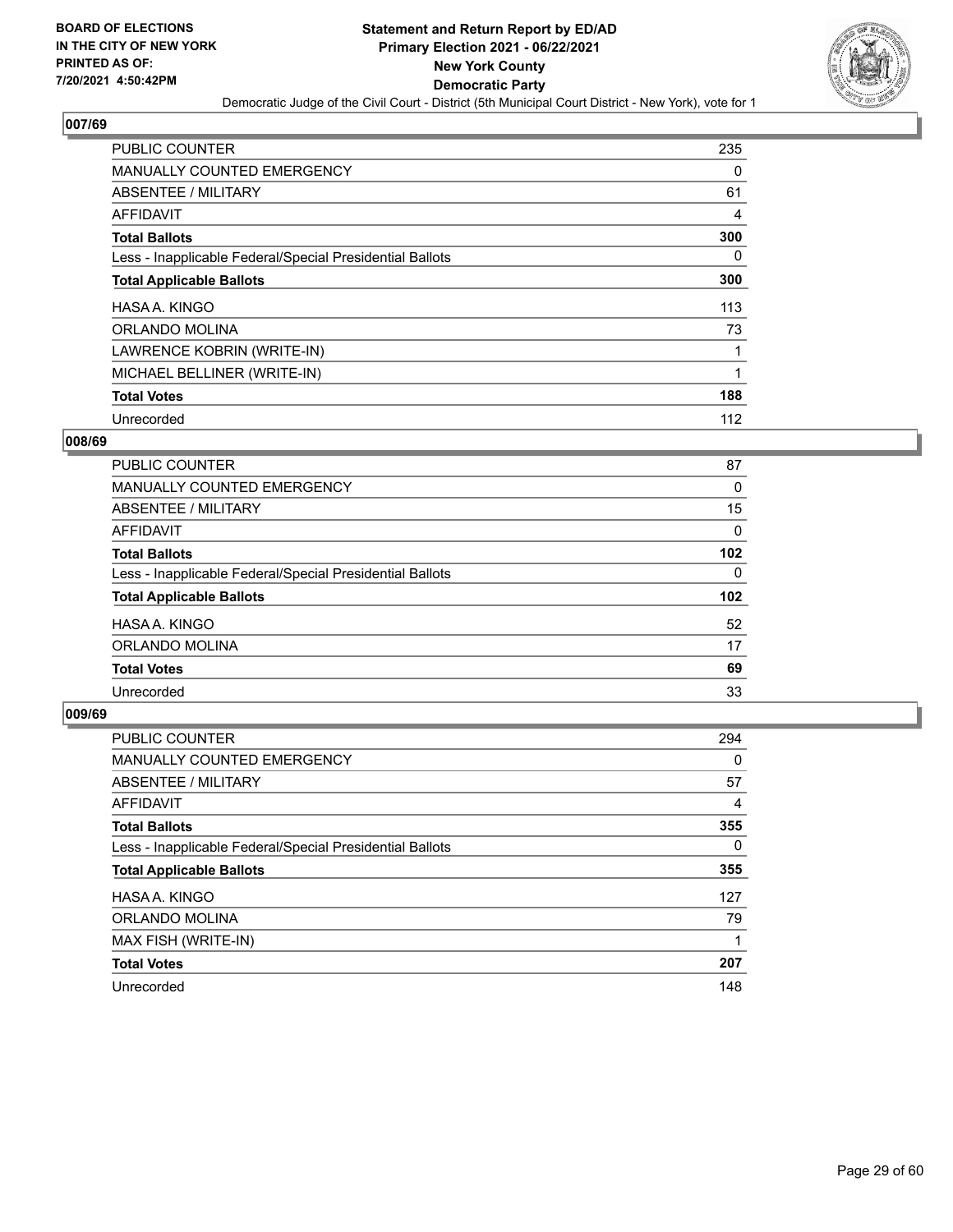## 007/69

| | |
|---|---|
| PUBLIC COUNTER | 235 |
| MANUALLY COUNTED EMERGENCY | 0 |
| ABSENTEE / MILITARY | 61 |
| AFFIDAVIT | 4 |
| **Total Ballots** | **300** |
| Less - Inapplicable Federal/Special Presidential Ballots | 0 |
| **Total Applicable Ballots** | **300** |
| HASA A. KINGO | 113 |
| ORLANDO MOLINA | 73 |
| LAWRENCE KOBRIN (WRITE-IN) | 1 |
| MICHAEL BELLINER (WRITE-IN) | 1 |
| **Total Votes** | **188** |
| Unrecorded | 112 |

## 008/69

| | |
|---|---|
| PUBLIC COUNTER | 87 |
| MANUALLY COUNTED EMERGENCY | 0 |
| ABSENTEE / MILITARY | 15 |
| AFFIDAVIT | 0 |
| **Total Ballots** | **102** |
| Less - Inapplicable Federal/Special Presidential Ballots | 0 |
| **Total Applicable Ballots** | **102** |
| HASA A. KINGO | 52 |
| ORLANDO MOLINA | 17 |
| **Total Votes** | **69** |
| Unrecorded | 33 |

## 009/69

| | |
|---|---|
| PUBLIC COUNTER | 294 |
| MANUALLY COUNTED EMERGENCY | 0 |
| ABSENTEE / MILITARY | 57 |
| AFFIDAVIT | 4 |
| **Total Ballots** | **355** |
| Less - Inapplicable Federal/Special Presidential Ballots | 0 |
| **Total Applicable Ballots** | **355** |
| HASA A. KINGO | 127 |
| ORLANDO MOLINA | 79 |
| MAX FISH (WRITE-IN) | 1 |
| **Total Votes** | **207** |
| Unrecorded | 148 |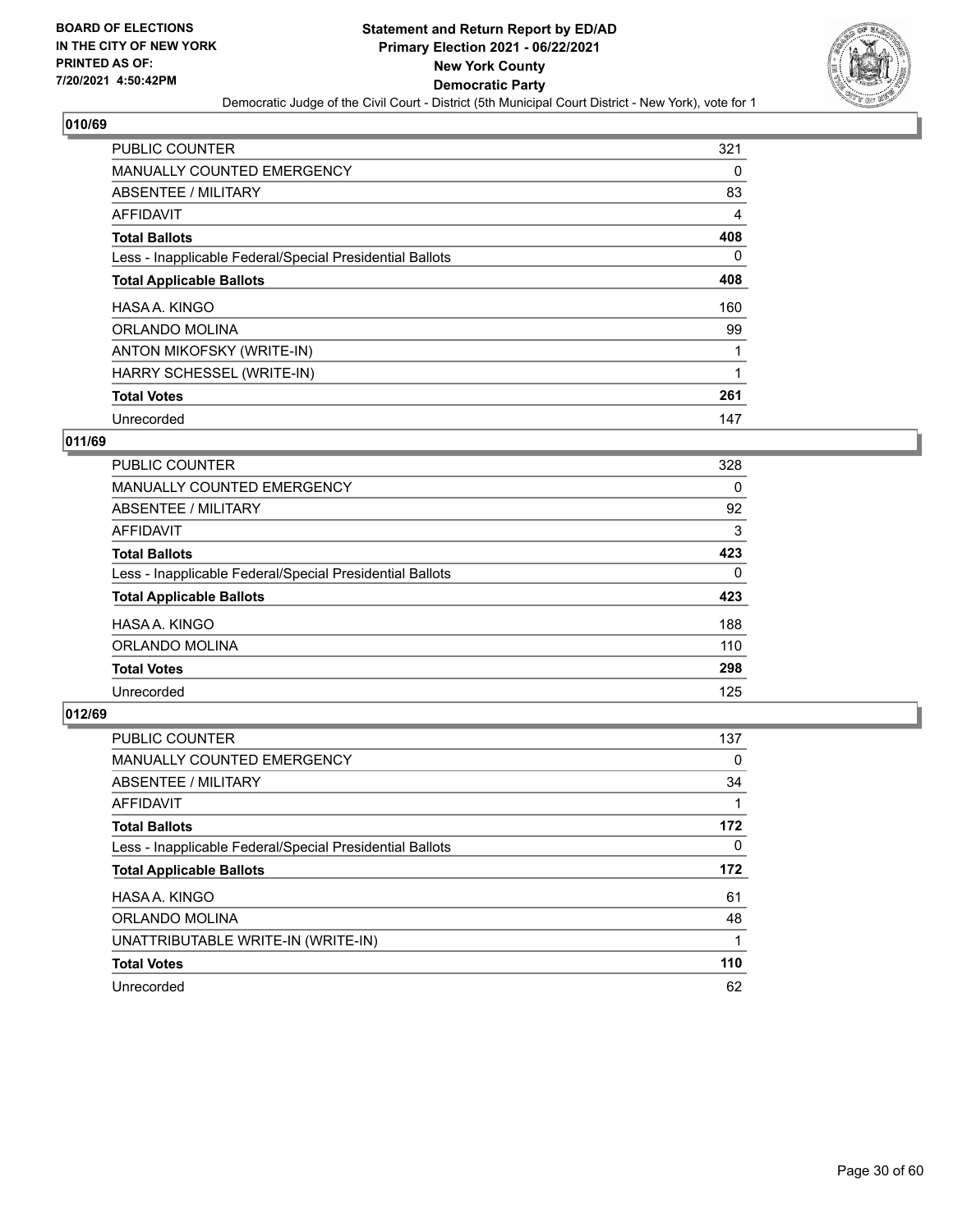BOARD OF ELECTIONS
IN THE CITY OF NEW YORK
PRINTED AS OF:
7/20/2021 4:50:42PM

**Statement and Return Report by ED/AD**
**Primary Election 2021 - 06/22/2021**
**New York County**
**Democratic Party**
Democratic Judge of the Civil Court - District (5th Municipal Court District - New York), vote for 1

## 010/69

| | |
|---|---|
| PUBLIC COUNTER | 321 |
| MANUALLY COUNTED EMERGENCY | 0 |
| ABSENTEE / MILITARY | 83 |
| AFFIDAVIT | 4 |
| **Total Ballots** | **408** |
| Less - Inapplicable Federal/Special Presidential Ballots | 0 |
| **Total Applicable Ballots** | **408** |
| HASA A. KINGO | 160 |
| ORLANDO MOLINA | 99 |
| ANTON MIKOFSKY (WRITE-IN) | 1 |
| HARRY SCHESSEL (WRITE-IN) | 1 |
| **Total Votes** | **261** |
| Unrecorded | 147 |

## 011/69

| | |
|---|---|
| PUBLIC COUNTER | 328 |
| MANUALLY COUNTED EMERGENCY | 0 |
| ABSENTEE / MILITARY | 92 |
| AFFIDAVIT | 3 |
| **Total Ballots** | **423** |
| Less - Inapplicable Federal/Special Presidential Ballots | 0 |
| **Total Applicable Ballots** | **423** |
| HASA A. KINGO | 188 |
| ORLANDO MOLINA | 110 |
| **Total Votes** | **298** |
| Unrecorded | 125 |

## 012/69

| | |
|---|---|
| PUBLIC COUNTER | 137 |
| MANUALLY COUNTED EMERGENCY | 0 |
| ABSENTEE / MILITARY | 34 |
| AFFIDAVIT | 1 |
| **Total Ballots** | **172** |
| Less - Inapplicable Federal/Special Presidential Ballots | 0 |
| **Total Applicable Ballots** | **172** |
| HASA A. KINGO | 61 |
| ORLANDO MOLINA | 48 |
| UNATTRIBUTABLE WRITE-IN (WRITE-IN) | 1 |
| **Total Votes** | **110** |
| Unrecorded | 62 |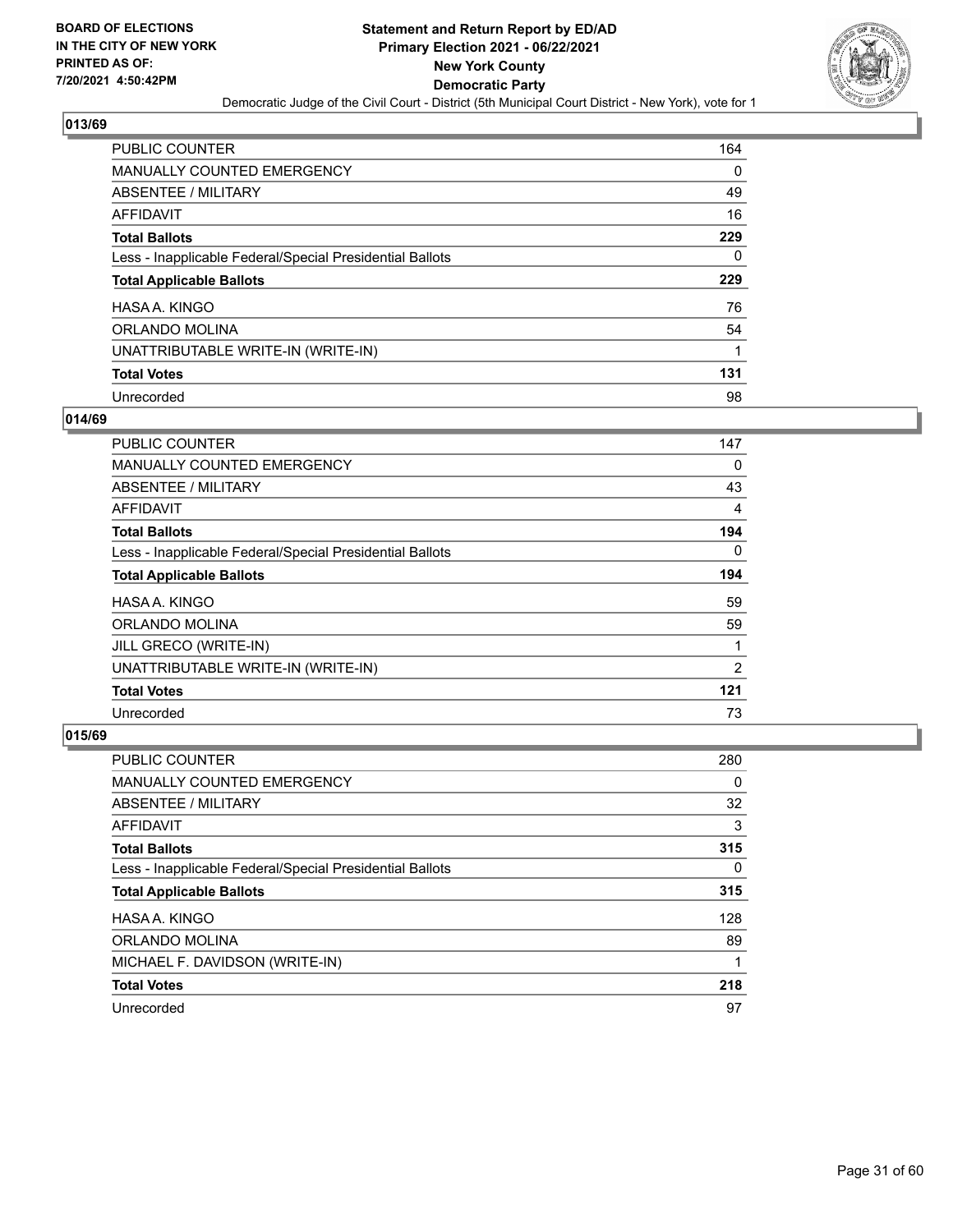## 013/69

| | |
|---|---|
| PUBLIC COUNTER | 164 |
| MANUALLY COUNTED EMERGENCY | 0 |
| ABSENTEE / MILITARY | 49 |
| AFFIDAVIT | 16 |
| **Total Ballots** | **229** |
| Less - Inapplicable Federal/Special Presidential Ballots | 0 |
| **Total Applicable Ballots** | **229** |
| HASA A. KINGO | 76 |
| ORLANDO MOLINA | 54 |
| UNATTRIBUTABLE WRITE-IN (WRITE-IN) | 1 |
| **Total Votes** | **131** |
| Unrecorded | 98 |

## 014/69

| | |
|---|---|
| PUBLIC COUNTER | 147 |
| MANUALLY COUNTED EMERGENCY | 0 |
| ABSENTEE / MILITARY | 43 |
| AFFIDAVIT | 4 |
| **Total Ballots** | **194** |
| Less - Inapplicable Federal/Special Presidential Ballots | 0 |
| **Total Applicable Ballots** | **194** |
| HASA A. KINGO | 59 |
| ORLANDO MOLINA | 59 |
| JILL GRECO (WRITE-IN) | 1 |
| UNATTRIBUTABLE WRITE-IN (WRITE-IN) | 2 |
| **Total Votes** | **121** |
| Unrecorded | 73 |

## 015/69

| | |
|---|---|
| PUBLIC COUNTER | 280 |
| MANUALLY COUNTED EMERGENCY | 0 |
| ABSENTEE / MILITARY | 32 |
| AFFIDAVIT | 3 |
| **Total Ballots** | **315** |
| Less - Inapplicable Federal/Special Presidential Ballots | 0 |
| **Total Applicable Ballots** | **315** |
| HASA A. KINGO | 128 |
| ORLANDO MOLINA | 89 |
| MICHAEL F. DAVIDSON (WRITE-IN) | 1 |
| **Total Votes** | **218** |
| Unrecorded | 97 |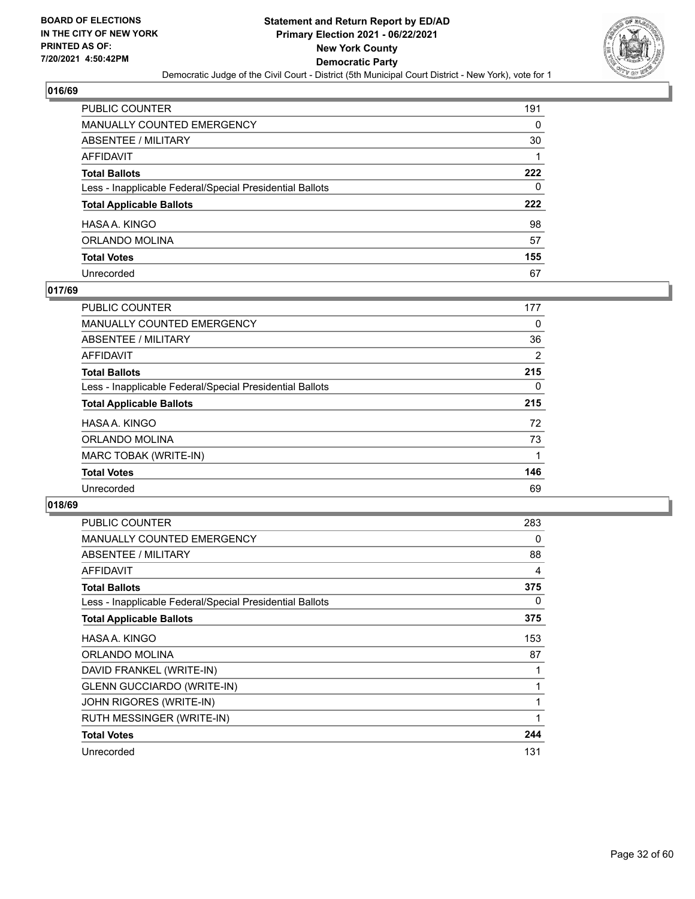BOARD OF ELECTIONS
IN THE CITY OF NEW YORK
PRINTED AS OF:
7/20/2021 4:50:42PM

# Statement and Return Report by ED/AD
## Primary Election 2021 - 06/22/2021
## New York County
## Democratic Party

Democratic Judge of the Civil Court - District (5th Municipal Court District - New York), vote for 1

### 016/69

| | |
|---|---|
| PUBLIC COUNTER | 191 |
| MANUALLY COUNTED EMERGENCY | 0 |
| ABSENTEE / MILITARY | 30 |
| AFFIDAVIT | 1 |
| **Total Ballots** | **222** |
| Less - Inapplicable Federal/Special Presidential Ballots | 0 |
| **Total Applicable Ballots** | **222** |
| HASA A. KINGO | 98 |
| ORLANDO MOLINA | 57 |
| **Total Votes** | **155** |
| Unrecorded | 67 |

### 017/69

| | |
|---|---|
| PUBLIC COUNTER | 177 |
| MANUALLY COUNTED EMERGENCY | 0 |
| ABSENTEE / MILITARY | 36 |
| AFFIDAVIT | 2 |
| **Total Ballots** | **215** |
| Less - Inapplicable Federal/Special Presidential Ballots | 0 |
| **Total Applicable Ballots** | **215** |
| HASA A. KINGO | 72 |
| ORLANDO MOLINA | 73 |
| MARC TOBAK (WRITE-IN) | 1 |
| **Total Votes** | **146** |
| Unrecorded | 69 |

### 018/69

| | |
|---|---|
| PUBLIC COUNTER | 283 |
| MANUALLY COUNTED EMERGENCY | 0 |
| ABSENTEE / MILITARY | 88 |
| AFFIDAVIT | 4 |
| **Total Ballots** | **375** |
| Less - Inapplicable Federal/Special Presidential Ballots | 0 |
| **Total Applicable Ballots** | **375** |
| HASA A. KINGO | 153 |
| ORLANDO MOLINA | 87 |
| DAVID FRANKEL (WRITE-IN) | 1 |
| GLENN GUCCIARDO (WRITE-IN) | 1 |
| JOHN RIGORES (WRITE-IN) | 1 |
| RUTH MESSINGER (WRITE-IN) | 1 |
| **Total Votes** | **244** |
| Unrecorded | 131 |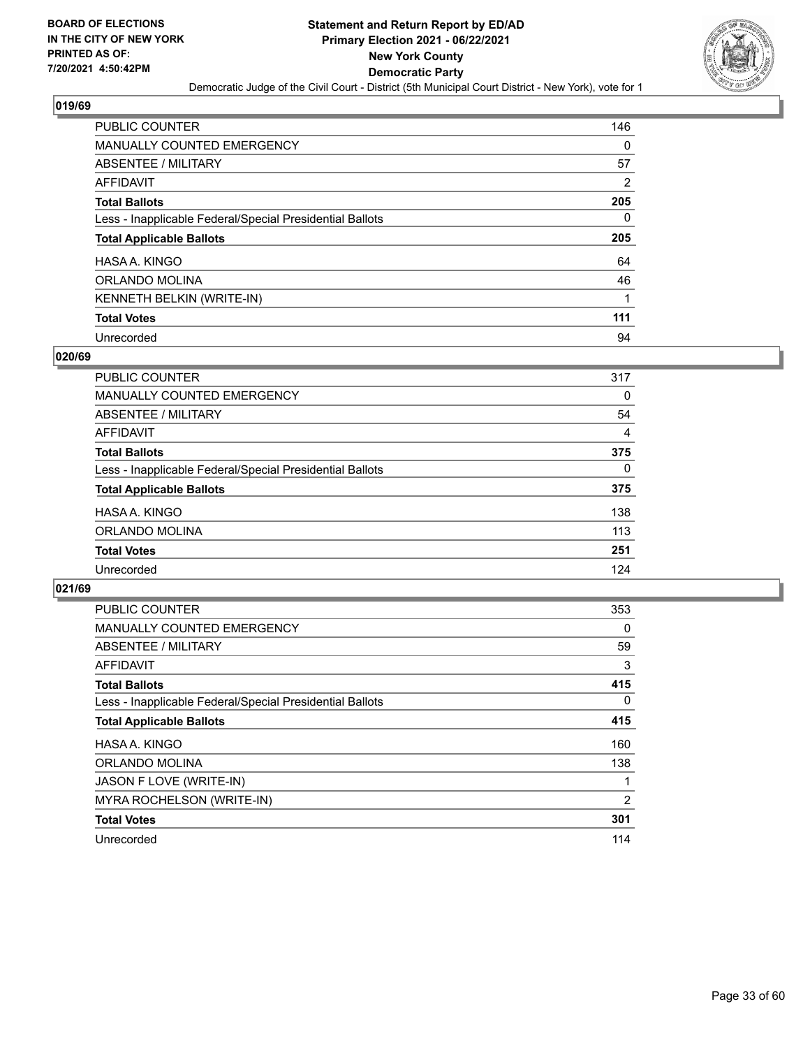**BOARD OF ELECTIONS IN THE CITY OF NEW YORK PRINTED AS OF: 7/20/2021 4:50:42PM**

**Statement and Return Report by ED/AD Primary Election 2021 - 06/22/2021 New York County Democratic Party**

Democratic Judge of the Civil Court - District (5th Municipal Court District - New York), vote for 1

## 019/69

| | |
|---|---|
| PUBLIC COUNTER | 146 |
| MANUALLY COUNTED EMERGENCY | 0 |
| ABSENTEE / MILITARY | 57 |
| AFFIDAVIT | 2 |
| **Total Ballots** | **205** |
| Less - Inapplicable Federal/Special Presidential Ballots | 0 |
| **Total Applicable Ballots** | **205** |
| HASA A. KINGO | 64 |
| ORLANDO MOLINA | 46 |
| KENNETH BELKIN (WRITE-IN) | 1 |
| **Total Votes** | **111** |
| Unrecorded | 94 |

## 020/69

| | |
|---|---|
| PUBLIC COUNTER | 317 |
| MANUALLY COUNTED EMERGENCY | 0 |
| ABSENTEE / MILITARY | 54 |
| AFFIDAVIT | 4 |
| **Total Ballots** | **375** |
| Less - Inapplicable Federal/Special Presidential Ballots | 0 |
| **Total Applicable Ballots** | **375** |
| HASA A. KINGO | 138 |
| ORLANDO MOLINA | 113 |
| **Total Votes** | **251** |
| Unrecorded | 124 |

## 021/69

| | |
|---|---|
| PUBLIC COUNTER | 353 |
| MANUALLY COUNTED EMERGENCY | 0 |
| ABSENTEE / MILITARY | 59 |
| AFFIDAVIT | 3 |
| **Total Ballots** | **415** |
| Less - Inapplicable Federal/Special Presidential Ballots | 0 |
| **Total Applicable Ballots** | **415** |
| HASA A. KINGO | 160 |
| ORLANDO MOLINA | 138 |
| JASON F LOVE (WRITE-IN) | 1 |
| MYRA ROCHELSON (WRITE-IN) | 2 |
| **Total Votes** | **301** |
| Unrecorded | 114 |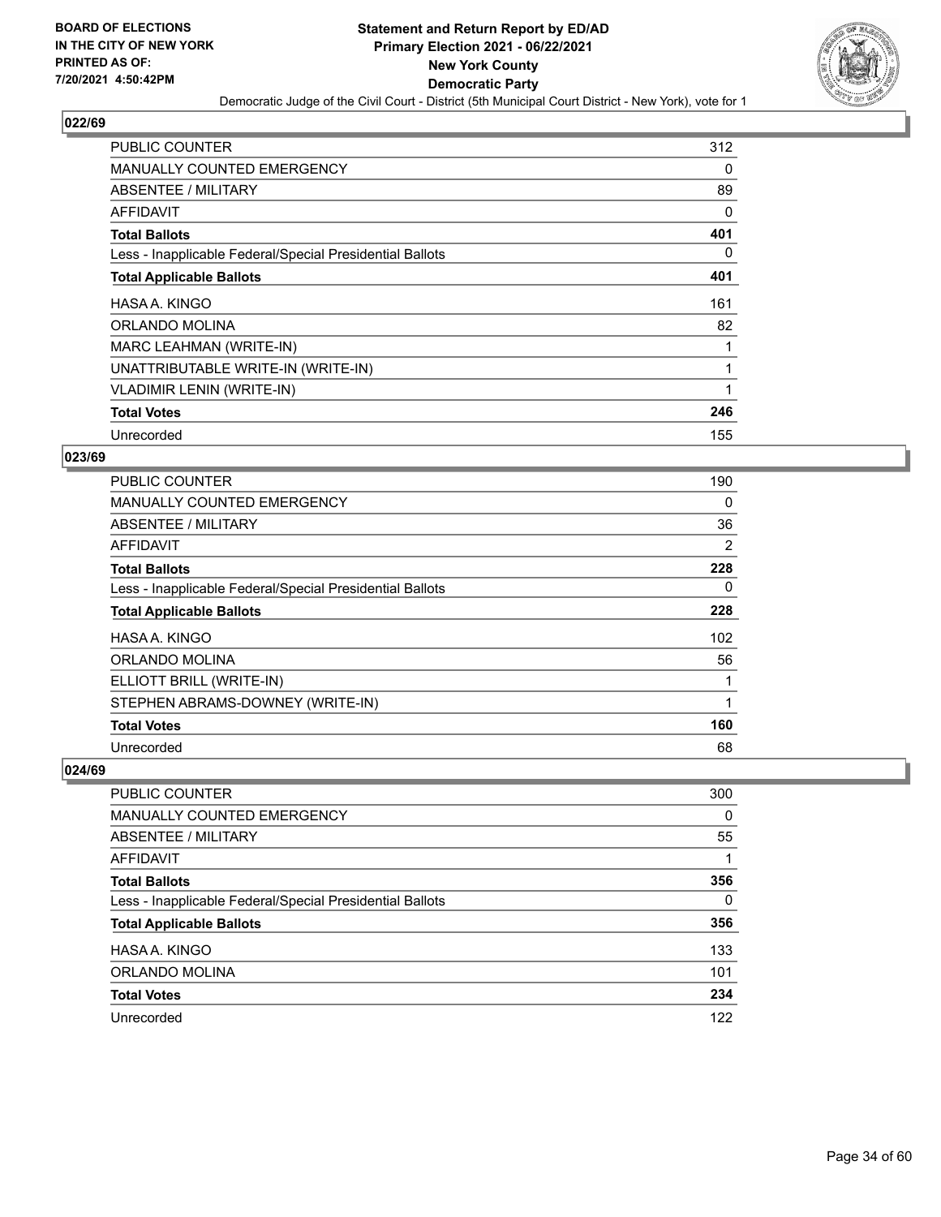## 022/69

| | |
|---|---|
| PUBLIC COUNTER | 312 |
| MANUALLY COUNTED EMERGENCY | 0 |
| ABSENTEE / MILITARY | 89 |
| AFFIDAVIT | 0 |
| **Total Ballots** | **401** |
| Less - Inapplicable Federal/Special Presidential Ballots | 0 |
| **Total Applicable Ballots** | **401** |
| HASA A. KINGO | 161 |
| ORLANDO MOLINA | 82 |
| MARC LEAHMAN (WRITE-IN) | 1 |
| UNATTRIBUTABLE WRITE-IN (WRITE-IN) | 1 |
| VLADIMIR LENIN (WRITE-IN) | 1 |
| **Total Votes** | **246** |
| Unrecorded | 155 |

## 023/69

| | |
|---|---|
| PUBLIC COUNTER | 190 |
| MANUALLY COUNTED EMERGENCY | 0 |
| ABSENTEE / MILITARY | 36 |
| AFFIDAVIT | 2 |
| **Total Ballots** | **228** |
| Less - Inapplicable Federal/Special Presidential Ballots | 0 |
| **Total Applicable Ballots** | **228** |
| HASA A. KINGO | 102 |
| ORLANDO MOLINA | 56 |
| ELLIOTT BRILL (WRITE-IN) | 1 |
| STEPHEN ABRAMS-DOWNEY (WRITE-IN) | 1 |
| **Total Votes** | **160** |
| Unrecorded | 68 |

## 024/69

| | |
|---|---|
| PUBLIC COUNTER | 300 |
| MANUALLY COUNTED EMERGENCY | 0 |
| ABSENTEE / MILITARY | 55 |
| AFFIDAVIT | 1 |
| **Total Ballots** | **356** |
| Less - Inapplicable Federal/Special Presidential Ballots | 0 |
| **Total Applicable Ballots** | **356** |
| HASA A. KINGO | 133 |
| ORLANDO MOLINA | 101 |
| **Total Votes** | **234** |
| Unrecorded | 122 |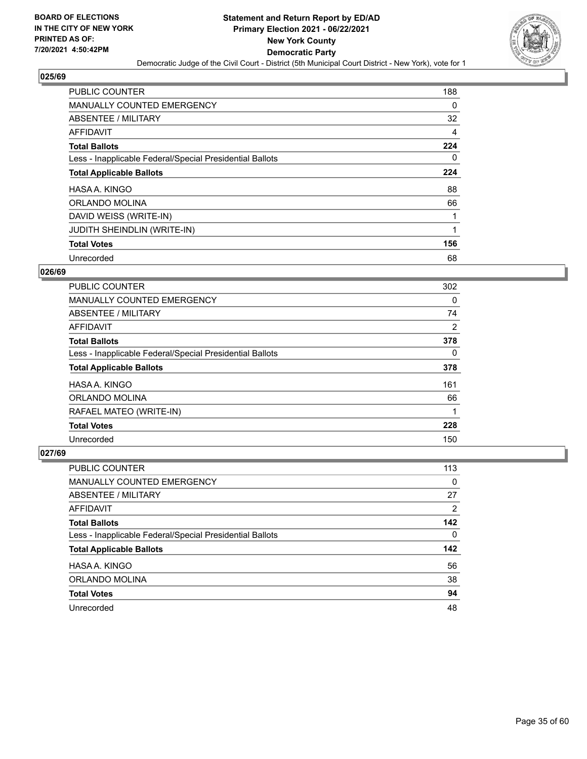**BOARD OF ELECTIONS IN THE CITY OF NEW YORK PRINTED AS OF: 7/20/2021 4:50:42PM**

**Statement and Return Report by ED/AD Primary Election 2021 - 06/22/2021 New York County Democratic Party**

Democratic Judge of the Civil Court - District (5th Municipal Court District - New York), vote for 1

## 025/69

| | |
|---|---|
| PUBLIC COUNTER | 188 |
| MANUALLY COUNTED EMERGENCY | 0 |
| ABSENTEE / MILITARY | 32 |
| AFFIDAVIT | 4 |
| **Total Ballots** | **224** |
| Less - Inapplicable Federal/Special Presidential Ballots | 0 |
| **Total Applicable Ballots** | **224** |
| HASA A. KINGO | 88 |
| ORLANDO MOLINA | 66 |
| DAVID WEISS (WRITE-IN) | 1 |
| JUDITH SHEINDLIN (WRITE-IN) | 1 |
| **Total Votes** | **156** |
| Unrecorded | 68 |

## 026/69

| | |
|---|---|
| PUBLIC COUNTER | 302 |
| MANUALLY COUNTED EMERGENCY | 0 |
| ABSENTEE / MILITARY | 74 |
| AFFIDAVIT | 2 |
| **Total Ballots** | **378** |
| Less - Inapplicable Federal/Special Presidential Ballots | 0 |
| **Total Applicable Ballots** | **378** |
| HASA A. KINGO | 161 |
| ORLANDO MOLINA | 66 |
| RAFAEL MATEO (WRITE-IN) | 1 |
| **Total Votes** | **228** |
| Unrecorded | 150 |

## 027/69

| | |
|---|---|
| PUBLIC COUNTER | 113 |
| MANUALLY COUNTED EMERGENCY | 0 |
| ABSENTEE / MILITARY | 27 |
| AFFIDAVIT | 2 |
| **Total Ballots** | **142** |
| Less - Inapplicable Federal/Special Presidential Ballots | 0 |
| **Total Applicable Ballots** | **142** |
| HASA A. KINGO | 56 |
| ORLANDO MOLINA | 38 |
| **Total Votes** | **94** |
| Unrecorded | 48 |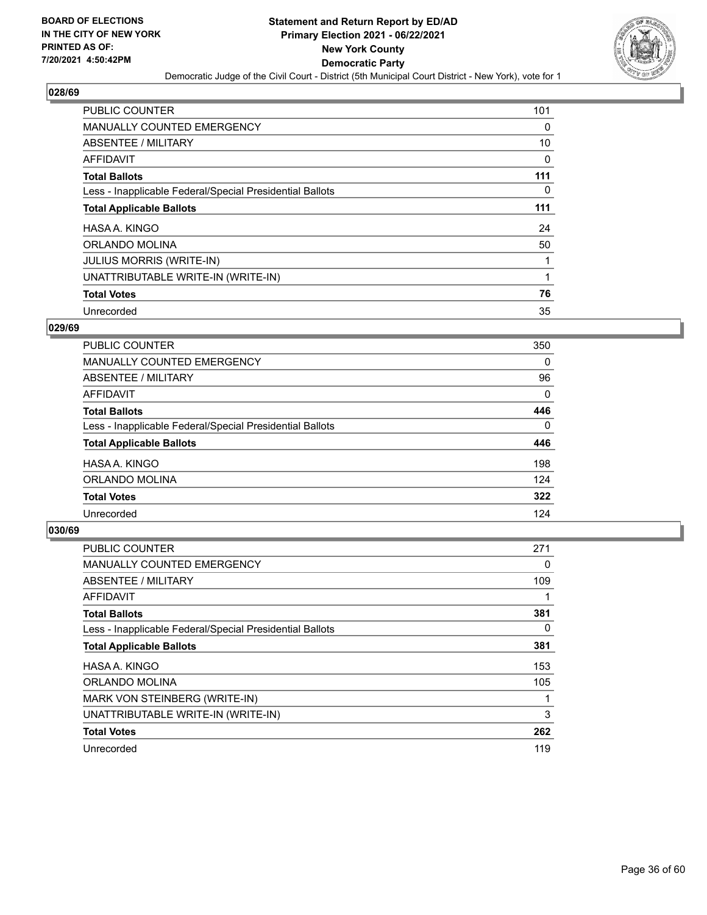**BOARD OF ELECTIONS IN THE CITY OF NEW YORK PRINTED AS OF: 7/20/2021 4:50:42PM**

**Statement and Return Report by ED/AD Primary Election 2021 - 06/22/2021 New York County Democratic Party**

Democratic Judge of the Civil Court - District (5th Municipal Court District - New York), vote for 1

## 028/69

| | |
|---|---|
| PUBLIC COUNTER | 101 |
| MANUALLY COUNTED EMERGENCY | 0 |
| ABSENTEE / MILITARY | 10 |
| AFFIDAVIT | 0 |
| **Total Ballots** | **111** |
| Less - Inapplicable Federal/Special Presidential Ballots | 0 |
| **Total Applicable Ballots** | **111** |
| HASA A. KINGO | 24 |
| ORLANDO MOLINA | 50 |
| JULIUS MORRIS (WRITE-IN) | 1 |
| UNATTRIBUTABLE WRITE-IN (WRITE-IN) | 1 |
| **Total Votes** | **76** |
| Unrecorded | 35 |

## 029/69

| | |
|---|---|
| PUBLIC COUNTER | 350 |
| MANUALLY COUNTED EMERGENCY | 0 |
| ABSENTEE / MILITARY | 96 |
| AFFIDAVIT | 0 |
| **Total Ballots** | **446** |
| Less - Inapplicable Federal/Special Presidential Ballots | 0 |
| **Total Applicable Ballots** | **446** |
| HASA A. KINGO | 198 |
| ORLANDO MOLINA | 124 |
| **Total Votes** | **322** |
| Unrecorded | 124 |

## 030/69

| | |
|---|---|
| PUBLIC COUNTER | 271 |
| MANUALLY COUNTED EMERGENCY | 0 |
| ABSENTEE / MILITARY | 109 |
| AFFIDAVIT | 1 |
| **Total Ballots** | **381** |
| Less - Inapplicable Federal/Special Presidential Ballots | 0 |
| **Total Applicable Ballots** | **381** |
| HASA A. KINGO | 153 |
| ORLANDO MOLINA | 105 |
| MARK VON STEINBERG (WRITE-IN) | 1 |
| UNATTRIBUTABLE WRITE-IN (WRITE-IN) | 3 |
| **Total Votes** | **262** |
| Unrecorded | 119 |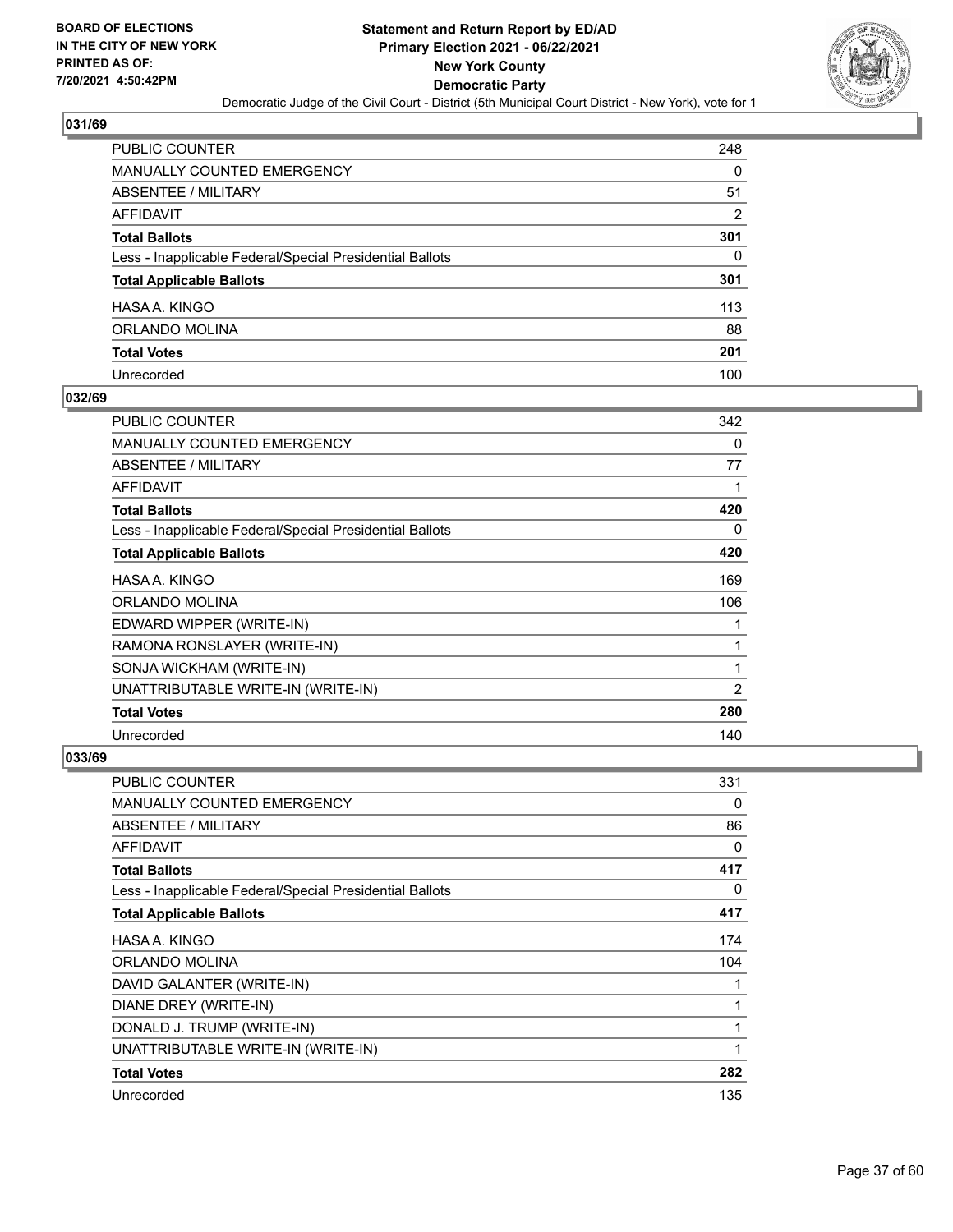## 031/69

| | |
|---|---|
| PUBLIC COUNTER | 248 |
| MANUALLY COUNTED EMERGENCY | 0 |
| ABSENTEE / MILITARY | 51 |
| AFFIDAVIT | 2 |
| **Total Ballots** | **301** |
| Less - Inapplicable Federal/Special Presidential Ballots | 0 |
| **Total Applicable Ballots** | **301** |
| HASA A. KINGO | 113 |
| ORLANDO MOLINA | 88 |
| **Total Votes** | **201** |
| Unrecorded | 100 |

## 032/69

| | |
|---|---|
| PUBLIC COUNTER | 342 |
| MANUALLY COUNTED EMERGENCY | 0 |
| ABSENTEE / MILITARY | 77 |
| AFFIDAVIT | 1 |
| **Total Ballots** | **420** |
| Less - Inapplicable Federal/Special Presidential Ballots | 0 |
| **Total Applicable Ballots** | **420** |
| HASA A. KINGO | 169 |
| ORLANDO MOLINA | 106 |
| EDWARD WIPPER (WRITE-IN) | 1 |
| RAMONA RONSLAYER (WRITE-IN) | 1 |
| SONJA WICKHAM (WRITE-IN) | 1 |
| UNATTRIBUTABLE WRITE-IN (WRITE-IN) | 2 |
| **Total Votes** | **280** |
| Unrecorded | 140 |

## 033/69

| | |
|---|---|
| PUBLIC COUNTER | 331 |
| MANUALLY COUNTED EMERGENCY | 0 |
| ABSENTEE / MILITARY | 86 |
| AFFIDAVIT | 0 |
| **Total Ballots** | **417** |
| Less - Inapplicable Federal/Special Presidential Ballots | 0 |
| **Total Applicable Ballots** | **417** |
| HASA A. KINGO | 174 |
| ORLANDO MOLINA | 104 |
| DAVID GALANTER (WRITE-IN) | 1 |
| DIANE DREY (WRITE-IN) | 1 |
| DONALD J. TRUMP (WRITE-IN) | 1 |
| UNATTRIBUTABLE WRITE-IN (WRITE-IN) | 1 |
| **Total Votes** | **282** |
| Unrecorded | 135 |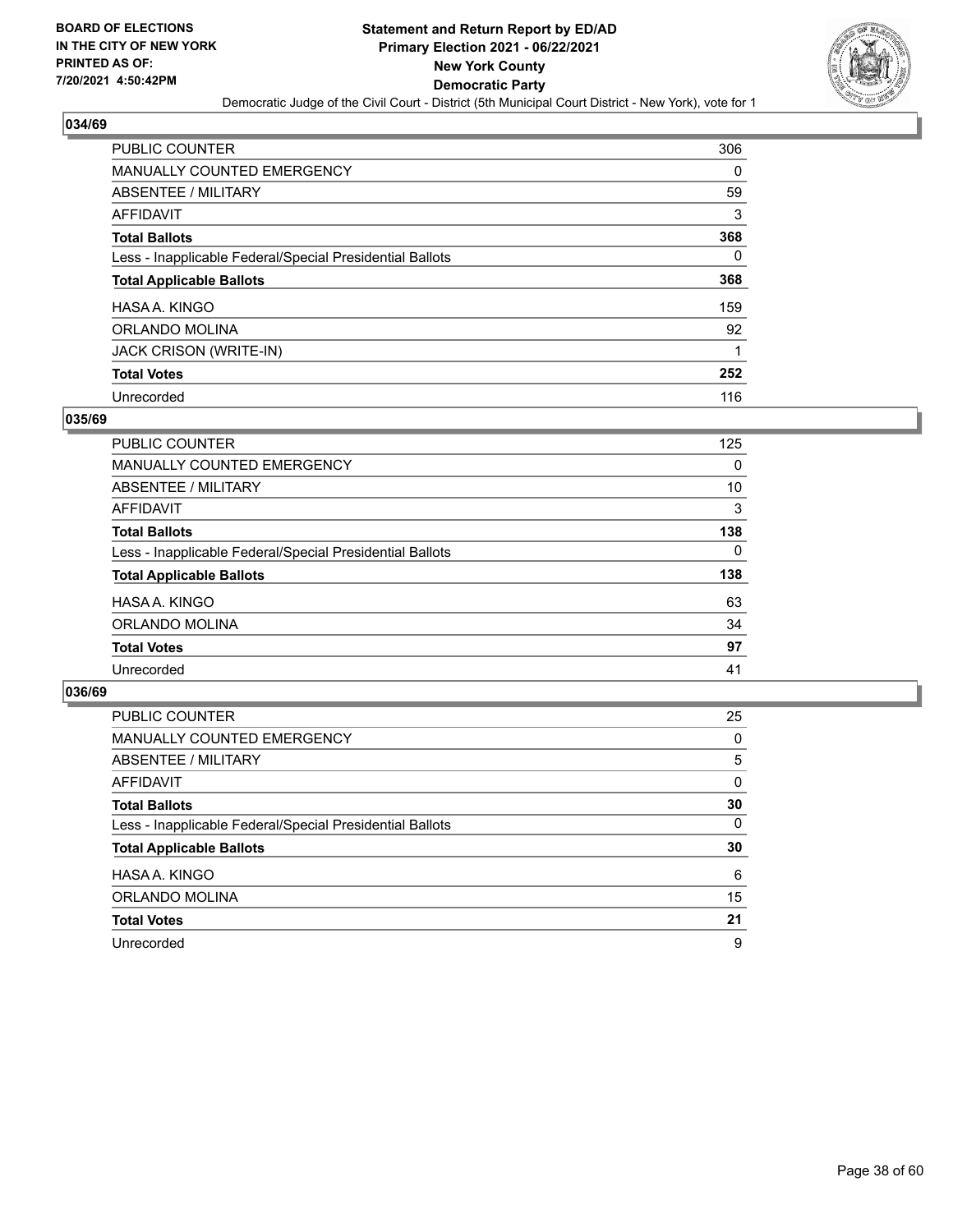**BOARD OF ELECTIONS IN THE CITY OF NEW YORK PRINTED AS OF: 7/20/2021 4:50:42PM**

**Statement and Return Report by ED/AD Primary Election 2021 - 06/22/2021 New York County Democratic Party**

Democratic Judge of the Civil Court - District (5th Municipal Court District - New York), vote for 1

## 034/69

| | |
|---|---|
| PUBLIC COUNTER | 306 |
| MANUALLY COUNTED EMERGENCY | 0 |
| ABSENTEE / MILITARY | 59 |
| AFFIDAVIT | 3 |
| **Total Ballots** | **368** |
| Less - Inapplicable Federal/Special Presidential Ballots | 0 |
| **Total Applicable Ballots** | **368** |
| HASA A. KINGO | 159 |
| ORLANDO MOLINA | 92 |
| JACK CRISON (WRITE-IN) | 1 |
| **Total Votes** | **252** |
| Unrecorded | 116 |

## 035/69

| | |
|---|---|
| PUBLIC COUNTER | 125 |
| MANUALLY COUNTED EMERGENCY | 0 |
| ABSENTEE / MILITARY | 10 |
| AFFIDAVIT | 3 |
| **Total Ballots** | **138** |
| Less - Inapplicable Federal/Special Presidential Ballots | 0 |
| **Total Applicable Ballots** | **138** |
| HASA A. KINGO | 63 |
| ORLANDO MOLINA | 34 |
| **Total Votes** | **97** |
| Unrecorded | 41 |

## 036/69

| | |
|---|---|
| PUBLIC COUNTER | 25 |
| MANUALLY COUNTED EMERGENCY | 0 |
| ABSENTEE / MILITARY | 5 |
| AFFIDAVIT | 0 |
| **Total Ballots** | **30** |
| Less - Inapplicable Federal/Special Presidential Ballots | 0 |
| **Total Applicable Ballots** | **30** |
| HASA A. KINGO | 6 |
| ORLANDO MOLINA | 15 |
| **Total Votes** | **21** |
| Unrecorded | 9 |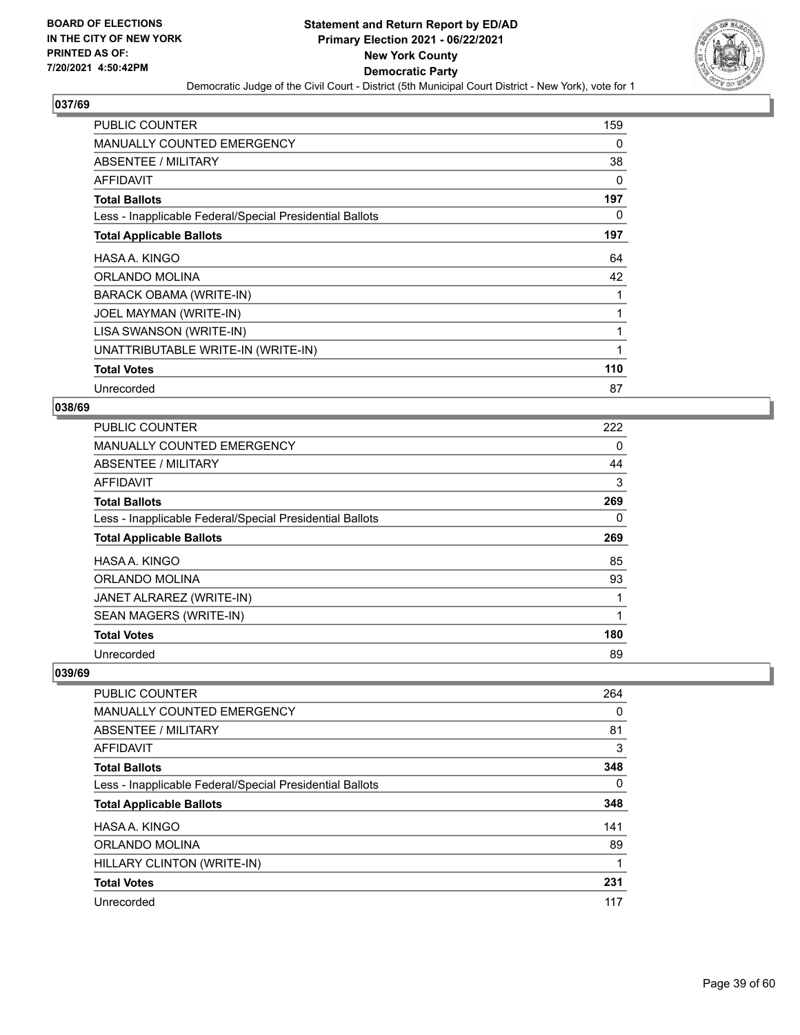## 037/69

| | |
|---|---|
| PUBLIC COUNTER | 159 |
| MANUALLY COUNTED EMERGENCY | 0 |
| ABSENTEE / MILITARY | 38 |
| AFFIDAVIT | 0 |
| **Total Ballots** | **197** |
| Less - Inapplicable Federal/Special Presidential Ballots | 0 |
| **Total Applicable Ballots** | **197** |
| HASA A. KINGO | 64 |
| ORLANDO MOLINA | 42 |
| BARACK OBAMA (WRITE-IN) | 1 |
| JOEL MAYMAN (WRITE-IN) | 1 |
| LISA SWANSON (WRITE-IN) | 1 |
| UNATTRIBUTABLE WRITE-IN (WRITE-IN) | 1 |
| **Total Votes** | **110** |
| Unrecorded | 87 |

## 038/69

| | |
|---|---|
| PUBLIC COUNTER | 222 |
| MANUALLY COUNTED EMERGENCY | 0 |
| ABSENTEE / MILITARY | 44 |
| AFFIDAVIT | 3 |
| **Total Ballots** | **269** |
| Less - Inapplicable Federal/Special Presidential Ballots | 0 |
| **Total Applicable Ballots** | **269** |
| HASA A. KINGO | 85 |
| ORLANDO MOLINA | 93 |
| JANET ALRAREZ (WRITE-IN) | 1 |
| SEAN MAGERS (WRITE-IN) | 1 |
| **Total Votes** | **180** |
| Unrecorded | 89 |

## 039/69

| | |
|---|---|
| PUBLIC COUNTER | 264 |
| MANUALLY COUNTED EMERGENCY | 0 |
| ABSENTEE / MILITARY | 81 |
| AFFIDAVIT | 3 |
| **Total Ballots** | **348** |
| Less - Inapplicable Federal/Special Presidential Ballots | 0 |
| **Total Applicable Ballots** | **348** |
| HASA A. KINGO | 141 |
| ORLANDO MOLINA | 89 |
| HILLARY CLINTON (WRITE-IN) | 1 |
| **Total Votes** | **231** |
| Unrecorded | 117 |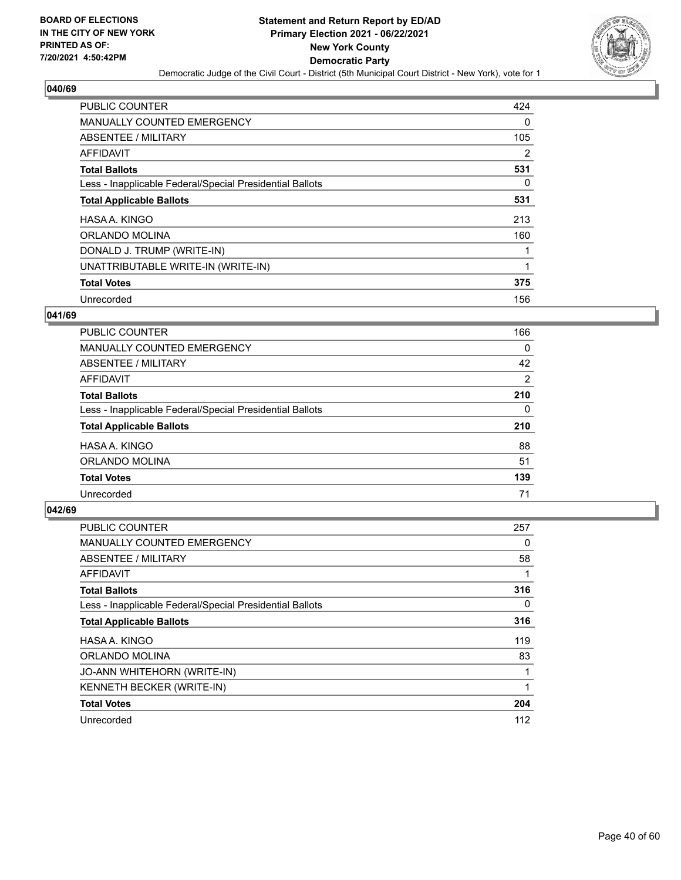**BOARD OF ELECTIONS IN THE CITY OF NEW YORK PRINTED AS OF: 7/20/2021 4:50:42PM**

**Statement and Return Report by ED/AD**
**Primary Election 2021 - 06/22/2021**
**New York County**
**Democratic Party**
Democratic Judge of the Civil Court - District (5th Municipal Court District - New York), vote for 1

## 040/69

| | |
|---|---|
| PUBLIC COUNTER | 424 |
| MANUALLY COUNTED EMERGENCY | 0 |
| ABSENTEE / MILITARY | 105 |
| AFFIDAVIT | 2 |
| **Total Ballots** | **531** |
| Less - Inapplicable Federal/Special Presidential Ballots | 0 |
| **Total Applicable Ballots** | **531** |
| HASA A. KINGO | 213 |
| ORLANDO MOLINA | 160 |
| DONALD J. TRUMP (WRITE-IN) | 1 |
| UNATTRIBUTABLE WRITE-IN (WRITE-IN) | 1 |
| **Total Votes** | **375** |
| Unrecorded | 156 |

## 041/69

| | |
|---|---|
| PUBLIC COUNTER | 166 |
| MANUALLY COUNTED EMERGENCY | 0 |
| ABSENTEE / MILITARY | 42 |
| AFFIDAVIT | 2 |
| **Total Ballots** | **210** |
| Less - Inapplicable Federal/Special Presidential Ballots | 0 |
| **Total Applicable Ballots** | **210** |
| HASA A. KINGO | 88 |
| ORLANDO MOLINA | 51 |
| **Total Votes** | **139** |
| Unrecorded | 71 |

## 042/69

| | |
|---|---|
| PUBLIC COUNTER | 257 |
| MANUALLY COUNTED EMERGENCY | 0 |
| ABSENTEE / MILITARY | 58 |
| AFFIDAVIT | 1 |
| **Total Ballots** | **316** |
| Less - Inapplicable Federal/Special Presidential Ballots | 0 |
| **Total Applicable Ballots** | **316** |
| HASA A. KINGO | 119 |
| ORLANDO MOLINA | 83 |
| JO-ANN WHITEHORN (WRITE-IN) | 1 |
| KENNETH BECKER (WRITE-IN) | 1 |
| **Total Votes** | **204** |
| Unrecorded | 112 |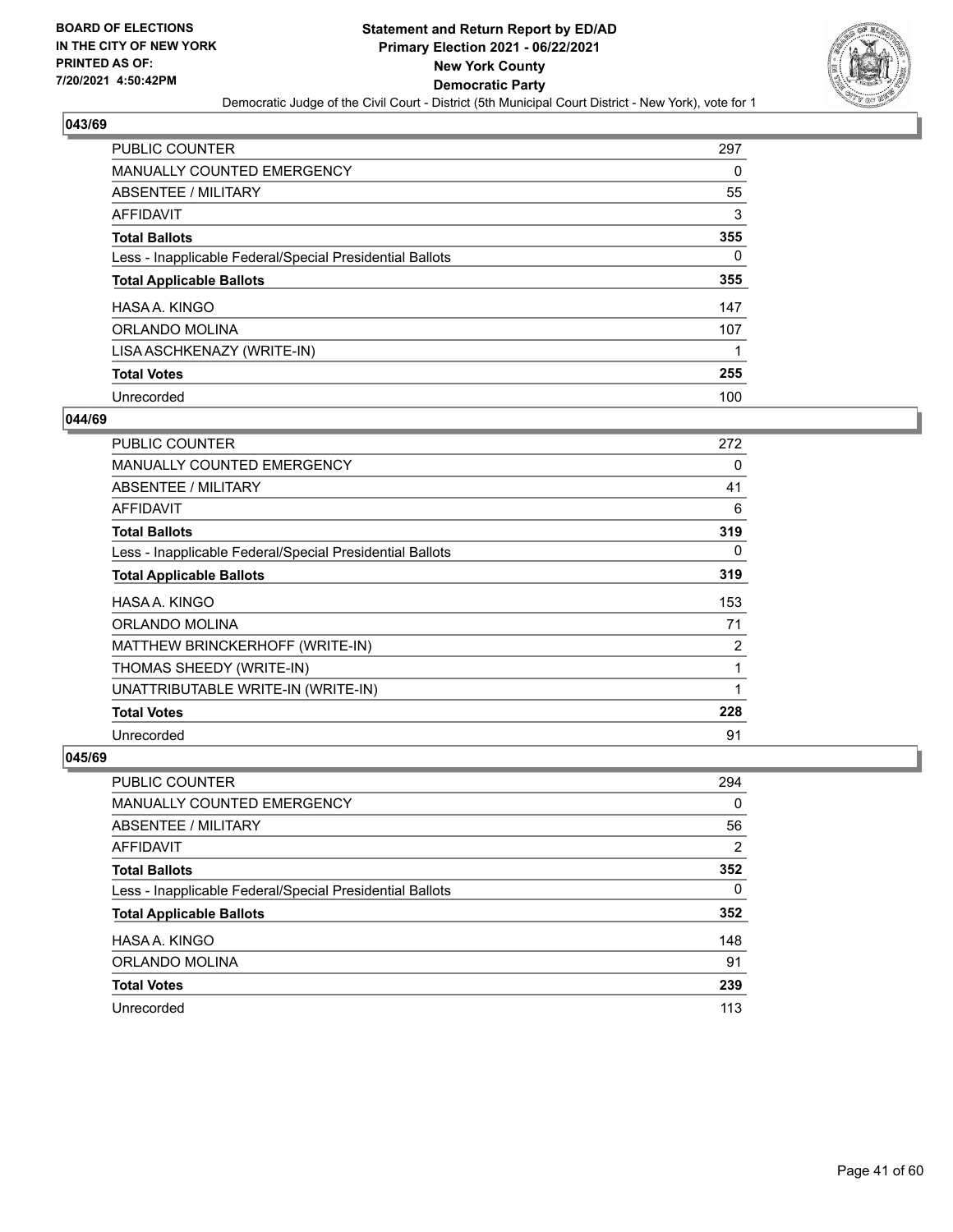**BOARD OF ELECTIONS IN THE CITY OF NEW YORK PRINTED AS OF: 7/20/2021 4:50:42PM**

**Statement and Return Report by ED/AD Primary Election 2021 - 06/22/2021 New York County Democratic Party**

Democratic Judge of the Civil Court - District (5th Municipal Court District - New York), vote for 1

### 043/69

| | |
|---|---|
| PUBLIC COUNTER | 297 |
| MANUALLY COUNTED EMERGENCY | 0 |
| ABSENTEE / MILITARY | 55 |
| AFFIDAVIT | 3 |
| **Total Ballots** | **355** |
| Less - Inapplicable Federal/Special Presidential Ballots | 0 |
| **Total Applicable Ballots** | **355** |
| HASA A. KINGO | 147 |
| ORLANDO MOLINA | 107 |
| LISA ASCHKENAZY (WRITE-IN) | 1 |
| **Total Votes** | **255** |
| Unrecorded | 100 |

### 044/69

| | |
|---|---|
| PUBLIC COUNTER | 272 |
| MANUALLY COUNTED EMERGENCY | 0 |
| ABSENTEE / MILITARY | 41 |
| AFFIDAVIT | 6 |
| **Total Ballots** | **319** |
| Less - Inapplicable Federal/Special Presidential Ballots | 0 |
| **Total Applicable Ballots** | **319** |
| HASA A. KINGO | 153 |
| ORLANDO MOLINA | 71 |
| MATTHEW BRINCKERHOFF (WRITE-IN) | 2 |
| THOMAS SHEEDY (WRITE-IN) | 1 |
| UNATTRIBUTABLE WRITE-IN (WRITE-IN) | 1 |
| **Total Votes** | **228** |
| Unrecorded | 91 |

### 045/69

| | |
|---|---|
| PUBLIC COUNTER | 294 |
| MANUALLY COUNTED EMERGENCY | 0 |
| ABSENTEE / MILITARY | 56 |
| AFFIDAVIT | 2 |
| **Total Ballots** | **352** |
| Less - Inapplicable Federal/Special Presidential Ballots | 0 |
| **Total Applicable Ballots** | **352** |
| HASA A. KINGO | 148 |
| ORLANDO MOLINA | 91 |
| **Total Votes** | **239** |
| Unrecorded | 113 |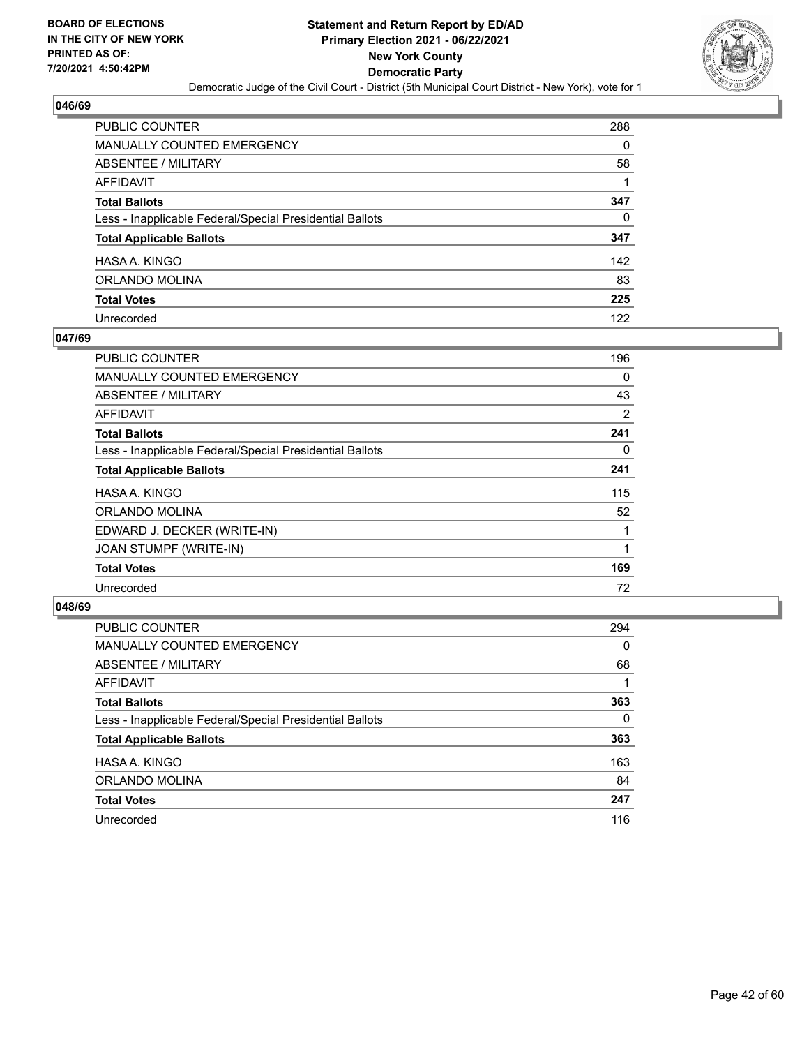**BOARD OF ELECTIONS IN THE CITY OF NEW YORK PRINTED AS OF: 7/20/2021 4:50:42PM**

**Statement and Return Report by ED/AD Primary Election 2021 - 06/22/2021 New York County Democratic Party**

Democratic Judge of the Civil Court - District (5th Municipal Court District - New York), vote for 1

## 046/69

| | |
|---|---|
| PUBLIC COUNTER | 288 |
| MANUALLY COUNTED EMERGENCY | 0 |
| ABSENTEE / MILITARY | 58 |
| AFFIDAVIT | 1 |
| **Total Ballots** | **347** |
| Less - Inapplicable Federal/Special Presidential Ballots | 0 |
| **Total Applicable Ballots** | **347** |
| HASA A. KINGO | 142 |
| ORLANDO MOLINA | 83 |
| **Total Votes** | **225** |
| Unrecorded | 122 |

## 047/69

| | |
|---|---|
| PUBLIC COUNTER | 196 |
| MANUALLY COUNTED EMERGENCY | 0 |
| ABSENTEE / MILITARY | 43 |
| AFFIDAVIT | 2 |
| **Total Ballots** | **241** |
| Less - Inapplicable Federal/Special Presidential Ballots | 0 |
| **Total Applicable Ballots** | **241** |
| HASA A. KINGO | 115 |
| ORLANDO MOLINA | 52 |
| EDWARD J. DECKER (WRITE-IN) | 1 |
| JOAN STUMPF (WRITE-IN) | 1 |
| **Total Votes** | **169** |
| Unrecorded | 72 |

## 048/69

| | |
|---|---|
| PUBLIC COUNTER | 294 |
| MANUALLY COUNTED EMERGENCY | 0 |
| ABSENTEE / MILITARY | 68 |
| AFFIDAVIT | 1 |
| **Total Ballots** | **363** |
| Less - Inapplicable Federal/Special Presidential Ballots | 0 |
| **Total Applicable Ballots** | **363** |
| HASA A. KINGO | 163 |
| ORLANDO MOLINA | 84 |
| **Total Votes** | **247** |
| Unrecorded | 116 |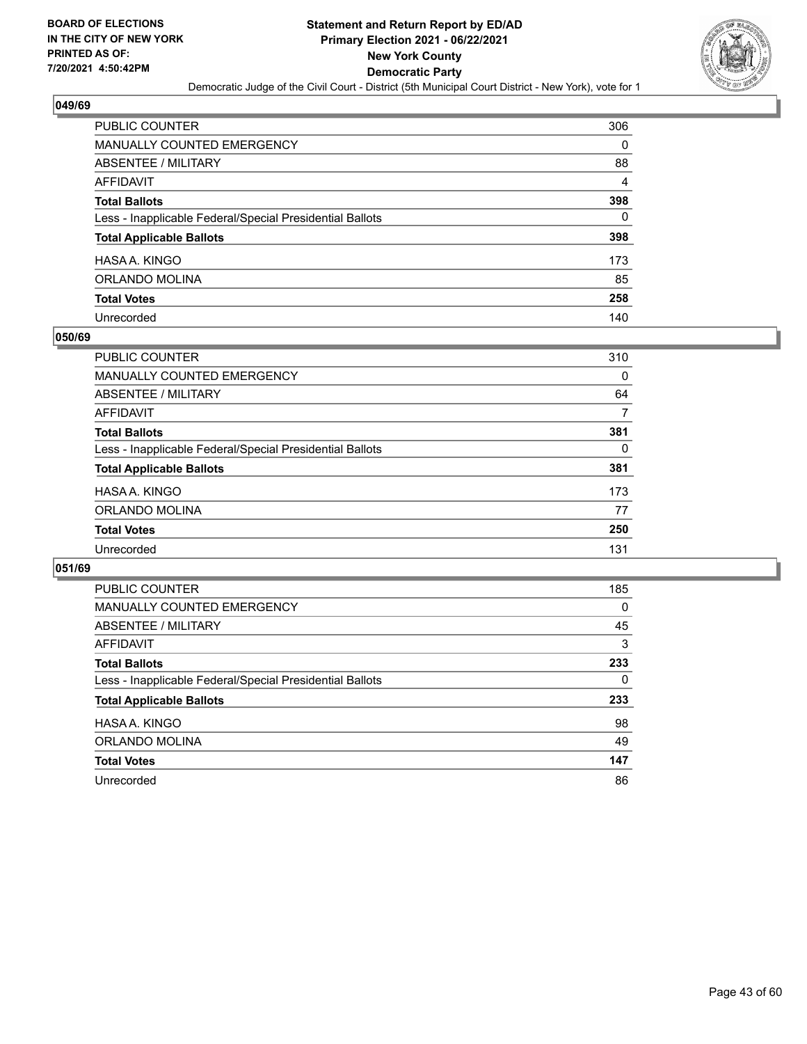## 049/69

| | |
|---|---|
| PUBLIC COUNTER | 306 |
| MANUALLY COUNTED EMERGENCY | 0 |
| ABSENTEE / MILITARY | 88 |
| AFFIDAVIT | 4 |
| **Total Ballots** | **398** |
| Less - Inapplicable Federal/Special Presidential Ballots | 0 |
| **Total Applicable Ballots** | **398** |
| HASA A. KINGO | 173 |
| ORLANDO MOLINA | 85 |
| **Total Votes** | **258** |
| Unrecorded | 140 |

## 050/69

| | |
|---|---|
| PUBLIC COUNTER | 310 |
| MANUALLY COUNTED EMERGENCY | 0 |
| ABSENTEE / MILITARY | 64 |
| AFFIDAVIT | 7 |
| **Total Ballots** | **381** |
| Less - Inapplicable Federal/Special Presidential Ballots | 0 |
| **Total Applicable Ballots** | **381** |
| HASA A. KINGO | 173 |
| ORLANDO MOLINA | 77 |
| **Total Votes** | **250** |
| Unrecorded | 131 |

## 051/69

| | |
|---|---|
| PUBLIC COUNTER | 185 |
| MANUALLY COUNTED EMERGENCY | 0 |
| ABSENTEE / MILITARY | 45 |
| AFFIDAVIT | 3 |
| **Total Ballots** | **233** |
| Less - Inapplicable Federal/Special Presidential Ballots | 0 |
| **Total Applicable Ballots** | **233** |
| HASA A. KINGO | 98 |
| ORLANDO MOLINA | 49 |
| **Total Votes** | **147** |
| Unrecorded | 86 |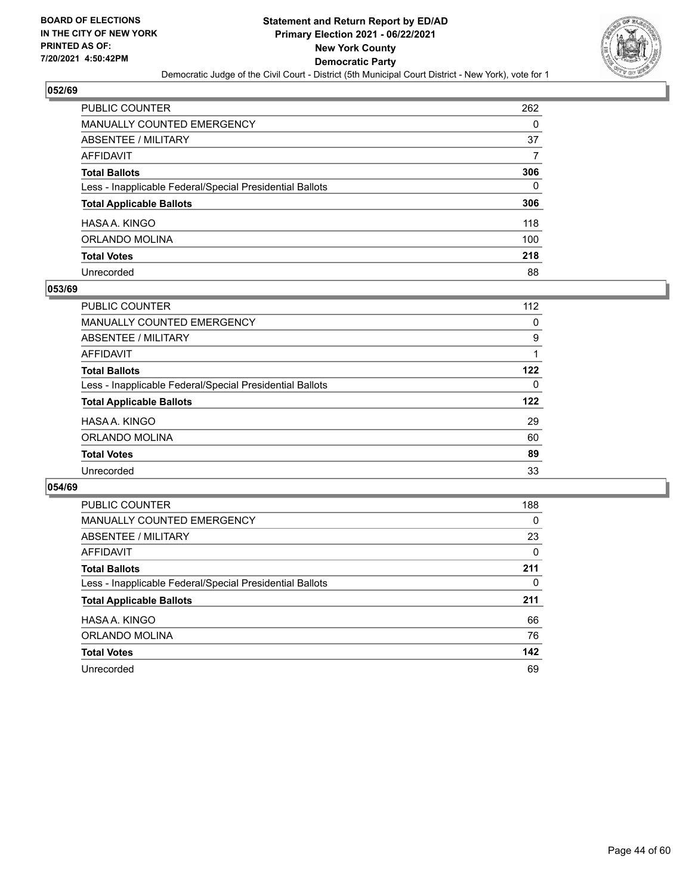## 052/69

| | |
|---|---|
| PUBLIC COUNTER | 262 |
| MANUALLY COUNTED EMERGENCY | 0 |
| ABSENTEE / MILITARY | 37 |
| AFFIDAVIT | 7 |
| **Total Ballots** | **306** |
| Less - Inapplicable Federal/Special Presidential Ballots | 0 |
| **Total Applicable Ballots** | **306** |
| HASA A. KINGO | 118 |
| ORLANDO MOLINA | 100 |
| **Total Votes** | **218** |
| Unrecorded | 88 |

## 053/69

| | |
|---|---|
| PUBLIC COUNTER | 112 |
| MANUALLY COUNTED EMERGENCY | 0 |
| ABSENTEE / MILITARY | 9 |
| AFFIDAVIT | 1 |
| **Total Ballots** | **122** |
| Less - Inapplicable Federal/Special Presidential Ballots | 0 |
| **Total Applicable Ballots** | **122** |
| HASA A. KINGO | 29 |
| ORLANDO MOLINA | 60 |
| **Total Votes** | **89** |
| Unrecorded | 33 |

## 054/69

| | |
|---|---|
| PUBLIC COUNTER | 188 |
| MANUALLY COUNTED EMERGENCY | 0 |
| ABSENTEE / MILITARY | 23 |
| AFFIDAVIT | 0 |
| **Total Ballots** | **211** |
| Less - Inapplicable Federal/Special Presidential Ballots | 0 |
| **Total Applicable Ballots** | **211** |
| HASA A. KINGO | 66 |
| ORLANDO MOLINA | 76 |
| **Total Votes** | **142** |
| Unrecorded | 69 |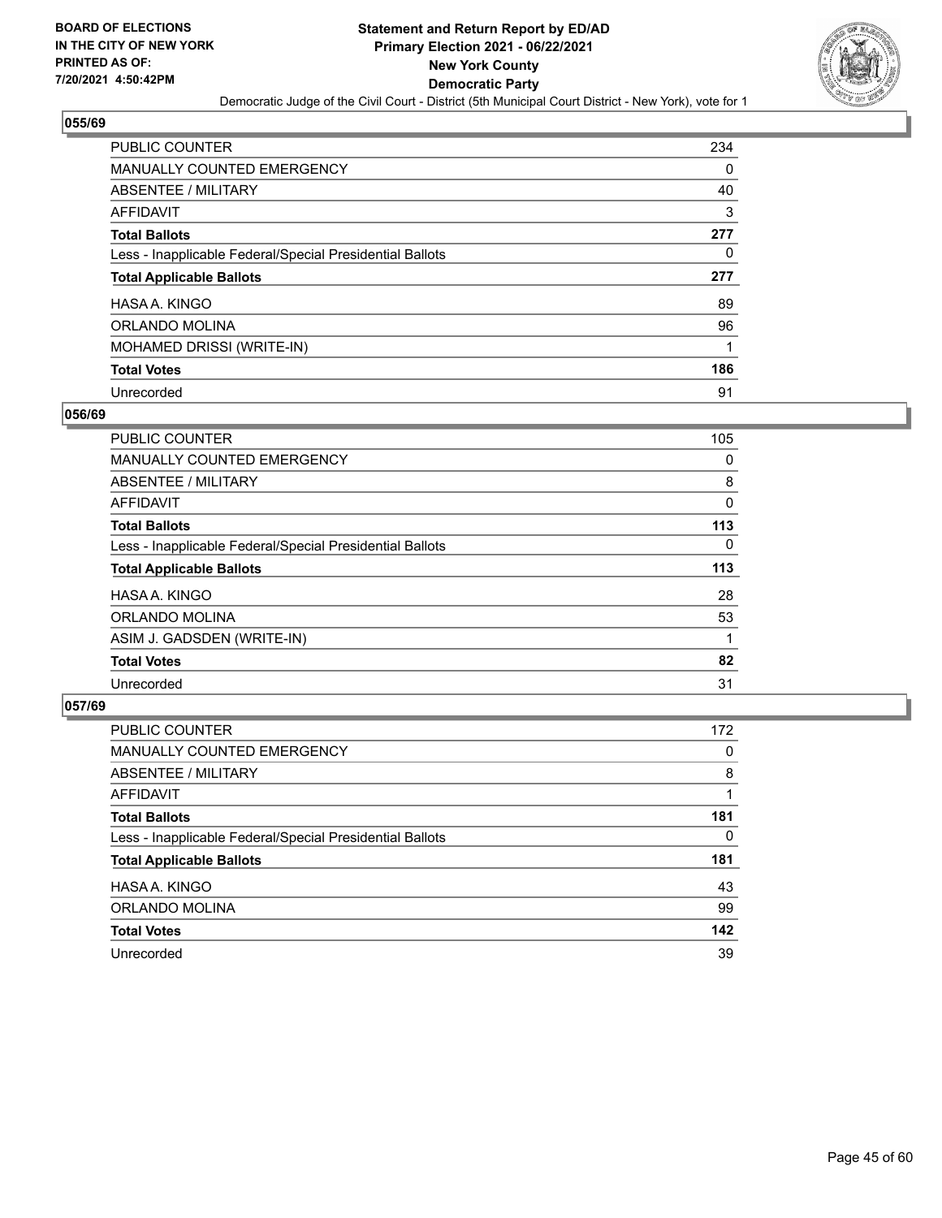**BOARD OF ELECTIONS IN THE CITY OF NEW YORK PRINTED AS OF: 7/20/2021 4:50:42PM**

# Statement and Return Report by ED/AD
## Primary Election 2021 - 06/22/2021
## New York County
## Democratic Party

Democratic Judge of the Civil Court - District (5th Municipal Court District - New York), vote for 1

### 055/69

| | |
|---|---|
| PUBLIC COUNTER | 234 |
| MANUALLY COUNTED EMERGENCY | 0 |
| ABSENTEE / MILITARY | 40 |
| AFFIDAVIT | 3 |
| **Total Ballots** | **277** |
| Less - Inapplicable Federal/Special Presidential Ballots | 0 |
| **Total Applicable Ballots** | **277** |
| HASA A. KINGO | 89 |
| ORLANDO MOLINA | 96 |
| MOHAMED DRISSI (WRITE-IN) | 1 |
| **Total Votes** | **186** |
| Unrecorded | 91 |

### 056/69

| | |
|---|---|
| PUBLIC COUNTER | 105 |
| MANUALLY COUNTED EMERGENCY | 0 |
| ABSENTEE / MILITARY | 8 |
| AFFIDAVIT | 0 |
| **Total Ballots** | **113** |
| Less - Inapplicable Federal/Special Presidential Ballots | 0 |
| **Total Applicable Ballots** | **113** |
| HASA A. KINGO | 28 |
| ORLANDO MOLINA | 53 |
| ASIM J. GADSDEN (WRITE-IN) | 1 |
| **Total Votes** | **82** |
| Unrecorded | 31 |

### 057/69

| | |
|---|---|
| PUBLIC COUNTER | 172 |
| MANUALLY COUNTED EMERGENCY | 0 |
| ABSENTEE / MILITARY | 8 |
| AFFIDAVIT | 1 |
| **Total Ballots** | **181** |
| Less - Inapplicable Federal/Special Presidential Ballots | 0 |
| **Total Applicable Ballots** | **181** |
| HASA A. KINGO | 43 |
| ORLANDO MOLINA | 99 |
| **Total Votes** | **142** |
| Unrecorded | 39 |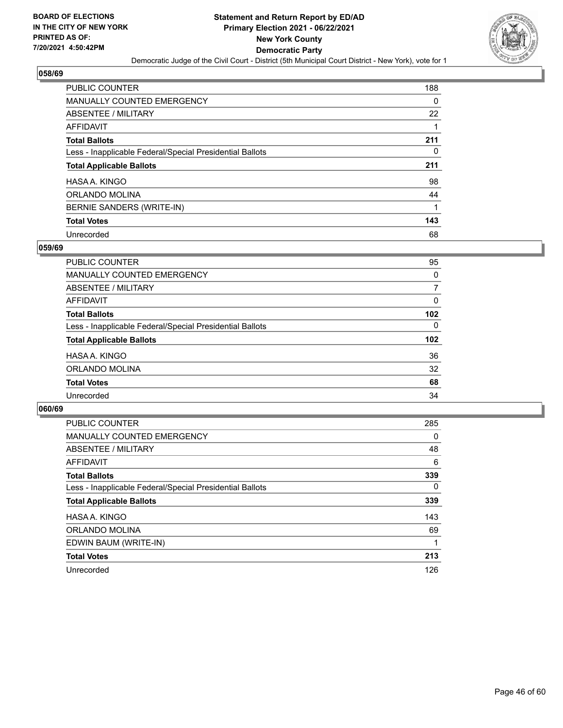**BOARD OF ELECTIONS IN THE CITY OF NEW YORK PRINTED AS OF: 7/20/2021 4:50:42PM**

# Statement and Return Report by ED/AD
## Primary Election 2021 - 06/22/2021
## New York County
## Democratic Party
Democratic Judge of the Civil Court - District (5th Municipal Court District - New York), vote for 1

### 058/69

| | |
|---|---|
| PUBLIC COUNTER | 188 |
| MANUALLY COUNTED EMERGENCY | 0 |
| ABSENTEE / MILITARY | 22 |
| AFFIDAVIT | 1 |
| **Total Ballots** | **211** |
| Less - Inapplicable Federal/Special Presidential Ballots | 0 |
| **Total Applicable Ballots** | **211** |
| HASA A. KINGO | 98 |
| ORLANDO MOLINA | 44 |
| BERNIE SANDERS (WRITE-IN) | 1 |
| **Total Votes** | **143** |
| Unrecorded | 68 |

### 059/69

| | |
|---|---|
| PUBLIC COUNTER | 95 |
| MANUALLY COUNTED EMERGENCY | 0 |
| ABSENTEE / MILITARY | 7 |
| AFFIDAVIT | 0 |
| **Total Ballots** | **102** |
| Less - Inapplicable Federal/Special Presidential Ballots | 0 |
| **Total Applicable Ballots** | **102** |
| HASA A. KINGO | 36 |
| ORLANDO MOLINA | 32 |
| **Total Votes** | **68** |
| Unrecorded | 34 |

### 060/69

| | |
|---|---|
| PUBLIC COUNTER | 285 |
| MANUALLY COUNTED EMERGENCY | 0 |
| ABSENTEE / MILITARY | 48 |
| AFFIDAVIT | 6 |
| **Total Ballots** | **339** |
| Less - Inapplicable Federal/Special Presidential Ballots | 0 |
| **Total Applicable Ballots** | **339** |
| HASA A. KINGO | 143 |
| ORLANDO MOLINA | 69 |
| EDWIN BAUM (WRITE-IN) | 1 |
| **Total Votes** | **213** |
| Unrecorded | 126 |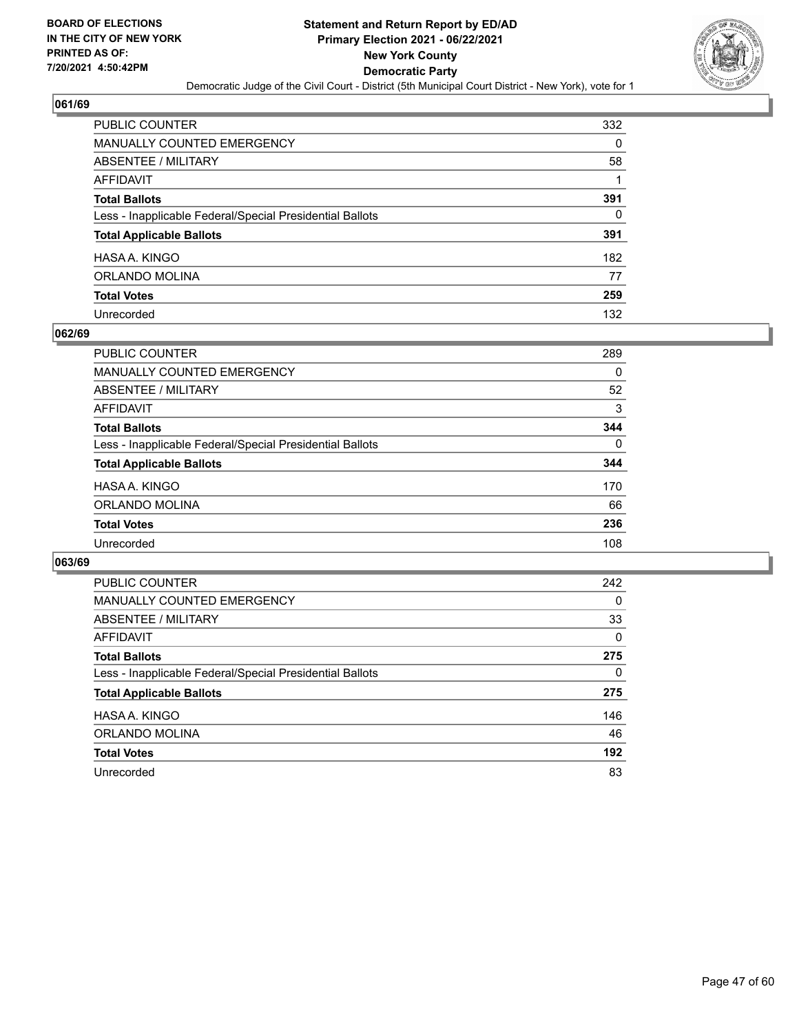**BOARD OF ELECTIONS IN THE CITY OF NEW YORK PRINTED AS OF: 7/20/2021 4:50:42PM**

# Statement and Return Report by ED/AD
## Primary Election 2021 - 06/22/2021
## New York County
## Democratic Party

Democratic Judge of the Civil Court - District (5th Municipal Court District - New York), vote for 1

### 061/69

| | |
|---|---|
| PUBLIC COUNTER | 332 |
| MANUALLY COUNTED EMERGENCY | 0 |
| ABSENTEE / MILITARY | 58 |
| AFFIDAVIT | 1 |
| **Total Ballots** | **391** |
| Less - Inapplicable Federal/Special Presidential Ballots | 0 |
| **Total Applicable Ballots** | **391** |
| HASA A. KINGO | 182 |
| ORLANDO MOLINA | 77 |
| **Total Votes** | **259** |
| Unrecorded | 132 |

### 062/69

| | |
|---|---|
| PUBLIC COUNTER | 289 |
| MANUALLY COUNTED EMERGENCY | 0 |
| ABSENTEE / MILITARY | 52 |
| AFFIDAVIT | 3 |
| **Total Ballots** | **344** |
| Less - Inapplicable Federal/Special Presidential Ballots | 0 |
| **Total Applicable Ballots** | **344** |
| HASA A. KINGO | 170 |
| ORLANDO MOLINA | 66 |
| **Total Votes** | **236** |
| Unrecorded | 108 |

### 063/69

| | |
|---|---|
| PUBLIC COUNTER | 242 |
| MANUALLY COUNTED EMERGENCY | 0 |
| ABSENTEE / MILITARY | 33 |
| AFFIDAVIT | 0 |
| **Total Ballots** | **275** |
| Less - Inapplicable Federal/Special Presidential Ballots | 0 |
| **Total Applicable Ballots** | **275** |
| HASA A. KINGO | 146 |
| ORLANDO MOLINA | 46 |
| **Total Votes** | **192** |
| Unrecorded | 83 |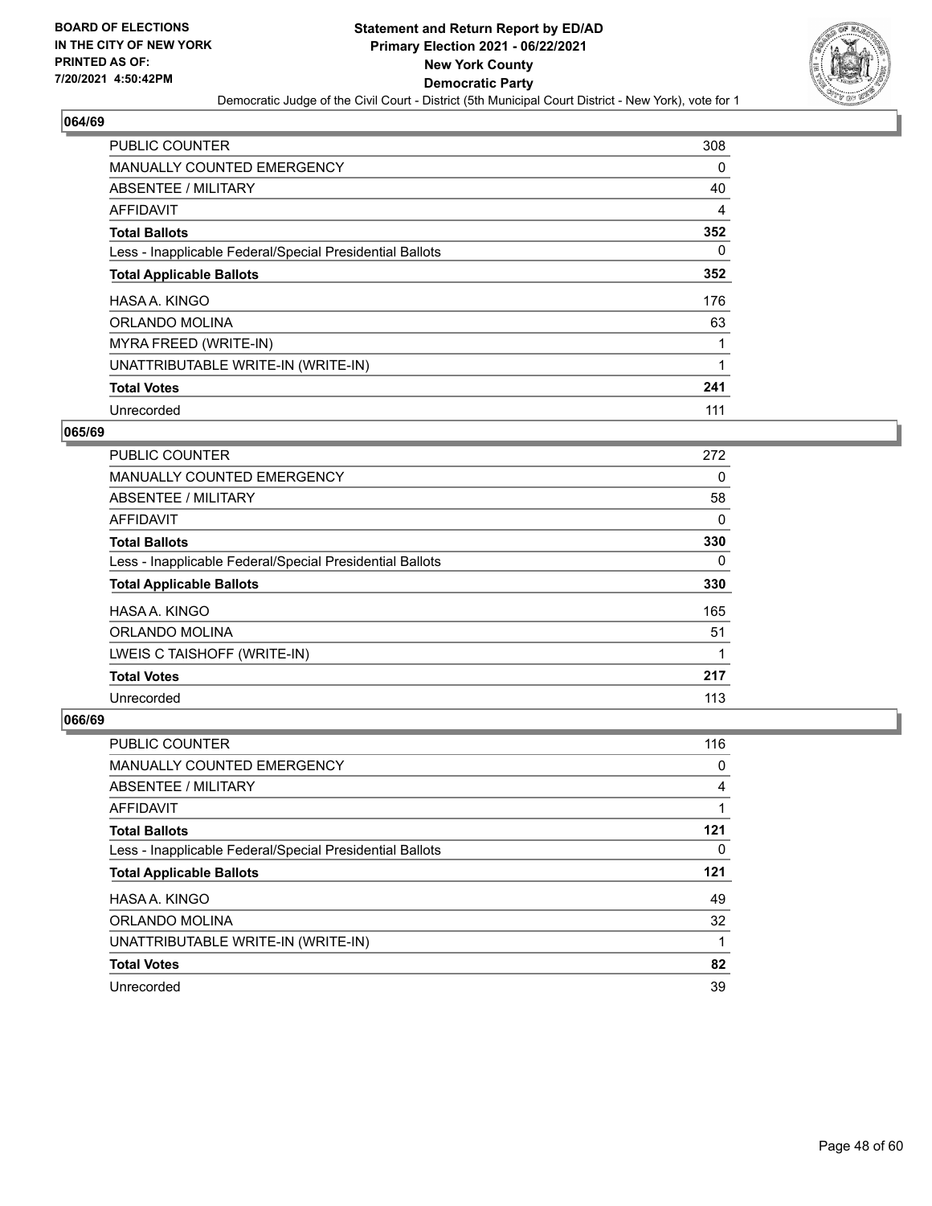**BOARD OF ELECTIONS IN THE CITY OF NEW YORK PRINTED AS OF: 7/20/2021 4:50:42PM**

# Statement and Return Report by ED/AD
## Primary Election 2021 - 06/22/2021
## New York County
## Democratic Party

Democratic Judge of the Civil Court - District (5th Municipal Court District - New York), vote for 1

### 064/69

| | |
|---|---|
| PUBLIC COUNTER | 308 |
| MANUALLY COUNTED EMERGENCY | 0 |
| ABSENTEE / MILITARY | 40 |
| AFFIDAVIT | 4 |
| **Total Ballots** | **352** |
| Less - Inapplicable Federal/Special Presidential Ballots | 0 |
| **Total Applicable Ballots** | **352** |
| HASA A. KINGO | 176 |
| ORLANDO MOLINA | 63 |
| MYRA FREED (WRITE-IN) | 1 |
| UNATTRIBUTABLE WRITE-IN (WRITE-IN) | 1 |
| **Total Votes** | **241** |
| Unrecorded | 111 |

### 065/69

| | |
|---|---|
| PUBLIC COUNTER | 272 |
| MANUALLY COUNTED EMERGENCY | 0 |
| ABSENTEE / MILITARY | 58 |
| AFFIDAVIT | 0 |
| **Total Ballots** | **330** |
| Less - Inapplicable Federal/Special Presidential Ballots | 0 |
| **Total Applicable Ballots** | **330** |
| HASA A. KINGO | 165 |
| ORLANDO MOLINA | 51 |
| LWEIS C TAISHOFF (WRITE-IN) | 1 |
| **Total Votes** | **217** |
| Unrecorded | 113 |

### 066/69

| | |
|---|---|
| PUBLIC COUNTER | 116 |
| MANUALLY COUNTED EMERGENCY | 0 |
| ABSENTEE / MILITARY | 4 |
| AFFIDAVIT | 1 |
| **Total Ballots** | **121** |
| Less - Inapplicable Federal/Special Presidential Ballots | 0 |
| **Total Applicable Ballots** | **121** |
| HASA A. KINGO | 49 |
| ORLANDO MOLINA | 32 |
| UNATTRIBUTABLE WRITE-IN (WRITE-IN) | 1 |
| **Total Votes** | **82** |
| Unrecorded | 39 |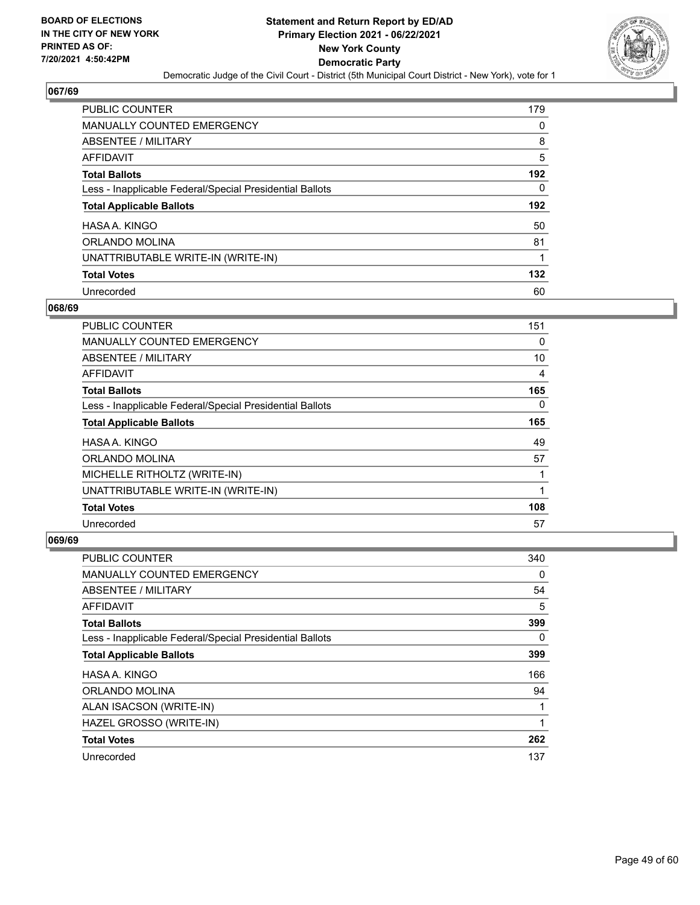**BOARD OF ELECTIONS IN THE CITY OF NEW YORK PRINTED AS OF: 7/20/2021 4:50:42PM**

# Statement and Return Report by ED/AD
## Primary Election 2021 - 06/22/2021
## New York County
## Democratic Party

Democratic Judge of the Civil Court - District (5th Municipal Court District - New York), vote for 1

### 067/69

| | |
|---|---|
| PUBLIC COUNTER | 179 |
| MANUALLY COUNTED EMERGENCY | 0 |
| ABSENTEE / MILITARY | 8 |
| AFFIDAVIT | 5 |
| **Total Ballots** | **192** |
| Less - Inapplicable Federal/Special Presidential Ballots | 0 |
| **Total Applicable Ballots** | **192** |
| HASA A. KINGO | 50 |
| ORLANDO MOLINA | 81 |
| UNATTRIBUTABLE WRITE-IN (WRITE-IN) | 1 |
| **Total Votes** | **132** |
| Unrecorded | 60 |

### 068/69

| | |
|---|---|
| PUBLIC COUNTER | 151 |
| MANUALLY COUNTED EMERGENCY | 0 |
| ABSENTEE / MILITARY | 10 |
| AFFIDAVIT | 4 |
| **Total Ballots** | **165** |
| Less - Inapplicable Federal/Special Presidential Ballots | 0 |
| **Total Applicable Ballots** | **165** |
| HASA A. KINGO | 49 |
| ORLANDO MOLINA | 57 |
| MICHELLE RITHOLTZ (WRITE-IN) | 1 |
| UNATTRIBUTABLE WRITE-IN (WRITE-IN) | 1 |
| **Total Votes** | **108** |
| Unrecorded | 57 |

### 069/69

| | |
|---|---|
| PUBLIC COUNTER | 340 |
| MANUALLY COUNTED EMERGENCY | 0 |
| ABSENTEE / MILITARY | 54 |
| AFFIDAVIT | 5 |
| **Total Ballots** | **399** |
| Less - Inapplicable Federal/Special Presidential Ballots | 0 |
| **Total Applicable Ballots** | **399** |
| HASA A. KINGO | 166 |
| ORLANDO MOLINA | 94 |
| ALAN ISACSON (WRITE-IN) | 1 |
| HAZEL GROSSO (WRITE-IN) | 1 |
| **Total Votes** | **262** |
| Unrecorded | 137 |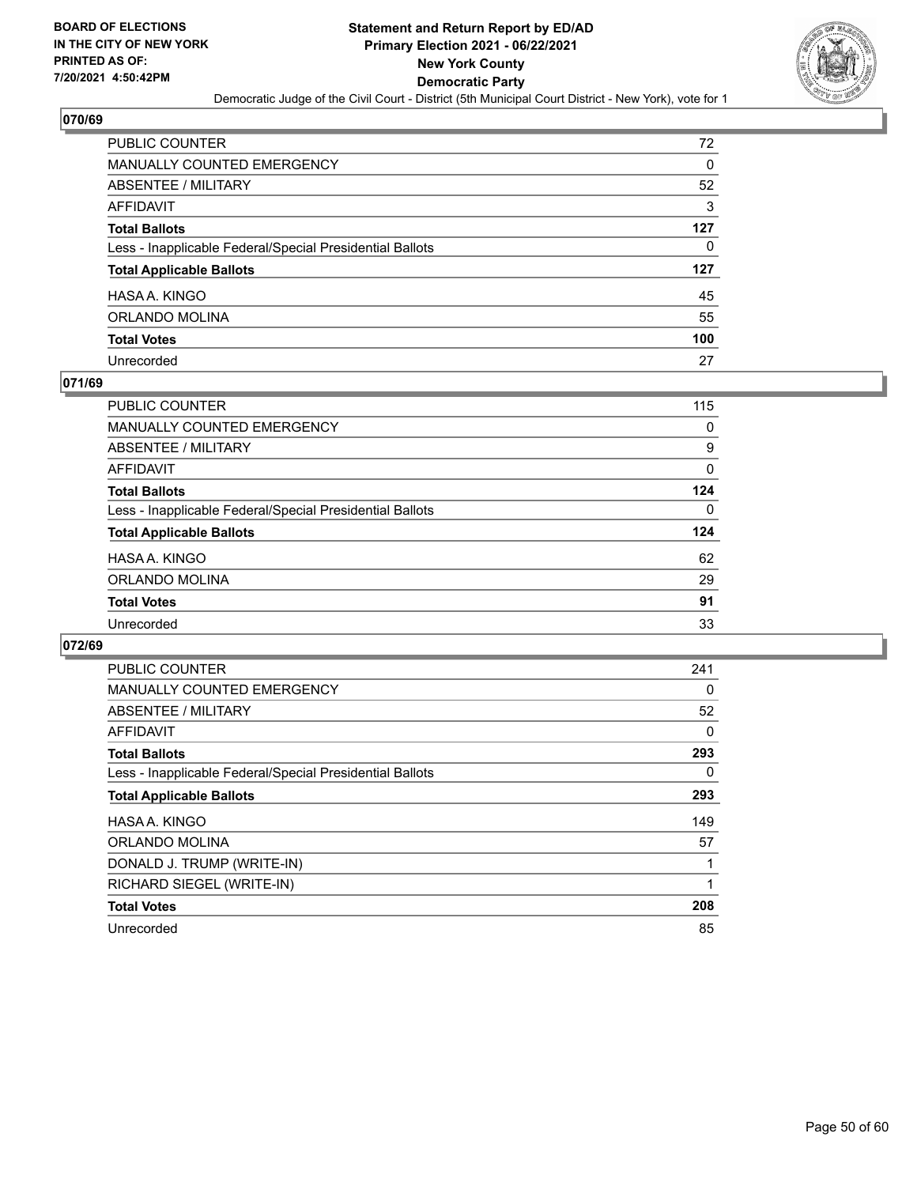**BOARD OF ELECTIONS IN THE CITY OF NEW YORK PRINTED AS OF: 7/20/2021 4:50:42PM**

**Statement and Return Report by ED/AD Primary Election 2021 - 06/22/2021 New York County Democratic Party**

Democratic Judge of the Civil Court - District (5th Municipal Court District - New York), vote for 1

## 070/69

| | |
|---|---|
| PUBLIC COUNTER | 72 |
| MANUALLY COUNTED EMERGENCY | 0 |
| ABSENTEE / MILITARY | 52 |
| AFFIDAVIT | 3 |
| **Total Ballots** | **127** |
| Less - Inapplicable Federal/Special Presidential Ballots | 0 |
| **Total Applicable Ballots** | **127** |
| HASA A. KINGO | 45 |
| ORLANDO MOLINA | 55 |
| **Total Votes** | **100** |
| Unrecorded | 27 |

## 071/69

| | |
|---|---|
| PUBLIC COUNTER | 115 |
| MANUALLY COUNTED EMERGENCY | 0 |
| ABSENTEE / MILITARY | 9 |
| AFFIDAVIT | 0 |
| **Total Ballots** | **124** |
| Less - Inapplicable Federal/Special Presidential Ballots | 0 |
| **Total Applicable Ballots** | **124** |
| HASA A. KINGO | 62 |
| ORLANDO MOLINA | 29 |
| **Total Votes** | **91** |
| Unrecorded | 33 |

## 072/69

| | |
|---|---|
| PUBLIC COUNTER | 241 |
| MANUALLY COUNTED EMERGENCY | 0 |
| ABSENTEE / MILITARY | 52 |
| AFFIDAVIT | 0 |
| **Total Ballots** | **293** |
| Less - Inapplicable Federal/Special Presidential Ballots | 0 |
| **Total Applicable Ballots** | **293** |
| HASA A. KINGO | 149 |
| ORLANDO MOLINA | 57 |
| DONALD J. TRUMP (WRITE-IN) | 1 |
| RICHARD SIEGEL (WRITE-IN) | 1 |
| **Total Votes** | **208** |
| Unrecorded | 85 |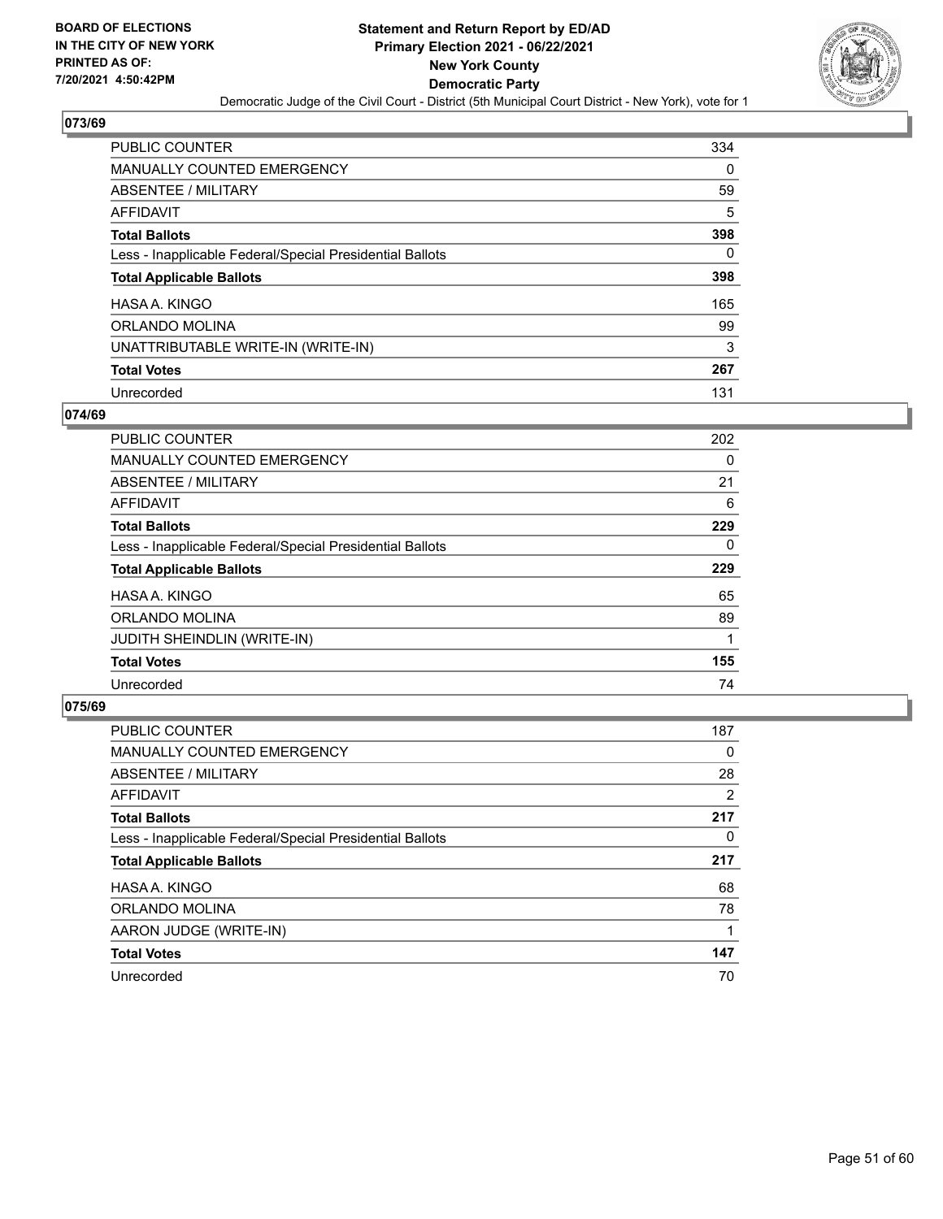## 073/69

| | |
|---|---|
| PUBLIC COUNTER | 334 |
| MANUALLY COUNTED EMERGENCY | 0 |
| ABSENTEE / MILITARY | 59 |
| AFFIDAVIT | 5 |
| **Total Ballots** | **398** |
| Less - Inapplicable Federal/Special Presidential Ballots | 0 |
| **Total Applicable Ballots** | **398** |
| HASA A. KINGO | 165 |
| ORLANDO MOLINA | 99 |
| UNATTRIBUTABLE WRITE-IN (WRITE-IN) | 3 |
| **Total Votes** | **267** |
| Unrecorded | 131 |

## 074/69

| | |
|---|---|
| PUBLIC COUNTER | 202 |
| MANUALLY COUNTED EMERGENCY | 0 |
| ABSENTEE / MILITARY | 21 |
| AFFIDAVIT | 6 |
| **Total Ballots** | **229** |
| Less - Inapplicable Federal/Special Presidential Ballots | 0 |
| **Total Applicable Ballots** | **229** |
| HASA A. KINGO | 65 |
| ORLANDO MOLINA | 89 |
| JUDITH SHEINDLIN (WRITE-IN) | 1 |
| **Total Votes** | **155** |
| Unrecorded | 74 |

## 075/69

| | |
|---|---|
| PUBLIC COUNTER | 187 |
| MANUALLY COUNTED EMERGENCY | 0 |
| ABSENTEE / MILITARY | 28 |
| AFFIDAVIT | 2 |
| **Total Ballots** | **217** |
| Less - Inapplicable Federal/Special Presidential Ballots | 0 |
| **Total Applicable Ballots** | **217** |
| HASA A. KINGO | 68 |
| ORLANDO MOLINA | 78 |
| AARON JUDGE (WRITE-IN) | 1 |
| **Total Votes** | **147** |
| Unrecorded | 70 |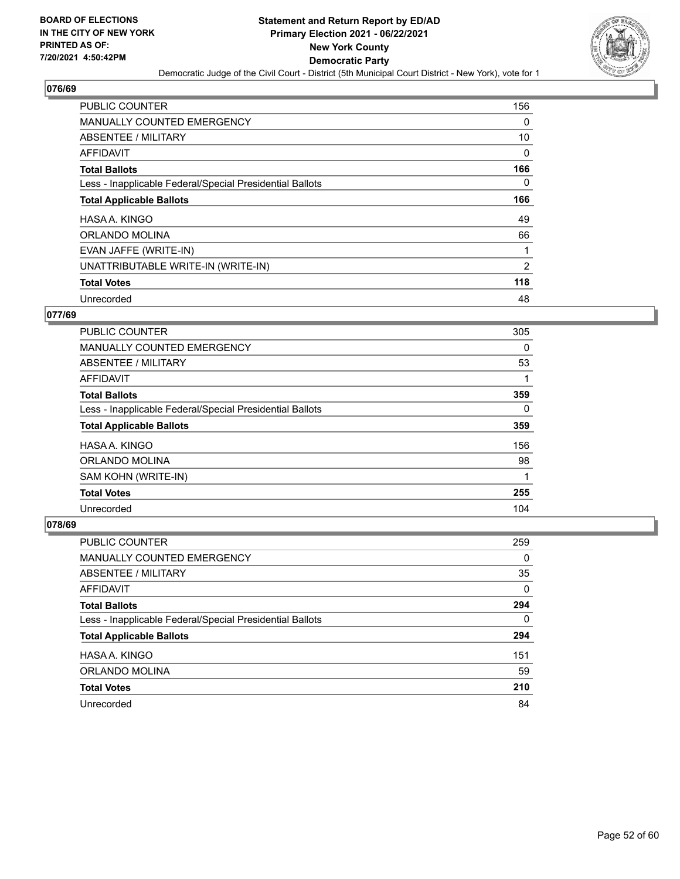BOARD OF ELECTIONS
IN THE CITY OF NEW YORK
PRINTED AS OF:
7/20/2021 4:50:42PM

**Statement and Return Report by ED/AD**
**Primary Election 2021 - 06/22/2021**
**New York County**
**Democratic Party**
Democratic Judge of the Civil Court - District (5th Municipal Court District - New York), vote for 1

### 076/69

| | |
|---|---|
| PUBLIC COUNTER | 156 |
| MANUALLY COUNTED EMERGENCY | 0 |
| ABSENTEE / MILITARY | 10 |
| AFFIDAVIT | 0 |
| **Total Ballots** | **166** |
| Less - Inapplicable Federal/Special Presidential Ballots | 0 |
| **Total Applicable Ballots** | **166** |
| HASA A. KINGO | 49 |
| ORLANDO MOLINA | 66 |
| EVAN JAFFE (WRITE-IN) | 1 |
| UNATTRIBUTABLE WRITE-IN (WRITE-IN) | 2 |
| **Total Votes** | **118** |
| Unrecorded | 48 |

### 077/69

| | |
|---|---|
| PUBLIC COUNTER | 305 |
| MANUALLY COUNTED EMERGENCY | 0 |
| ABSENTEE / MILITARY | 53 |
| AFFIDAVIT | 1 |
| **Total Ballots** | **359** |
| Less - Inapplicable Federal/Special Presidential Ballots | 0 |
| **Total Applicable Ballots** | **359** |
| HASA A. KINGO | 156 |
| ORLANDO MOLINA | 98 |
| SAM KOHN (WRITE-IN) | 1 |
| **Total Votes** | **255** |
| Unrecorded | 104 |

### 078/69

| | |
|---|---|
| PUBLIC COUNTER | 259 |
| MANUALLY COUNTED EMERGENCY | 0 |
| ABSENTEE / MILITARY | 35 |
| AFFIDAVIT | 0 |
| **Total Ballots** | **294** |
| Less - Inapplicable Federal/Special Presidential Ballots | 0 |
| **Total Applicable Ballots** | **294** |
| HASA A. KINGO | 151 |
| ORLANDO MOLINA | 59 |
| **Total Votes** | **210** |
| Unrecorded | 84 |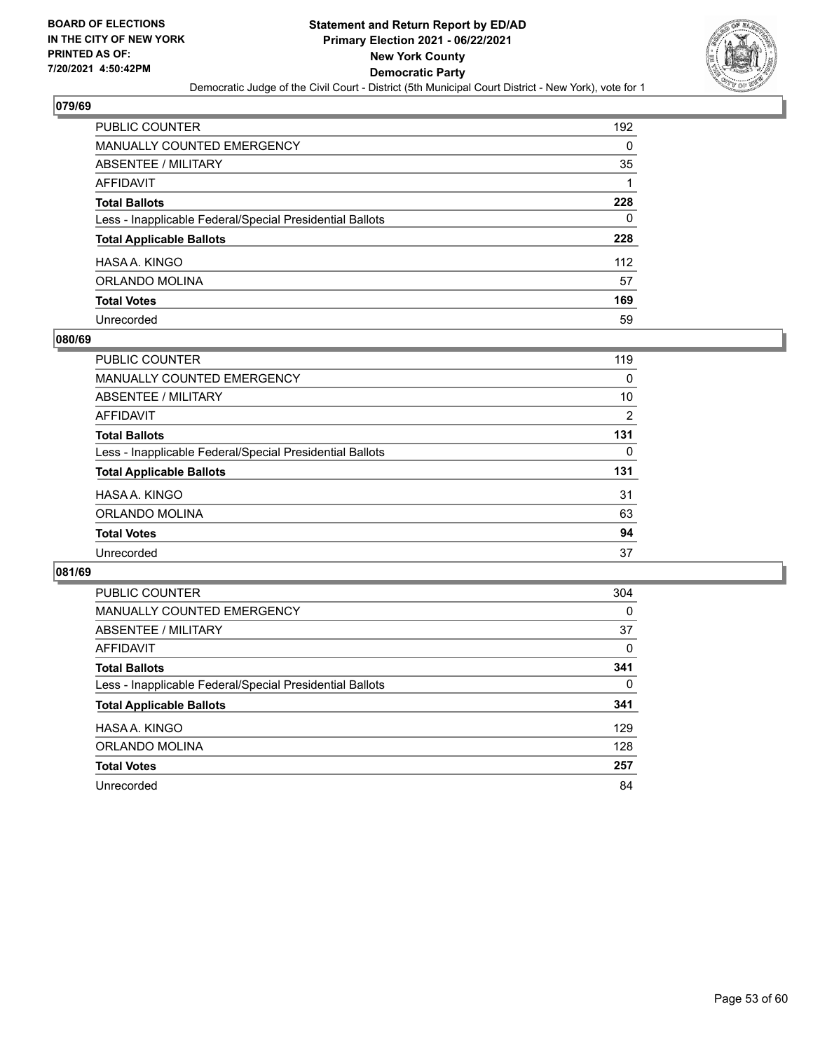## 079/69

| | |
|---|---|
| PUBLIC COUNTER | 192 |
| MANUALLY COUNTED EMERGENCY | 0 |
| ABSENTEE / MILITARY | 35 |
| AFFIDAVIT | 1 |
| **Total Ballots** | **228** |
| Less - Inapplicable Federal/Special Presidential Ballots | 0 |
| **Total Applicable Ballots** | **228** |
| HASA A. KINGO | 112 |
| ORLANDO MOLINA | 57 |
| **Total Votes** | **169** |
| Unrecorded | 59 |

## 080/69

| | |
|---|---|
| PUBLIC COUNTER | 119 |
| MANUALLY COUNTED EMERGENCY | 0 |
| ABSENTEE / MILITARY | 10 |
| AFFIDAVIT | 2 |
| **Total Ballots** | **131** |
| Less - Inapplicable Federal/Special Presidential Ballots | 0 |
| **Total Applicable Ballots** | **131** |
| HASA A. KINGO | 31 |
| ORLANDO MOLINA | 63 |
| **Total Votes** | **94** |
| Unrecorded | 37 |

## 081/69

| | |
|---|---|
| PUBLIC COUNTER | 304 |
| MANUALLY COUNTED EMERGENCY | 0 |
| ABSENTEE / MILITARY | 37 |
| AFFIDAVIT | 0 |
| **Total Ballots** | **341** |
| Less - Inapplicable Federal/Special Presidential Ballots | 0 |
| **Total Applicable Ballots** | **341** |
| HASA A. KINGO | 129 |
| ORLANDO MOLINA | 128 |
| **Total Votes** | **257** |
| Unrecorded | 84 |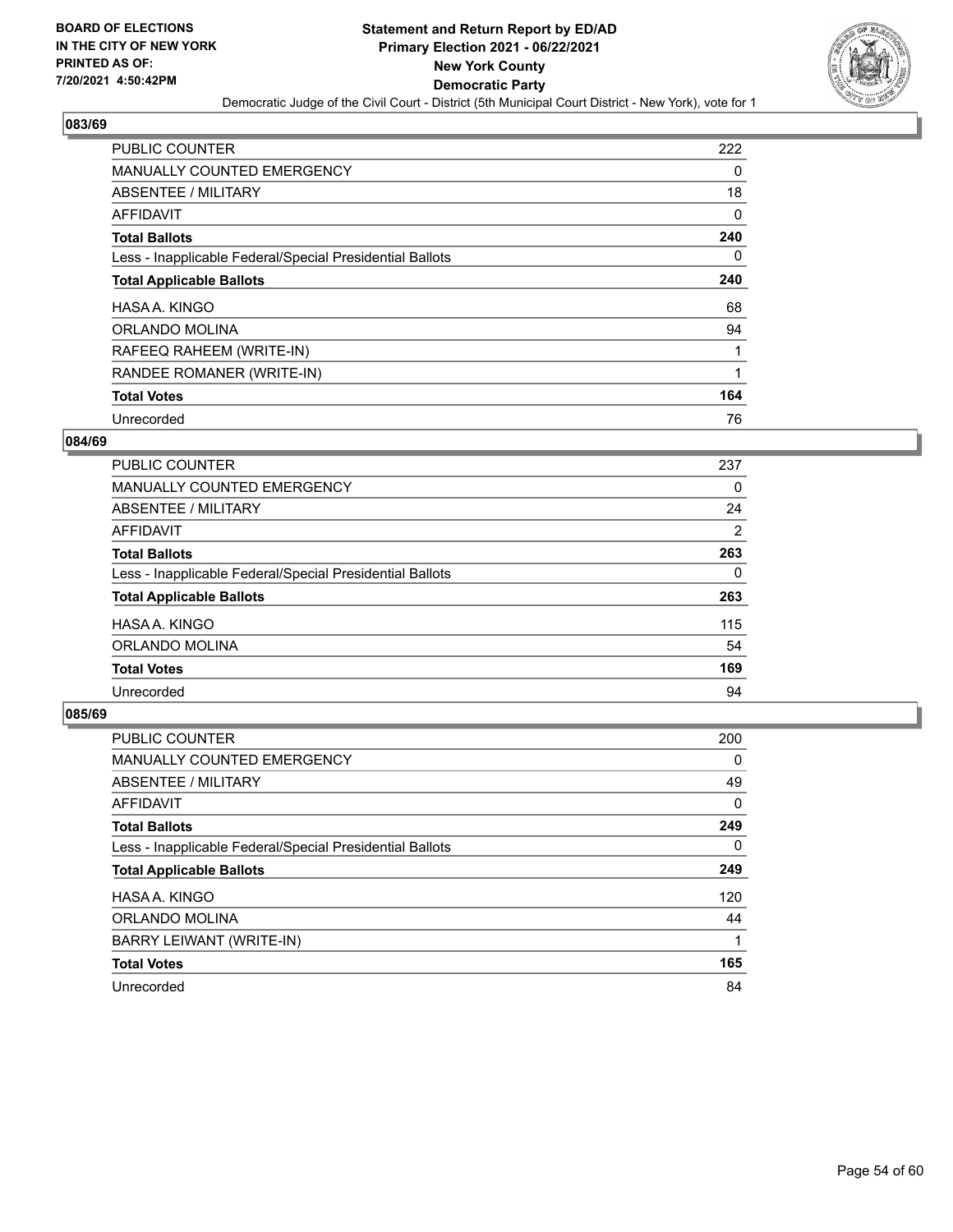**BOARD OF ELECTIONS IN THE CITY OF NEW YORK PRINTED AS OF: 7/20/2021 4:50:42PM**

**Statement and Return Report by ED/AD Primary Election 2021 - 06/22/2021 New York County Democratic Party**

Democratic Judge of the Civil Court - District (5th Municipal Court District - New York), vote for 1

## 083/69

| | |
|---|---|
| PUBLIC COUNTER | 222 |
| MANUALLY COUNTED EMERGENCY | 0 |
| ABSENTEE / MILITARY | 18 |
| AFFIDAVIT | 0 |
| **Total Ballots** | **240** |
| Less - Inapplicable Federal/Special Presidential Ballots | 0 |
| **Total Applicable Ballots** | **240** |
| HASA A. KINGO | 68 |
| ORLANDO MOLINA | 94 |
| RAFEEQ RAHEEM (WRITE-IN) | 1 |
| RANDEE ROMANER (WRITE-IN) | 1 |
| **Total Votes** | **164** |
| Unrecorded | 76 |

## 084/69

| | |
|---|---|
| PUBLIC COUNTER | 237 |
| MANUALLY COUNTED EMERGENCY | 0 |
| ABSENTEE / MILITARY | 24 |
| AFFIDAVIT | 2 |
| **Total Ballots** | **263** |
| Less - Inapplicable Federal/Special Presidential Ballots | 0 |
| **Total Applicable Ballots** | **263** |
| HASA A. KINGO | 115 |
| ORLANDO MOLINA | 54 |
| **Total Votes** | **169** |
| Unrecorded | 94 |

## 085/69

| | |
|---|---|
| PUBLIC COUNTER | 200 |
| MANUALLY COUNTED EMERGENCY | 0 |
| ABSENTEE / MILITARY | 49 |
| AFFIDAVIT | 0 |
| **Total Ballots** | **249** |
| Less - Inapplicable Federal/Special Presidential Ballots | 0 |
| **Total Applicable Ballots** | **249** |
| HASA A. KINGO | 120 |
| ORLANDO MOLINA | 44 |
| BARRY LEIWANT (WRITE-IN) | 1 |
| **Total Votes** | **165** |
| Unrecorded | 84 |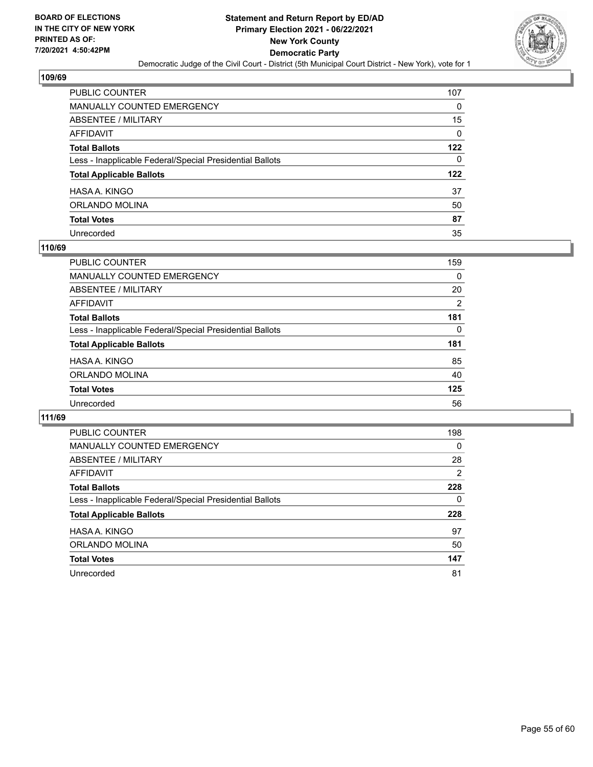## 109/69

| | |
|---|---|
| PUBLIC COUNTER | 107 |
| MANUALLY COUNTED EMERGENCY | 0 |
| ABSENTEE / MILITARY | 15 |
| AFFIDAVIT | 0 |
| **Total Ballots** | **122** |
| Less - Inapplicable Federal/Special Presidential Ballots | 0 |
| **Total Applicable Ballots** | **122** |
| HASA A. KINGO | 37 |
| ORLANDO MOLINA | 50 |
| **Total Votes** | **87** |
| Unrecorded | 35 |

## 110/69

| | |
|---|---|
| PUBLIC COUNTER | 159 |
| MANUALLY COUNTED EMERGENCY | 0 |
| ABSENTEE / MILITARY | 20 |
| AFFIDAVIT | 2 |
| **Total Ballots** | **181** |
| Less - Inapplicable Federal/Special Presidential Ballots | 0 |
| **Total Applicable Ballots** | **181** |
| HASA A. KINGO | 85 |
| ORLANDO MOLINA | 40 |
| **Total Votes** | **125** |
| Unrecorded | 56 |

## 111/69

| | |
|---|---|
| PUBLIC COUNTER | 198 |
| MANUALLY COUNTED EMERGENCY | 0 |
| ABSENTEE / MILITARY | 28 |
| AFFIDAVIT | 2 |
| **Total Ballots** | **228** |
| Less - Inapplicable Federal/Special Presidential Ballots | 0 |
| **Total Applicable Ballots** | **228** |
| HASA A. KINGO | 97 |
| ORLANDO MOLINA | 50 |
| **Total Votes** | **147** |
| Unrecorded | 81 |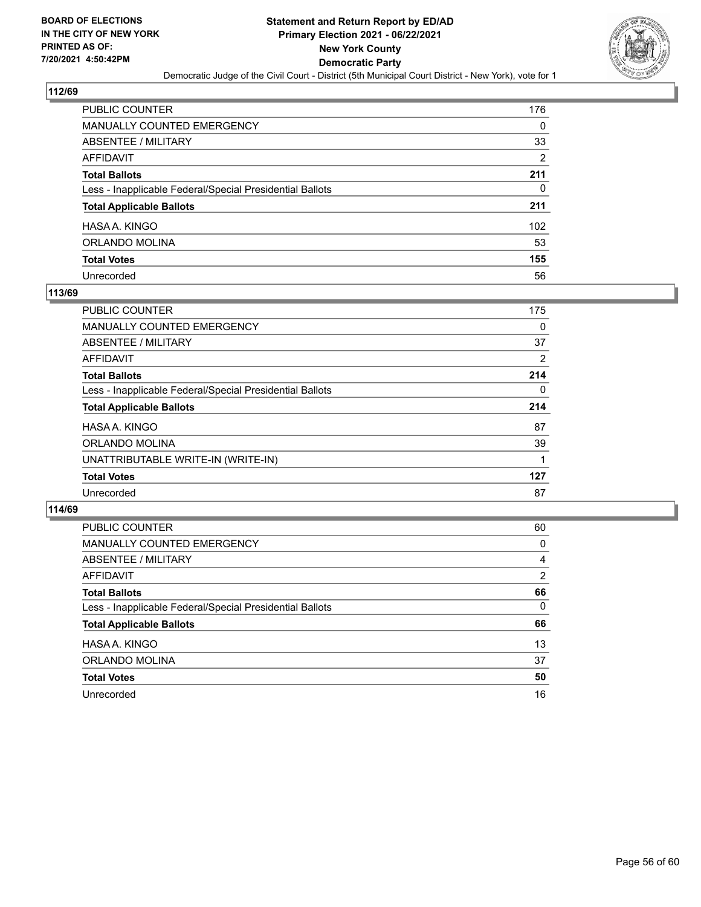## 112/69

| | |
|---|---|
| PUBLIC COUNTER | 176 |
| MANUALLY COUNTED EMERGENCY | 0 |
| ABSENTEE / MILITARY | 33 |
| AFFIDAVIT | 2 |
| **Total Ballots** | **211** |
| Less - Inapplicable Federal/Special Presidential Ballots | 0 |
| **Total Applicable Ballots** | **211** |
| HASA A. KINGO | 102 |
| ORLANDO MOLINA | 53 |
| **Total Votes** | **155** |
| Unrecorded | 56 |

## 113/69

| | |
|---|---|
| PUBLIC COUNTER | 175 |
| MANUALLY COUNTED EMERGENCY | 0 |
| ABSENTEE / MILITARY | 37 |
| AFFIDAVIT | 2 |
| **Total Ballots** | **214** |
| Less - Inapplicable Federal/Special Presidential Ballots | 0 |
| **Total Applicable Ballots** | **214** |
| HASA A. KINGO | 87 |
| ORLANDO MOLINA | 39 |
| UNATTRIBUTABLE WRITE-IN (WRITE-IN) | 1 |
| **Total Votes** | **127** |
| Unrecorded | 87 |

## 114/69

| | |
|---|---|
| PUBLIC COUNTER | 60 |
| MANUALLY COUNTED EMERGENCY | 0 |
| ABSENTEE / MILITARY | 4 |
| AFFIDAVIT | 2 |
| **Total Ballots** | **66** |
| Less - Inapplicable Federal/Special Presidential Ballots | 0 |
| **Total Applicable Ballots** | **66** |
| HASA A. KINGO | 13 |
| ORLANDO MOLINA | 37 |
| **Total Votes** | **50** |
| Unrecorded | 16 |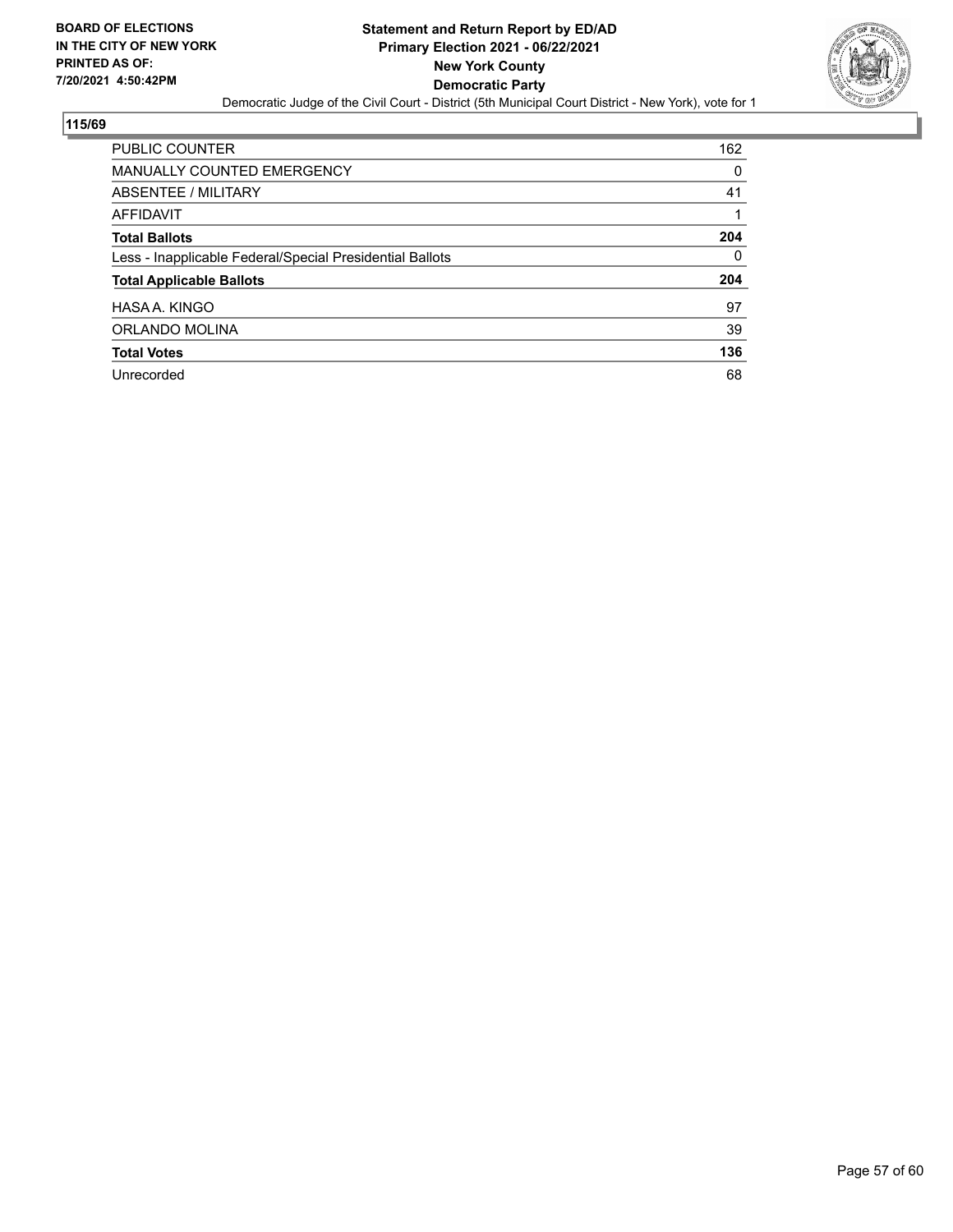**BOARD OF ELECTIONS IN THE CITY OF NEW YORK PRINTED AS OF: 7/20/2021 4:50:42PM**

**Statement and Return Report by ED/AD**
**Primary Election 2021 - 06/22/2021**
**New York County**
**Democratic Party**

Democratic Judge of the Civil Court - District (5th Municipal Court District - New York), vote for 1

**115/69**

| | |
|---|---|
| PUBLIC COUNTER | 162 |
| MANUALLY COUNTED EMERGENCY | 0 |
| ABSENTEE / MILITARY | 41 |
| AFFIDAVIT | 1 |
| **Total Ballots** | **204** |
| Less - Inapplicable Federal/Special Presidential Ballots | 0 |
| **Total Applicable Ballots** | **204** |
| HASA A. KINGO | 97 |
| ORLANDO MOLINA | 39 |
| **Total Votes** | **136** |
| Unrecorded | 68 |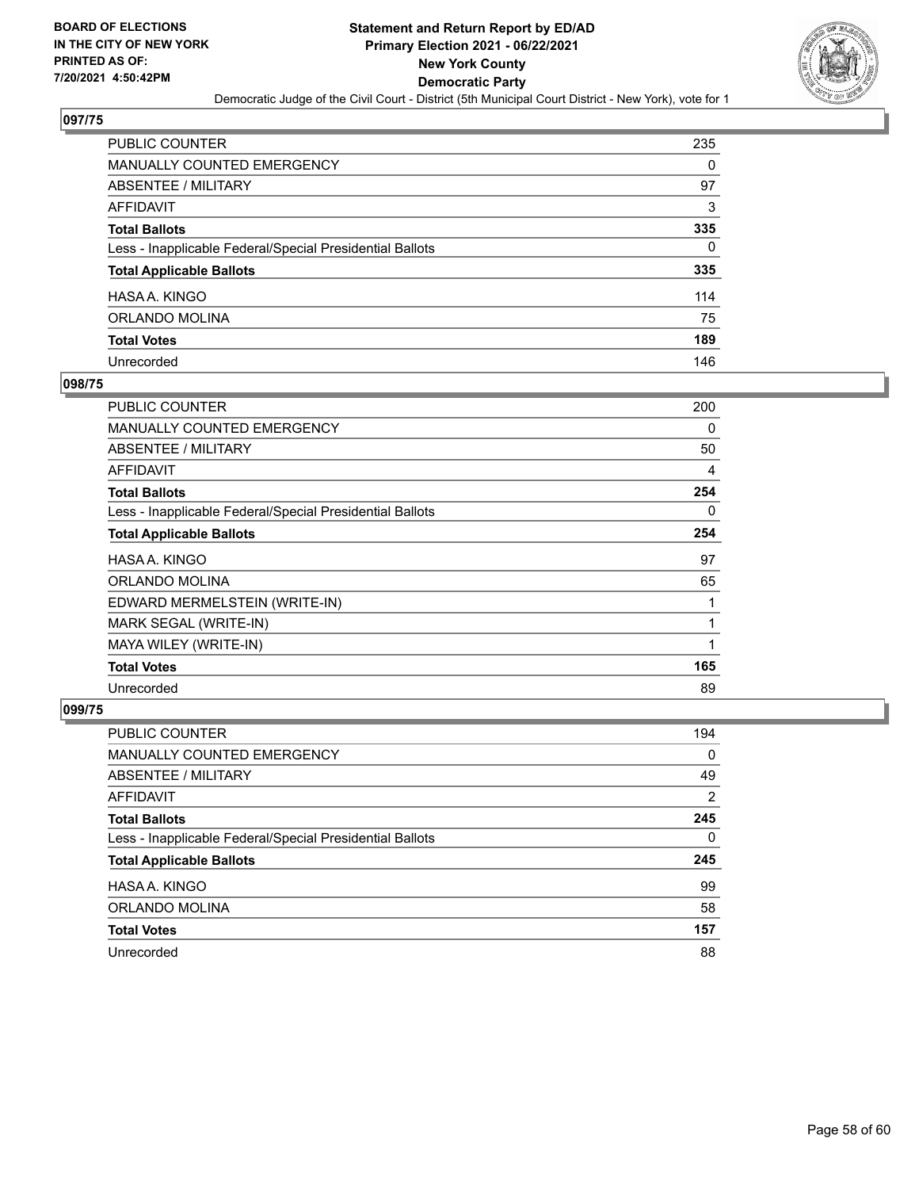## 097/75

| | |
|---|---|
| PUBLIC COUNTER | 235 |
| MANUALLY COUNTED EMERGENCY | 0 |
| ABSENTEE / MILITARY | 97 |
| AFFIDAVIT | 3 |
| **Total Ballots** | **335** |
| Less - Inapplicable Federal/Special Presidential Ballots | 0 |
| **Total Applicable Ballots** | **335** |
| HASA A. KINGO | 114 |
| ORLANDO MOLINA | 75 |
| **Total Votes** | **189** |
| Unrecorded | 146 |

## 098/75

| | |
|---|---|
| PUBLIC COUNTER | 200 |
| MANUALLY COUNTED EMERGENCY | 0 |
| ABSENTEE / MILITARY | 50 |
| AFFIDAVIT | 4 |
| **Total Ballots** | **254** |
| Less - Inapplicable Federal/Special Presidential Ballots | 0 |
| **Total Applicable Ballots** | **254** |
| HASA A. KINGO | 97 |
| ORLANDO MOLINA | 65 |
| EDWARD MERMELSTEIN (WRITE-IN) | 1 |
| MARK SEGAL (WRITE-IN) | 1 |
| MAYA WILEY (WRITE-IN) | 1 |
| **Total Votes** | **165** |
| Unrecorded | 89 |

## 099/75

| | |
|---|---|
| PUBLIC COUNTER | 194 |
| MANUALLY COUNTED EMERGENCY | 0 |
| ABSENTEE / MILITARY | 49 |
| AFFIDAVIT | 2 |
| **Total Ballots** | **245** |
| Less - Inapplicable Federal/Special Presidential Ballots | 0 |
| **Total Applicable Ballots** | **245** |
| HASA A. KINGO | 99 |
| ORLANDO MOLINA | 58 |
| **Total Votes** | **157** |
| Unrecorded | 88 |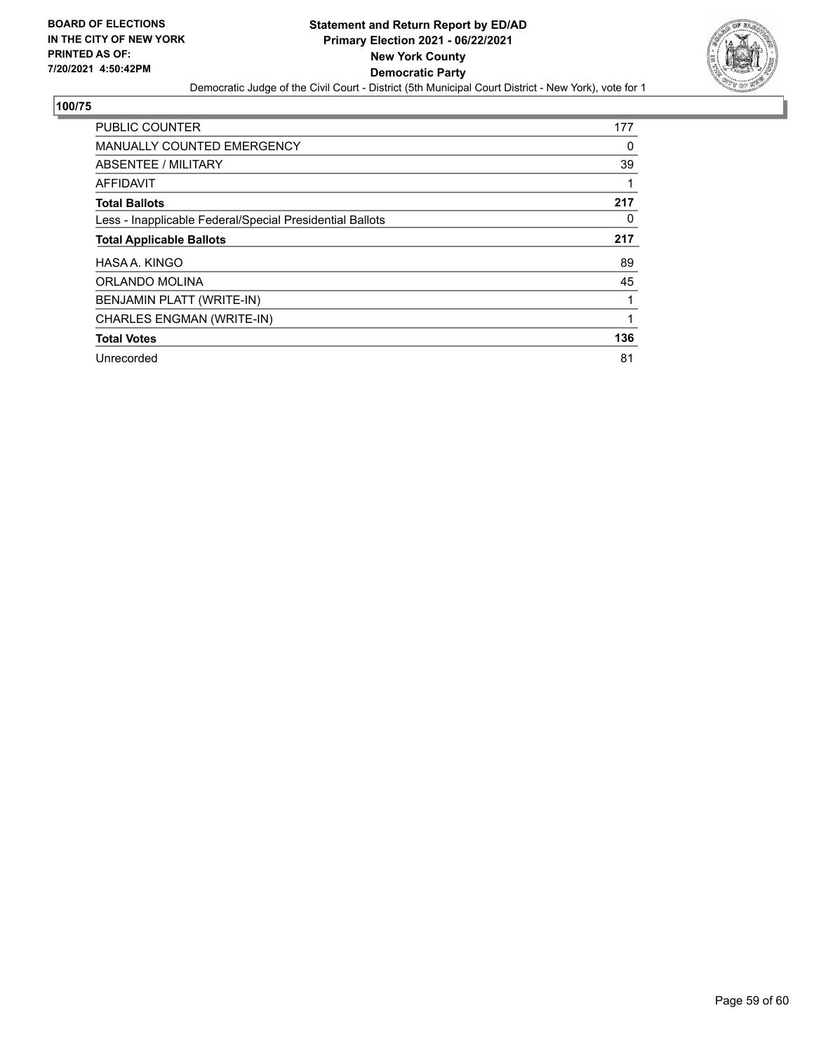**BOARD OF ELECTIONS IN THE CITY OF NEW YORK PRINTED AS OF: 7/20/2021 4:50:42PM**

**Statement and Return Report by ED/AD Primary Election 2021 - 06/22/2021 New York County Democratic Party**

Democratic Judge of the Civil Court - District (5th Municipal Court District - New York), vote for 1

## 100/75

| | |
|---|---|
| PUBLIC COUNTER | 177 |
| MANUALLY COUNTED EMERGENCY | 0 |
| ABSENTEE / MILITARY | 39 |
| AFFIDAVIT | 1 |
| **Total Ballots** | **217** |
| Less - Inapplicable Federal/Special Presidential Ballots | 0 |
| **Total Applicable Ballots** | **217** |
| HASA A. KINGO | 89 |
| ORLANDO MOLINA | 45 |
| BENJAMIN PLATT (WRITE-IN) | 1 |
| CHARLES ENGMAN (WRITE-IN) | 1 |
| **Total Votes** | **136** |
| Unrecorded | 81 |